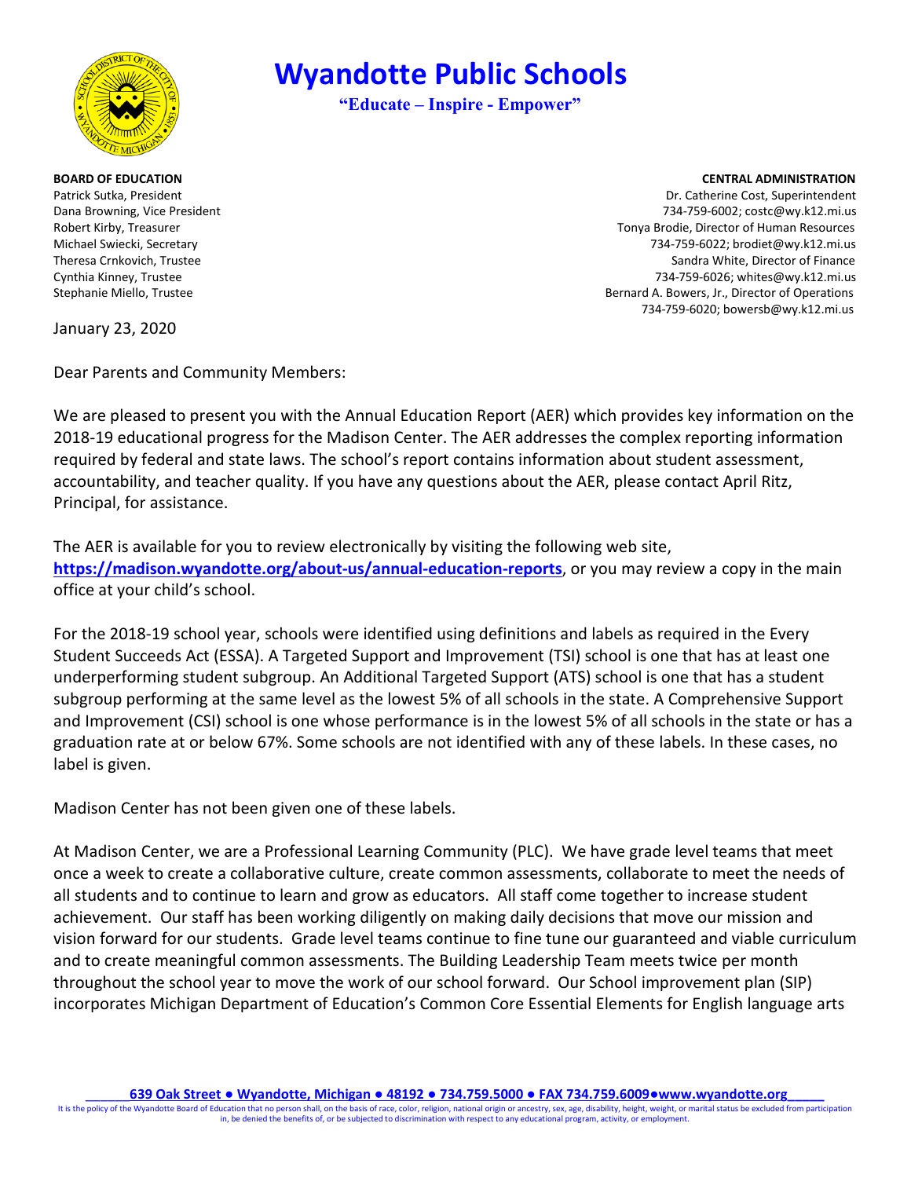# Wyandotte Public Schools

**"Educate – Inspire - Empower"**

**BOARD OF EDUCATION**
Patrick Sutka, President
Dana Browning, Vice President
Robert Kirby, Treasurer
Michael Swiecki, Secretary
Theresa Crnkovich, Trustee
Cynthia Kinney, Trustee
Stephanie Miello, Trustee

**CENTRAL ADMINISTRATION**
Dr. Catherine Cost, Superintendent
734-759-6002; costc@wy.k12.mi.us
Tonya Brodie, Director of Human Resources
734-759-6022; brodiet@wy.k12.mi.us
Sandra White, Director of Finance
734-759-6026; whites@wy.k12.mi.us
Bernard A. Bowers, Jr., Director of Operations
734-759-6020; bowersb@wy.k12.mi.us

January 23, 2020

Dear Parents and Community Members:

We are pleased to present you with the Annual Education Report (AER) which provides key information on the 2018-19 educational progress for the Madison Center. The AER addresses the complex reporting information required by federal and state laws. The school's report contains information about student assessment, accountability, and teacher quality. If you have any questions about the AER, please contact April Ritz, Principal, for assistance.

The AER is available for you to review electronically by visiting the following web site, **https://madison.wyandotte.org/about-us/annual-education-reports**, or you may review a copy in the main office at your child's school.

For the 2018-19 school year, schools were identified using definitions and labels as required in the Every Student Succeeds Act (ESSA). A Targeted Support and Improvement (TSI) school is one that has at least one underperforming student subgroup. An Additional Targeted Support (ATS) school is one that has a student subgroup performing at the same level as the lowest 5% of all schools in the state. A Comprehensive Support and Improvement (CSI) school is one whose performance is in the lowest 5% of all schools in the state or has a graduation rate at or below 67%. Some schools are not identified with any of these labels. In these cases, no label is given.

Madison Center has not been given one of these labels.

At Madison Center, we are a Professional Learning Community (PLC). We have grade level teams that meet once a week to create a collaborative culture, create common assessments, collaborate to meet the needs of all students and to continue to learn and grow as educators. All staff come together to increase student achievement. Our staff has been working diligently on making daily decisions that move our mission and vision forward for our students. Grade level teams continue to fine tune our guaranteed and viable curriculum and to create meaningful common assessments. The Building Leadership Team meets twice per month throughout the school year to move the work of our school forward. Our School improvement plan (SIP) incorporates Michigan Department of Education's Common Core Essential Elements for English language arts

**639 Oak Street ● Wyandotte, Michigan ● 48192 ● 734.759.5000 ● FAX 734.759.6009●www.wyandotte.org**

It is the policy of the Wyandotte Board of Education that no person shall, on the basis of race, color, religion, national origin or ancestry, sex, age, disability, height, weight, or marital status be excluded from participation in, be denied the benefits of, or be subjected to discrimination with respect to any educational program, activity, or employment.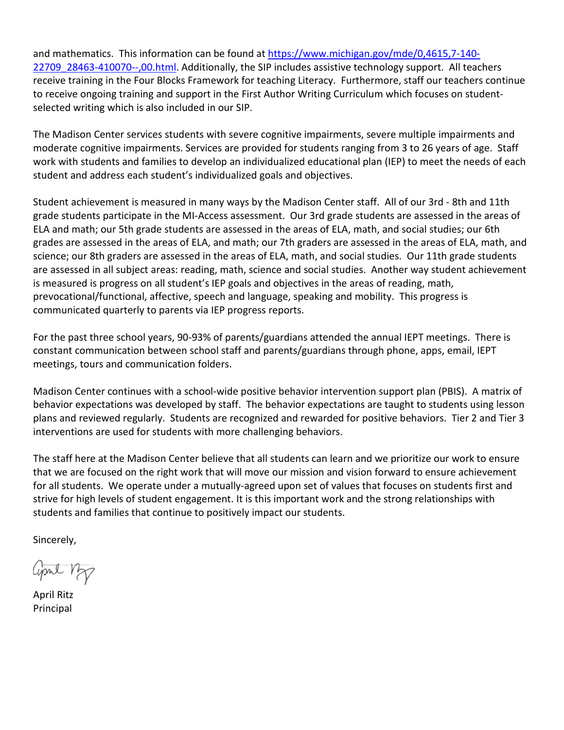and mathematics. This information can be found at [https://www.michigan.gov/mde/0,4615,7-140-22709_28463-410070--,00.html](https://www.michigan.gov/mde/0,4615,7-140-22709_28463-410070--,00.html). Additionally, the SIP includes assistive technology support. All teachers receive training in the Four Blocks Framework for teaching Literacy. Furthermore, staff our teachers continue to receive ongoing training and support in the First Author Writing Curriculum which focuses on student-selected writing which is also included in our SIP.

The Madison Center services students with severe cognitive impairments, severe multiple impairments and moderate cognitive impairments. Services are provided for students ranging from 3 to 26 years of age. Staff work with students and families to develop an individualized educational plan (IEP) to meet the needs of each student and address each student's individualized goals and objectives.

Student achievement is measured in many ways by the Madison Center staff. All of our 3rd - 8th and 11th grade students participate in the MI-Access assessment. Our 3rd grade students are assessed in the areas of ELA and math; our 5th grade students are assessed in the areas of ELA, math, and social studies; our 6th grades are assessed in the areas of ELA, and math; our 7th graders are assessed in the areas of ELA, math, and science; our 8th graders are assessed in the areas of ELA, math, and social studies. Our 11th grade students are assessed in all subject areas: reading, math, science and social studies. Another way student achievement is measured is progress on all student's IEP goals and objectives in the areas of reading, math, prevocational/functional, affective, speech and language, speaking and mobility. This progress is communicated quarterly to parents via IEP progress reports.

For the past three school years, 90-93% of parents/guardians attended the annual IEPT meetings. There is constant communication between school staff and parents/guardians through phone, apps, email, IEPT meetings, tours and communication folders.

Madison Center continues with a school-wide positive behavior intervention support plan (PBIS). A matrix of behavior expectations was developed by staff. The behavior expectations are taught to students using lesson plans and reviewed regularly. Students are recognized and rewarded for positive behaviors. Tier 2 and Tier 3 interventions are used for students with more challenging behaviors.

The staff here at the Madison Center believe that all students can learn and we prioritize our work to ensure that we are focused on the right work that will move our mission and vision forward to ensure achievement for all students. We operate under a mutually-agreed upon set of values that focuses on students first and strive for high levels of student engagement. It is this important work and the strong relationships with students and families that continue to positively impact our students.

Sincerely,

April Ritz
Principal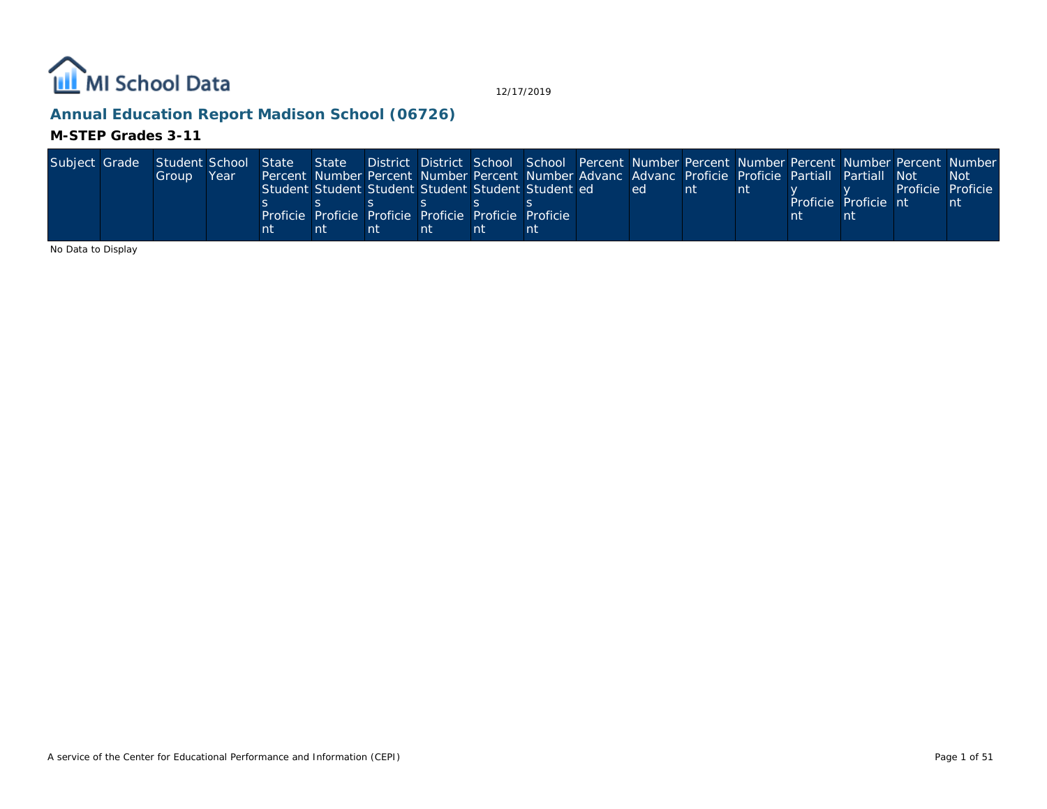MI School Data

12/17/2019

## Annual Education Report Madison School (06726)

### M-STEP Grades 3-11

| Subject | Grade | Student Group | School Year | State Percent Students Proficient | State Number Students Proficient | District Percent Students Proficient | District Number Students Proficient | School Percent Students Proficient | School Number Students Proficient | Percent Advanced | Number Advanced | Percent Proficient | Number Proficient | Percent Partially Proficient | Number Partially Proficient | Percent Not Proficient | Number Not Proficient |
|---|---|---|---|---|---|---|---|---|---|---|---|---|---|---|---|---|---|

No Data to Display

A service of the Center for Educational Performance and Information (CEPI)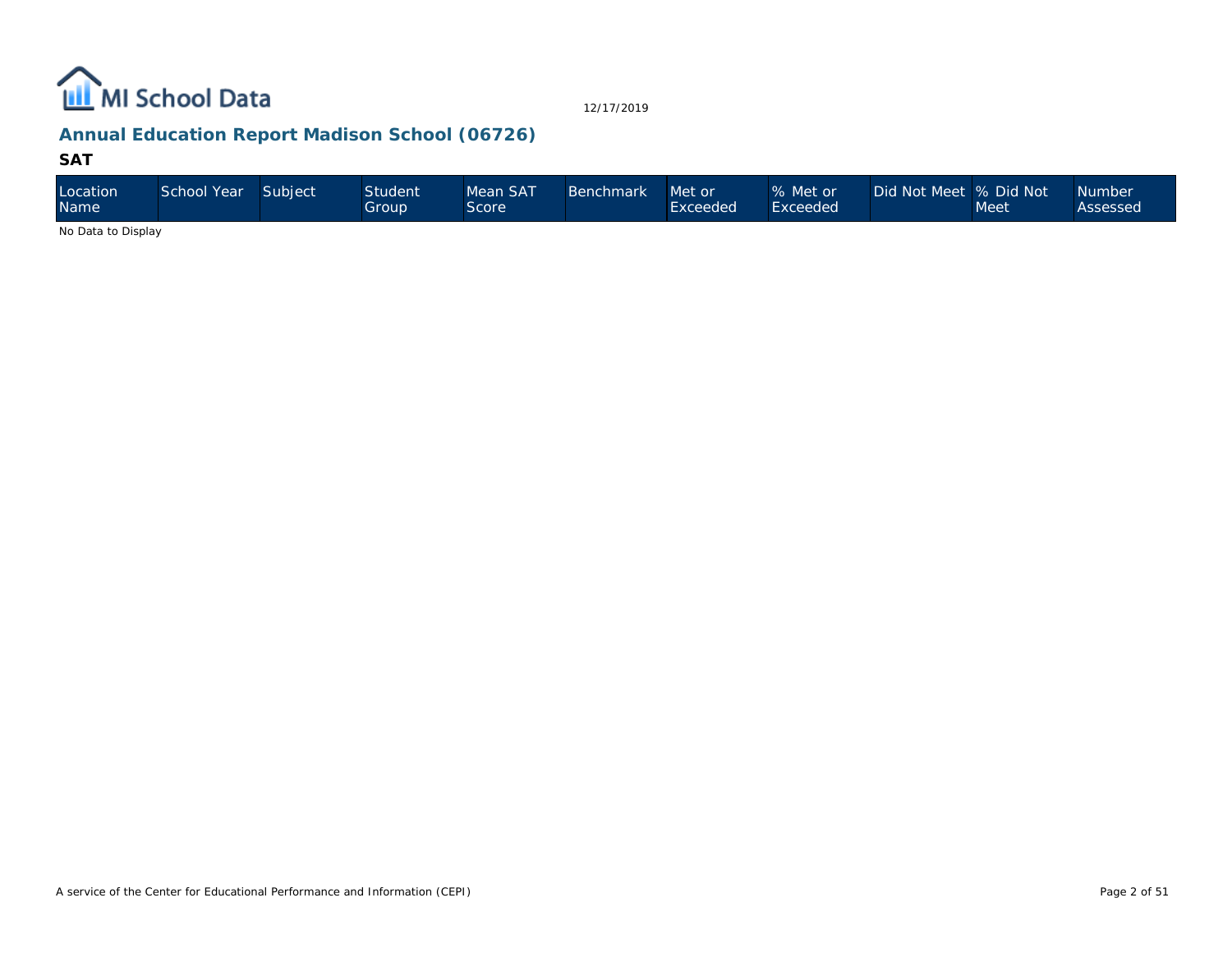# Annual Education Report Madison School (06726)

## SAT

| Location Name | School Year | Subject | Student Group | Mean SAT Score | Benchmark | Met or Exceeded | % Met or Exceeded | Did Not Meet | % Did Not Meet | Number Assessed |
|---|---|---|---|---|---|---|---|---|---|---|

No Data to Display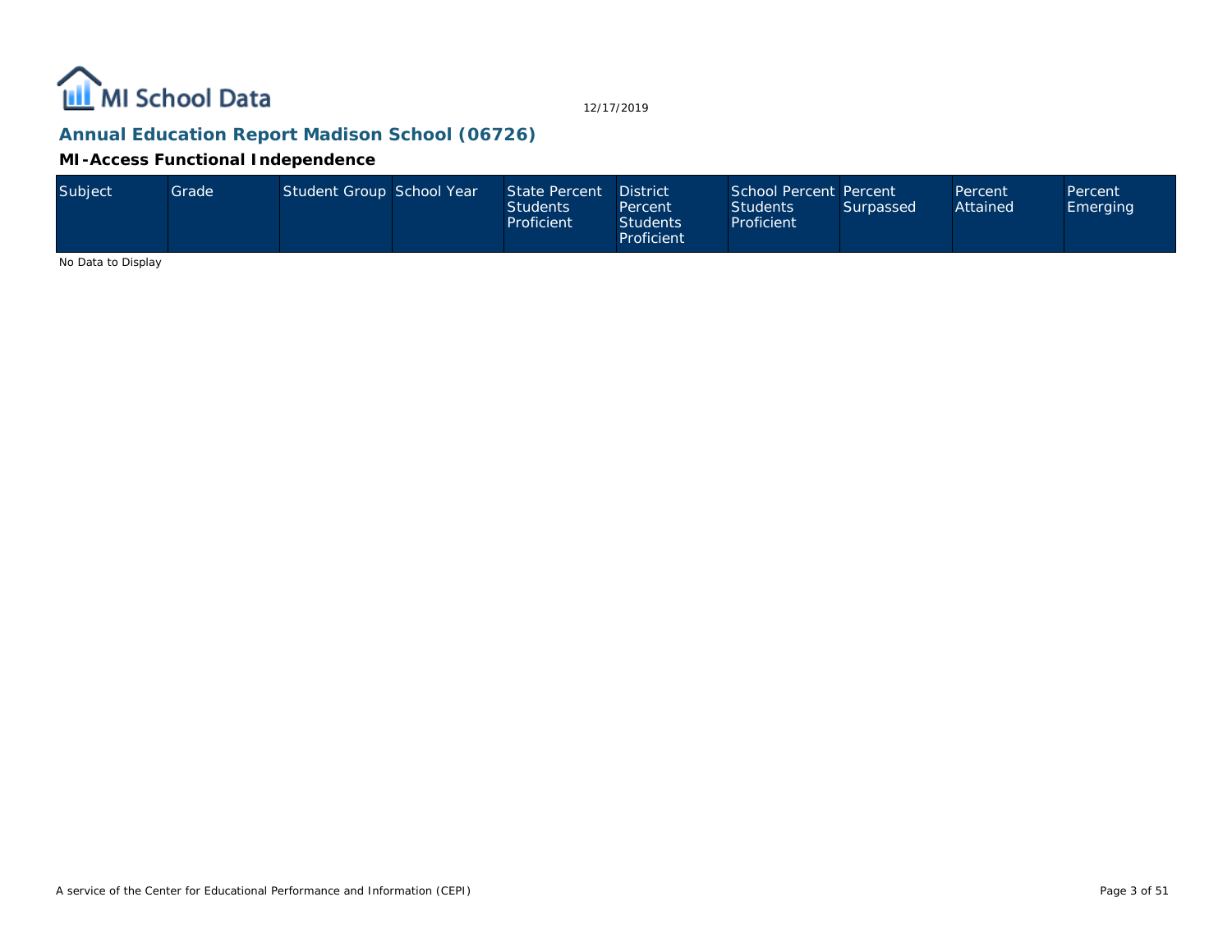## Annual Education Report Madison School (06726)

### MI-Access Functional Independence

| Subject | Grade | Student Group | School Year | State Percent Students Proficient | District Percent Students Proficient | School Percent Students Proficient | Percent Surpassed | Percent Attained | Percent Emerging |
|---|---|---|---|---|---|---|---|---|---|

No Data to Display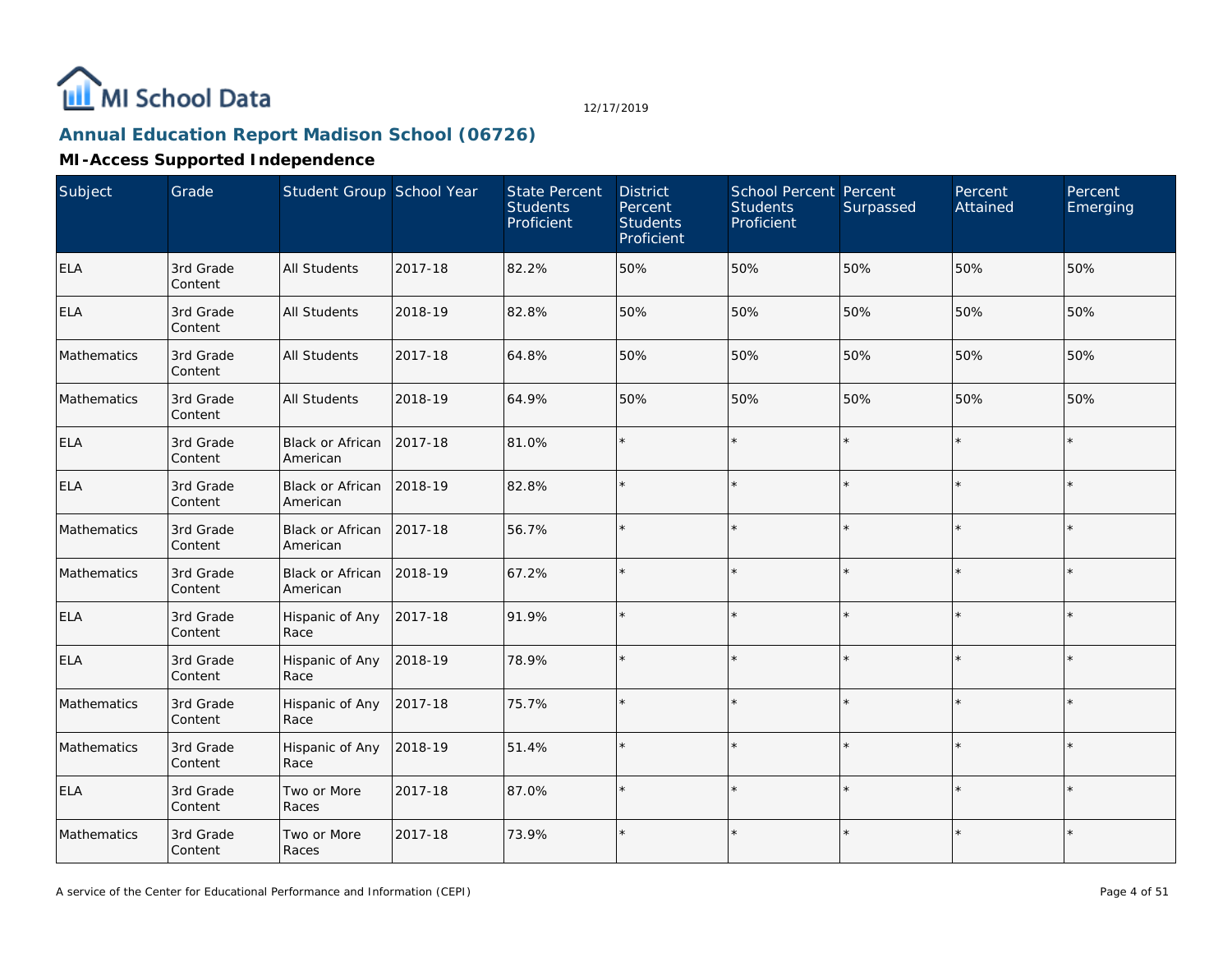# Annual Education Report Madison School (06726)

## MI-Access Supported Independence

| Subject | Grade | Student Group | School Year | State Percent Students Proficient | District Percent Students Proficient | School Percent Students Proficient | Percent Surpassed | Percent Attained | Percent Emerging |
|---|---|---|---|---|---|---|---|---|---|
| ELA | 3rd Grade Content | All Students | 2017-18 | 82.2% | 50% | 50% | 50% | 50% | 50% |
| ELA | 3rd Grade Content | All Students | 2018-19 | 82.8% | 50% | 50% | 50% | 50% | 50% |
| Mathematics | 3rd Grade Content | All Students | 2017-18 | 64.8% | 50% | 50% | 50% | 50% | 50% |
| Mathematics | 3rd Grade Content | All Students | 2018-19 | 64.9% | 50% | 50% | 50% | 50% | 50% |
| ELA | 3rd Grade Content | Black or African American | 2017-18 | 81.0% | * | * | * | * | * |
| ELA | 3rd Grade Content | Black or African American | 2018-19 | 82.8% | * | * | * | * | * |
| Mathematics | 3rd Grade Content | Black or African American | 2017-18 | 56.7% | * | * | * | * | * |
| Mathematics | 3rd Grade Content | Black or African American | 2018-19 | 67.2% | * | * | * | * | * |
| ELA | 3rd Grade Content | Hispanic of Any Race | 2017-18 | 91.9% | * | * | * | * | * |
| ELA | 3rd Grade Content | Hispanic of Any Race | 2018-19 | 78.9% | * | * | * | * | * |
| Mathematics | 3rd Grade Content | Hispanic of Any Race | 2017-18 | 75.7% | * | * | * | * | * |
| Mathematics | 3rd Grade Content | Hispanic of Any Race | 2018-19 | 51.4% | * | * | * | * | * |
| ELA | 3rd Grade Content | Two or More Races | 2017-18 | 87.0% | * | * | * | * | * |
| Mathematics | 3rd Grade Content | Two or More Races | 2017-18 | 73.9% | * | * | * | * | * |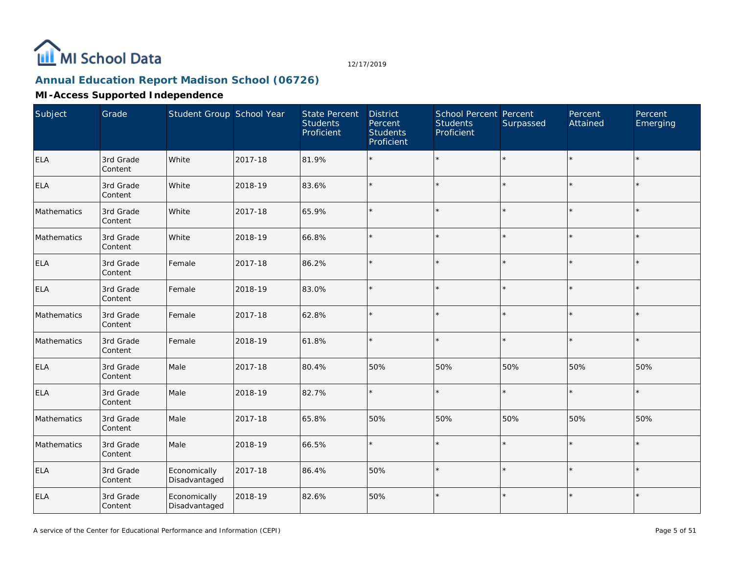# Annual Education Report Madison School (06726)

## MI-Access Supported Independence

| Subject | Grade | Student Group | School Year | State Percent Students Proficient | District Percent Students Proficient | School Percent Students Proficient | Percent Surpassed | Percent Attained | Percent Emerging |
|---|---|---|---|---|---|---|---|---|---|
| ELA | 3rd Grade Content | White | 2017-18 | 81.9% | * | * | * | * | * |
| ELA | 3rd Grade Content | White | 2018-19 | 83.6% | * | * | * | * | * |
| Mathematics | 3rd Grade Content | White | 2017-18 | 65.9% | * | * | * | * | * |
| Mathematics | 3rd Grade Content | White | 2018-19 | 66.8% | * | * | * | * | * |
| ELA | 3rd Grade Content | Female | 2017-18 | 86.2% | * | * | * | * | * |
| ELA | 3rd Grade Content | Female | 2018-19 | 83.0% | * | * | * | * | * |
| Mathematics | 3rd Grade Content | Female | 2017-18 | 62.8% | * | * | * | * | * |
| Mathematics | 3rd Grade Content | Female | 2018-19 | 61.8% | * | * | * | * | * |
| ELA | 3rd Grade Content | Male | 2017-18 | 80.4% | 50% | 50% | 50% | 50% | 50% |
| ELA | 3rd Grade Content | Male | 2018-19 | 82.7% | * | * | * | * | * |
| Mathematics | 3rd Grade Content | Male | 2017-18 | 65.8% | 50% | 50% | 50% | 50% | 50% |
| Mathematics | 3rd Grade Content | Male | 2018-19 | 66.5% | * | * | * | * | * |
| ELA | 3rd Grade Content | Economically Disadvantaged | 2017-18 | 86.4% | 50% | * | * | * | * |
| ELA | 3rd Grade Content | Economically Disadvantaged | 2018-19 | 82.6% | 50% | * | * | * | * |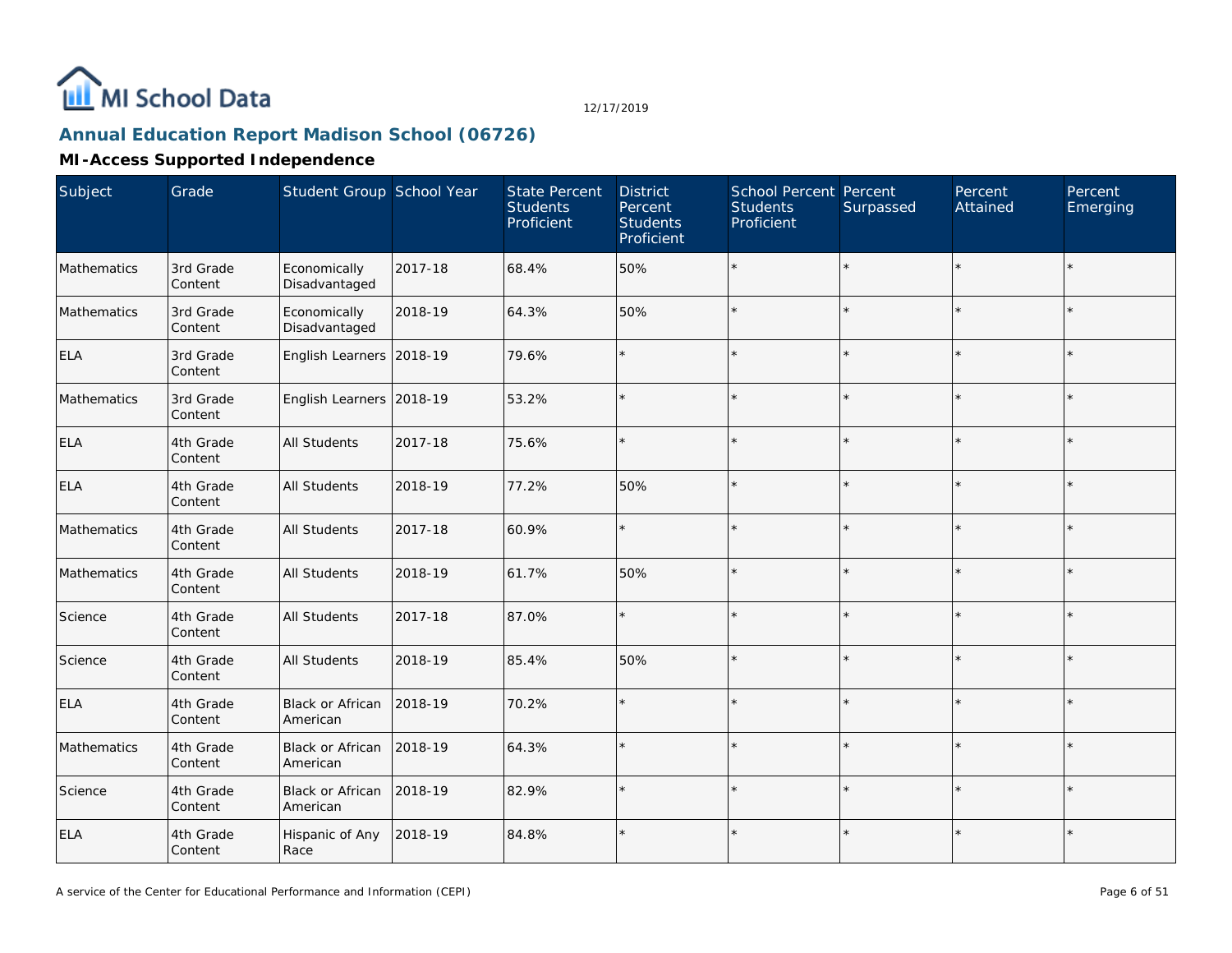# Annual Education Report Madison School (06726)

## MI-Access Supported Independence

| Subject | Grade | Student Group | School Year | State Percent Students Proficient | District Percent Students Proficient | School Percent Students Proficient | Percent Surpassed | Percent Attained | Percent Emerging |
|---|---|---|---|---|---|---|---|---|---|
| Mathematics | 3rd Grade Content | Economically Disadvantaged | 2017-18 | 68.4% | 50% | * | * | * | * |
| Mathematics | 3rd Grade Content | Economically Disadvantaged | 2018-19 | 64.3% | 50% | * | * | * | * |
| ELA | 3rd Grade Content | English Learners | 2018-19 | 79.6% | * | * | * | * | * |
| Mathematics | 3rd Grade Content | English Learners | 2018-19 | 53.2% | * | * | * | * | * |
| ELA | 4th Grade Content | All Students | 2017-18 | 75.6% | * | * | * | * | * |
| ELA | 4th Grade Content | All Students | 2018-19 | 77.2% | 50% | * | * | * | * |
| Mathematics | 4th Grade Content | All Students | 2017-18 | 60.9% | * | * | * | * | * |
| Mathematics | 4th Grade Content | All Students | 2018-19 | 61.7% | 50% | * | * | * | * |
| Science | 4th Grade Content | All Students | 2017-18 | 87.0% | * | * | * | * | * |
| Science | 4th Grade Content | All Students | 2018-19 | 85.4% | 50% | * | * | * | * |
| ELA | 4th Grade Content | Black or African American | 2018-19 | 70.2% | * | * | * | * | * |
| Mathematics | 4th Grade Content | Black or African American | 2018-19 | 64.3% | * | * | * | * | * |
| Science | 4th Grade Content | Black or African American | 2018-19 | 82.9% | * | * | * | * | * |
| ELA | 4th Grade Content | Hispanic of Any Race | 2018-19 | 84.8% | * | * | * | * | * |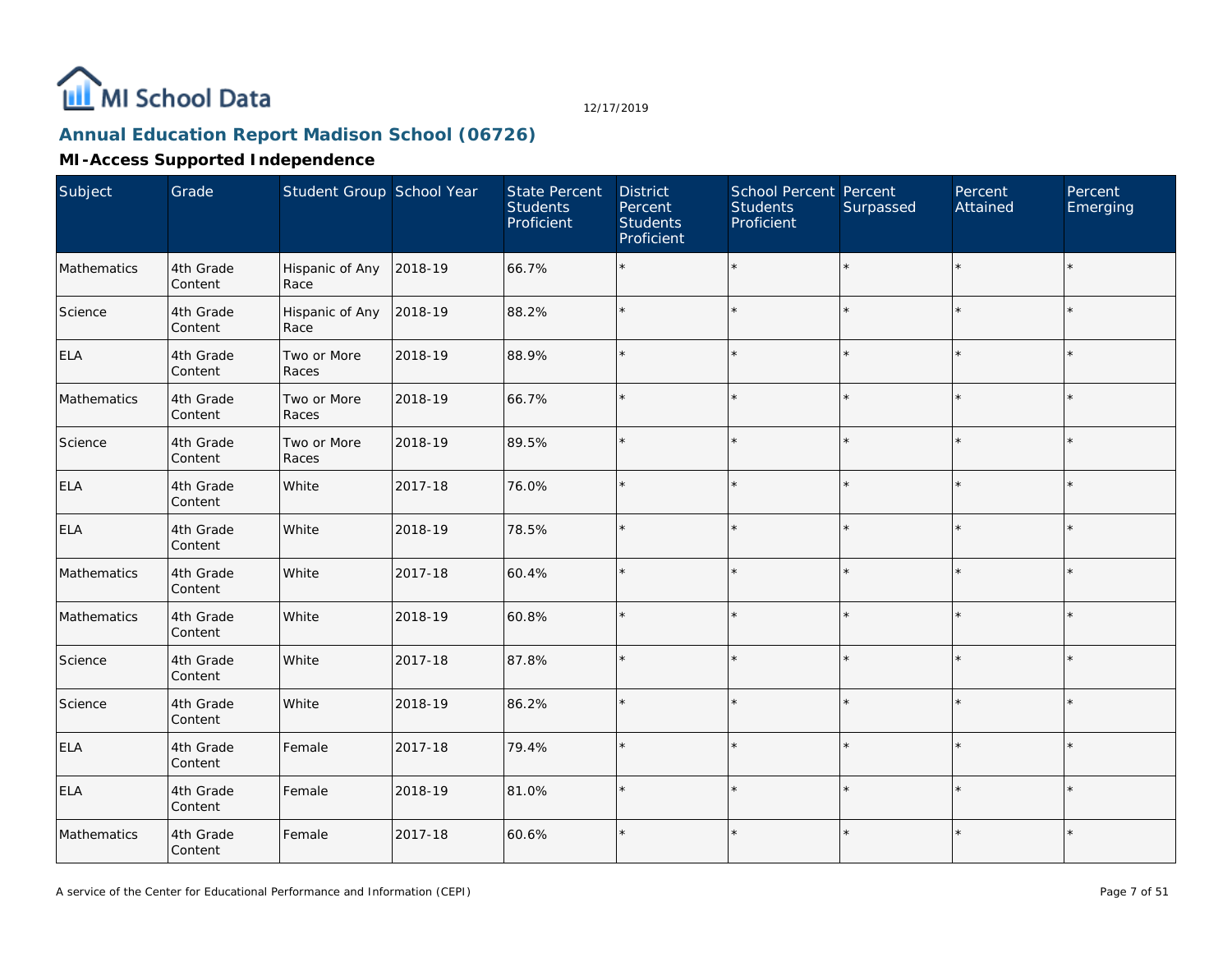# Annual Education Report Madison School (06726)

## MI-Access Supported Independence

| Subject | Grade | Student Group | School Year | State Percent Students Proficient | District Percent Students Proficient | School Percent Students Proficient | Percent Surpassed | Percent Attained | Percent Emerging |
|---|---|---|---|---|---|---|---|---|---|
| Mathematics | 4th Grade Content | Hispanic of Any Race | 2018-19 | 66.7% | * | * | * | * | * |
| Science | 4th Grade Content | Hispanic of Any Race | 2018-19 | 88.2% | * | * | * | * | * |
| ELA | 4th Grade Content | Two or More Races | 2018-19 | 88.9% | * | * | * | * | * |
| Mathematics | 4th Grade Content | Two or More Races | 2018-19 | 66.7% | * | * | * | * | * |
| Science | 4th Grade Content | Two or More Races | 2018-19 | 89.5% | * | * | * | * | * |
| ELA | 4th Grade Content | White | 2017-18 | 76.0% | * | * | * | * | * |
| ELA | 4th Grade Content | White | 2018-19 | 78.5% | * | * | * | * | * |
| Mathematics | 4th Grade Content | White | 2017-18 | 60.4% | * | * | * | * | * |
| Mathematics | 4th Grade Content | White | 2018-19 | 60.8% | * | * | * | * | * |
| Science | 4th Grade Content | White | 2017-18 | 87.8% | * | * | * | * | * |
| Science | 4th Grade Content | White | 2018-19 | 86.2% | * | * | * | * | * |
| ELA | 4th Grade Content | Female | 2017-18 | 79.4% | * | * | * | * | * |
| ELA | 4th Grade Content | Female | 2018-19 | 81.0% | * | * | * | * | * |
| Mathematics | 4th Grade Content | Female | 2017-18 | 60.6% | * | * | * | * | * |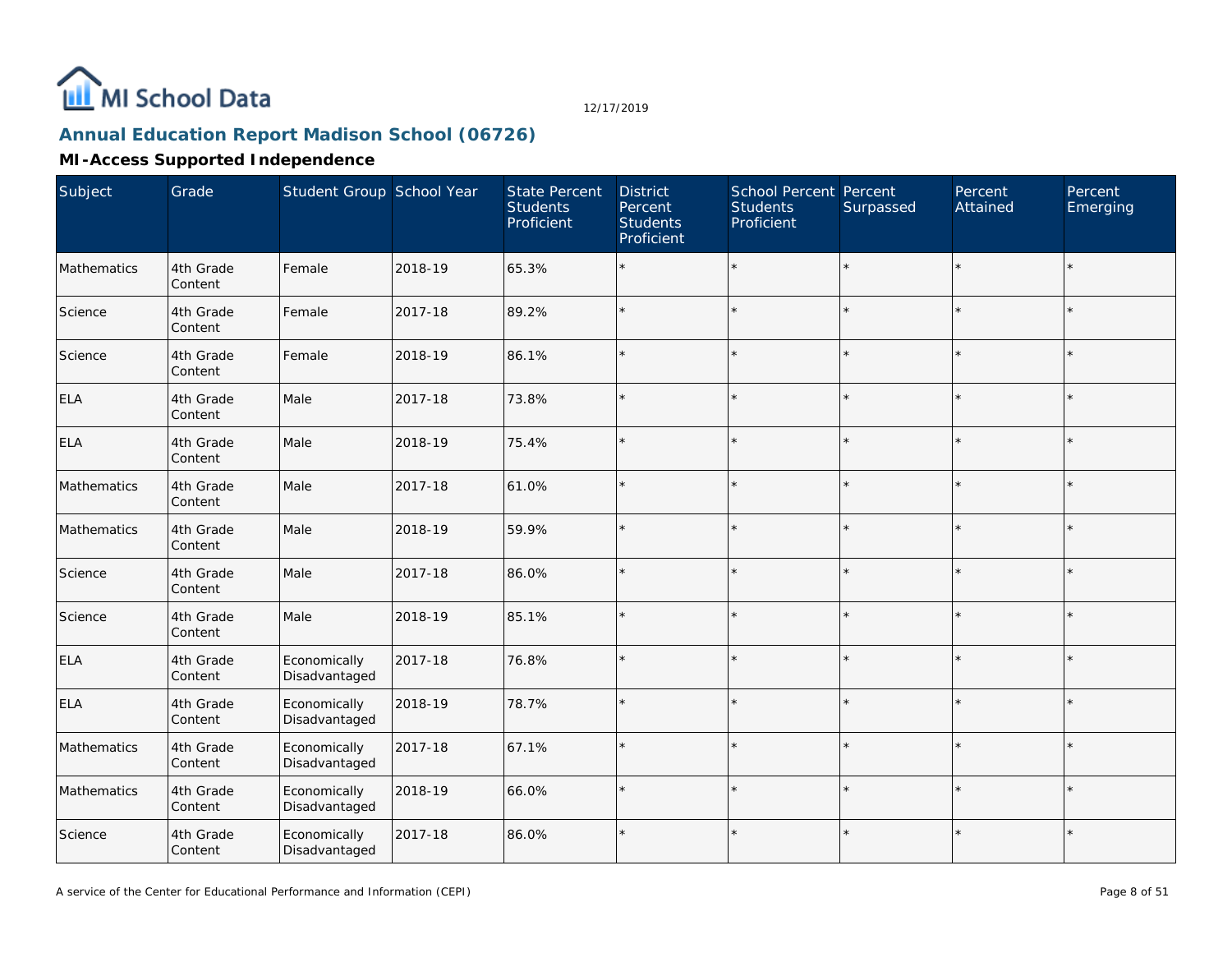## Annual Education Report Madison School (06726)

12/17/2019

### MI-Access Supported Independence

| Subject | Grade | Student Group | School Year | State Percent Students Proficient | District Percent Students Proficient | School Percent Students Proficient | Percent Surpassed | Percent Attained | Percent Emerging |
|---|---|---|---|---|---|---|---|---|---|
| Mathematics | 4th Grade Content | Female | 2018-19 | 65.3% | * | * | * | * | * |
| Science | 4th Grade Content | Female | 2017-18 | 89.2% | * | * | * | * | * |
| Science | 4th Grade Content | Female | 2018-19 | 86.1% | * | * | * | * | * |
| ELA | 4th Grade Content | Male | 2017-18 | 73.8% | * | * | * | * | * |
| ELA | 4th Grade Content | Male | 2018-19 | 75.4% | * | * | * | * | * |
| Mathematics | 4th Grade Content | Male | 2017-18 | 61.0% | * | * | * | * | * |
| Mathematics | 4th Grade Content | Male | 2018-19 | 59.9% | * | * | * | * | * |
| Science | 4th Grade Content | Male | 2017-18 | 86.0% | * | * | * | * | * |
| Science | 4th Grade Content | Male | 2018-19 | 85.1% | * | * | * | * | * |
| ELA | 4th Grade Content | Economically Disadvantaged | 2017-18 | 76.8% | * | * | * | * | * |
| ELA | 4th Grade Content | Economically Disadvantaged | 2018-19 | 78.7% | * | * | * | * | * |
| Mathematics | 4th Grade Content | Economically Disadvantaged | 2017-18 | 67.1% | * | * | * | * | * |
| Mathematics | 4th Grade Content | Economically Disadvantaged | 2018-19 | 66.0% | * | * | * | * | * |
| Science | 4th Grade Content | Economically Disadvantaged | 2017-18 | 86.0% | * | * | * | * | * |

A service of the Center for Educational Performance and Information (CEPI)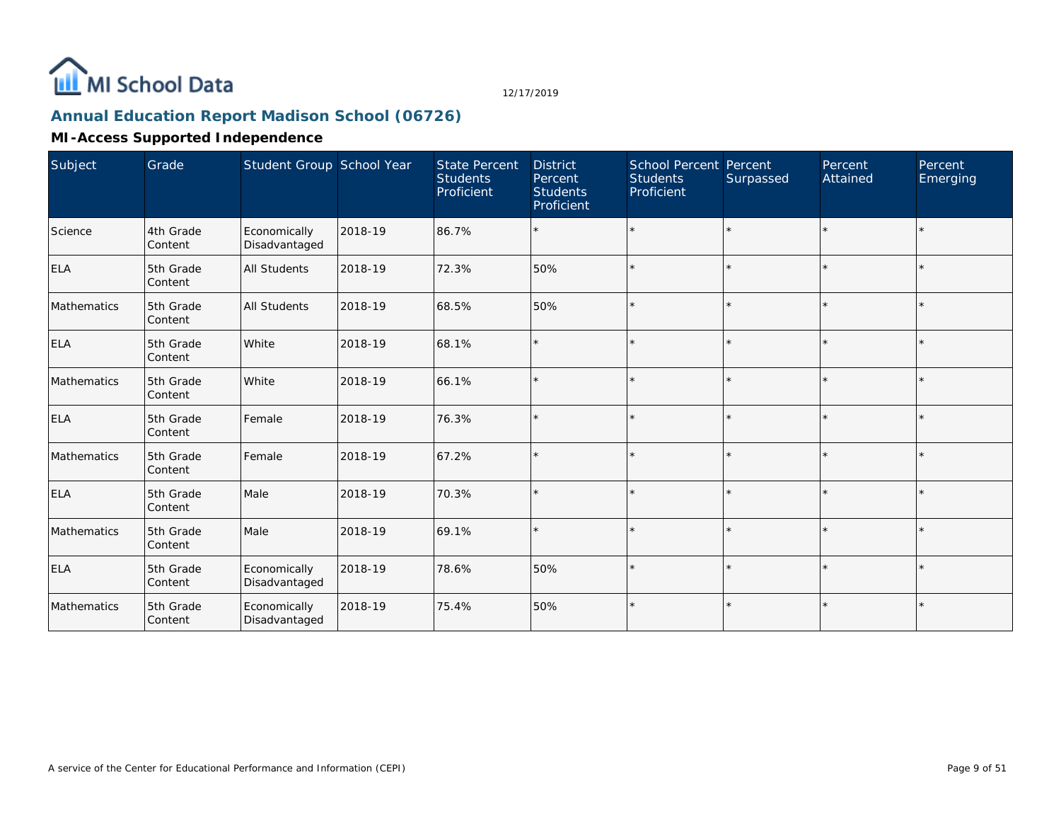# Annual Education Report Madison School (06726)

12/17/2019

## MI-Access Supported Independence

| Subject | Grade | Student Group | School Year | State Percent Students Proficient | District Percent Students Proficient | School Percent Students Proficient | Percent Surpassed | Percent Attained | Percent Emerging |
| --- | --- | --- | --- | --- | --- | --- | --- | --- | --- |
| Science | 4th Grade Content | Economically Disadvantaged | 2018-19 | 86.7% | * | * | * | * | * |
| ELA | 5th Grade Content | All Students | 2018-19 | 72.3% | 50% | * | * | * | * |
| Mathematics | 5th Grade Content | All Students | 2018-19 | 68.5% | 50% | * | * | * | * |
| ELA | 5th Grade Content | White | 2018-19 | 68.1% | * | * | * | * | * |
| Mathematics | 5th Grade Content | White | 2018-19 | 66.1% | * | * | * | * | * |
| ELA | 5th Grade Content | Female | 2018-19 | 76.3% | * | * | * | * | * |
| Mathematics | 5th Grade Content | Female | 2018-19 | 67.2% | * | * | * | * | * |
| ELA | 5th Grade Content | Male | 2018-19 | 70.3% | * | * | * | * | * |
| Mathematics | 5th Grade Content | Male | 2018-19 | 69.1% | * | * | * | * | * |
| ELA | 5th Grade Content | Economically Disadvantaged | 2018-19 | 78.6% | 50% | * | * | * | * |
| Mathematics | 5th Grade Content | Economically Disadvantaged | 2018-19 | 75.4% | 50% | * | * | * | * |

A service of the Center for Educational Performance and Information (CEPI)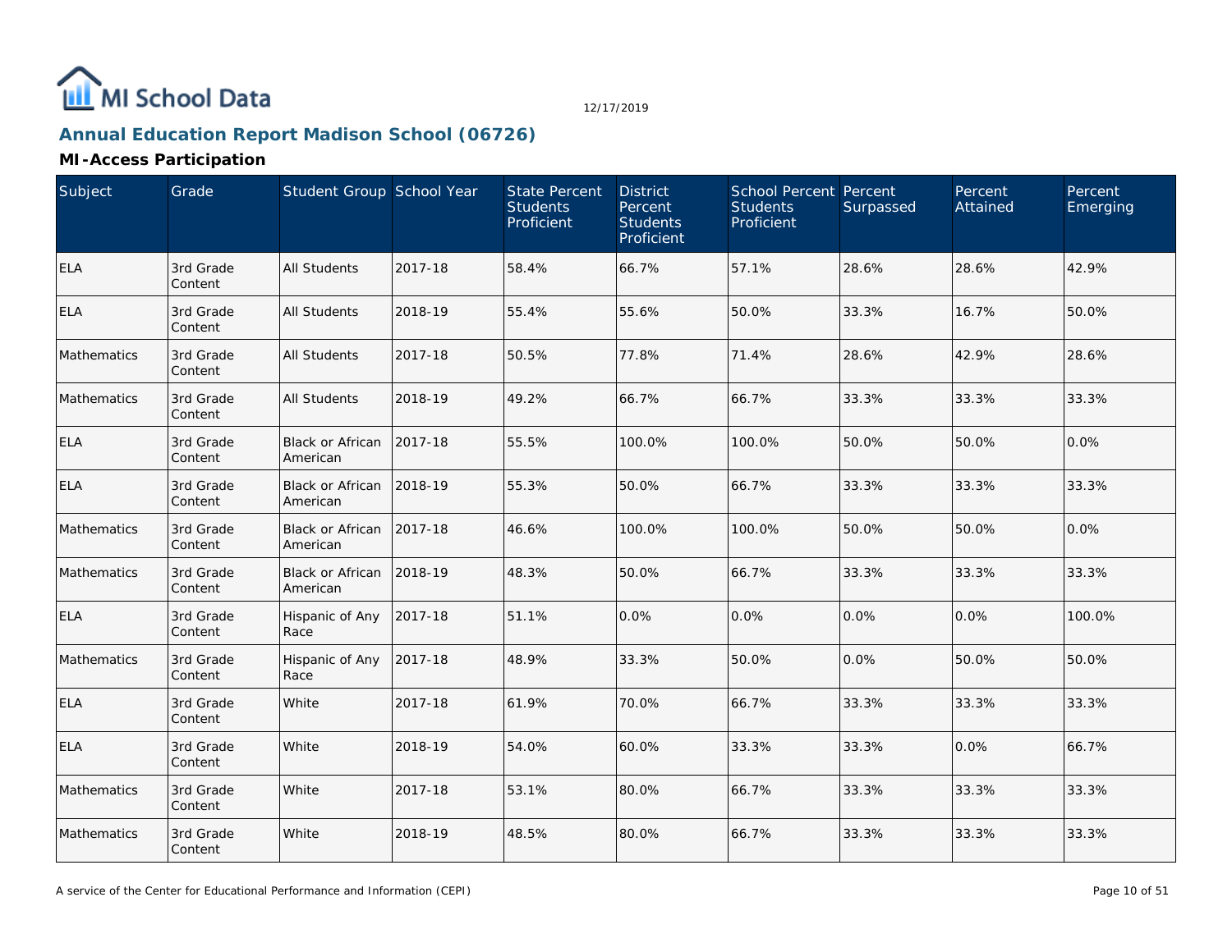# Annual Education Report Madison School (06726)

## MI-Access Participation

| Subject | Grade | Student Group | School Year | State Percent Students Proficient | District Percent Students Proficient | School Percent Students Proficient | Percent Surpassed | Percent Attained | Percent Emerging |
|---|---|---|---|---|---|---|---|---|---|
| ELA | 3rd Grade Content | All Students | 2017-18 | 58.4% | 66.7% | 57.1% | 28.6% | 28.6% | 42.9% |
| ELA | 3rd Grade Content | All Students | 2018-19 | 55.4% | 55.6% | 50.0% | 33.3% | 16.7% | 50.0% |
| Mathematics | 3rd Grade Content | All Students | 2017-18 | 50.5% | 77.8% | 71.4% | 28.6% | 42.9% | 28.6% |
| Mathematics | 3rd Grade Content | All Students | 2018-19 | 49.2% | 66.7% | 66.7% | 33.3% | 33.3% | 33.3% |
| ELA | 3rd Grade Content | Black or African American | 2017-18 | 55.5% | 100.0% | 100.0% | 50.0% | 50.0% | 0.0% |
| ELA | 3rd Grade Content | Black or African American | 2018-19 | 55.3% | 50.0% | 66.7% | 33.3% | 33.3% | 33.3% |
| Mathematics | 3rd Grade Content | Black or African American | 2017-18 | 46.6% | 100.0% | 100.0% | 50.0% | 50.0% | 0.0% |
| Mathematics | 3rd Grade Content | Black or African American | 2018-19 | 48.3% | 50.0% | 66.7% | 33.3% | 33.3% | 33.3% |
| ELA | 3rd Grade Content | Hispanic of Any Race | 2017-18 | 51.1% | 0.0% | 0.0% | 0.0% | 0.0% | 100.0% |
| Mathematics | 3rd Grade Content | Hispanic of Any Race | 2017-18 | 48.9% | 33.3% | 50.0% | 0.0% | 50.0% | 50.0% |
| ELA | 3rd Grade Content | White | 2017-18 | 61.9% | 70.0% | 66.7% | 33.3% | 33.3% | 33.3% |
| ELA | 3rd Grade Content | White | 2018-19 | 54.0% | 60.0% | 33.3% | 33.3% | 0.0% | 66.7% |
| Mathematics | 3rd Grade Content | White | 2017-18 | 53.1% | 80.0% | 66.7% | 33.3% | 33.3% | 33.3% |
| Mathematics | 3rd Grade Content | White | 2018-19 | 48.5% | 80.0% | 66.7% | 33.3% | 33.3% | 33.3% |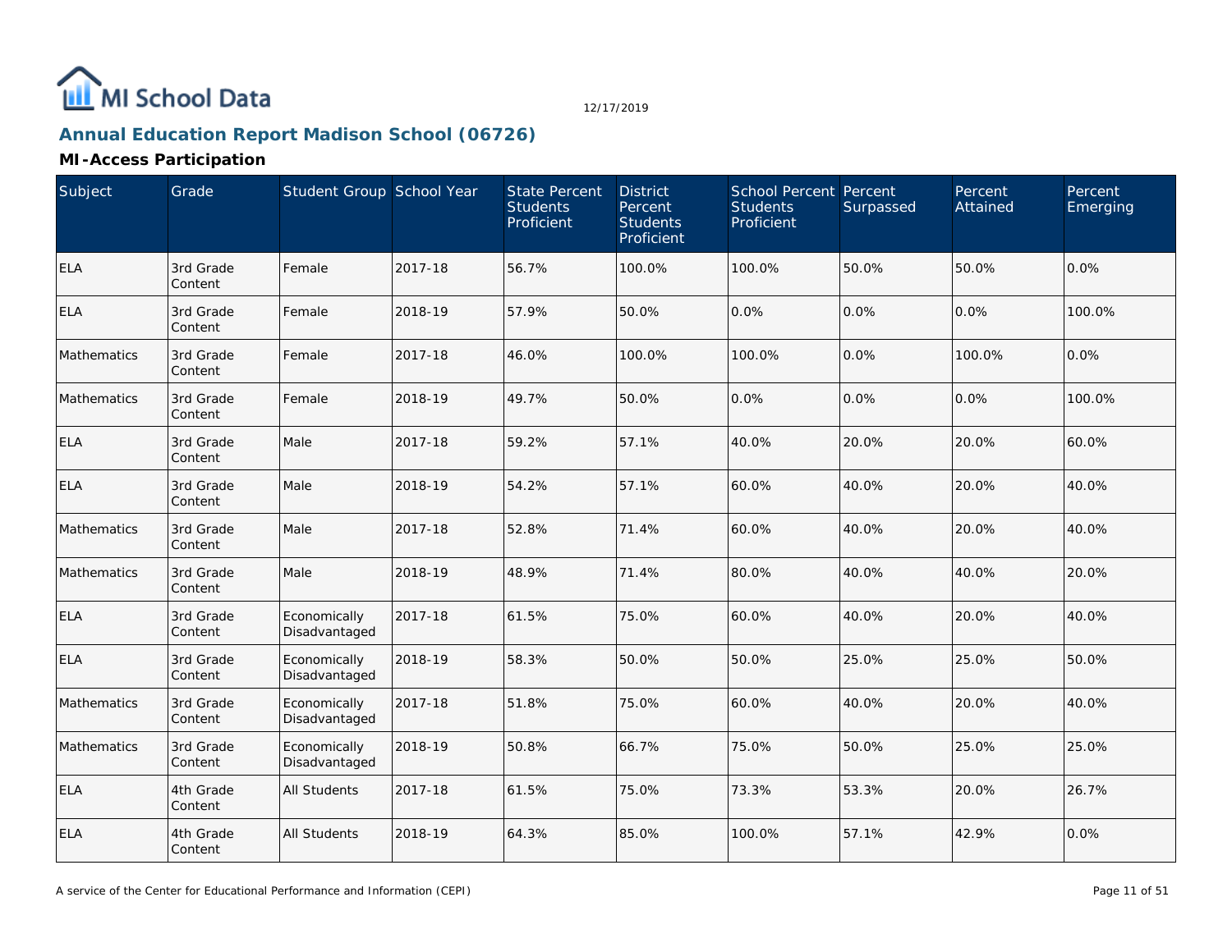## Annual Education Report Madison School (06726)

### MI-Access Participation

| Subject | Grade | Student Group | School Year | State Percent Students Proficient | District Percent Students Proficient | School Percent Students Proficient | Percent Surpassed | Percent Attained | Percent Emerging |
|---|---|---|---|---|---|---|---|---|---|
| ELA | 3rd Grade Content | Female | 2017-18 | 56.7% | 100.0% | 100.0% | 50.0% | 50.0% | 0.0% |
| ELA | 3rd Grade Content | Female | 2018-19 | 57.9% | 50.0% | 0.0% | 0.0% | 0.0% | 100.0% |
| Mathematics | 3rd Grade Content | Female | 2017-18 | 46.0% | 100.0% | 100.0% | 0.0% | 100.0% | 0.0% |
| Mathematics | 3rd Grade Content | Female | 2018-19 | 49.7% | 50.0% | 0.0% | 0.0% | 0.0% | 100.0% |
| ELA | 3rd Grade Content | Male | 2017-18 | 59.2% | 57.1% | 40.0% | 20.0% | 20.0% | 60.0% |
| ELA | 3rd Grade Content | Male | 2018-19 | 54.2% | 57.1% | 60.0% | 40.0% | 20.0% | 40.0% |
| Mathematics | 3rd Grade Content | Male | 2017-18 | 52.8% | 71.4% | 60.0% | 40.0% | 20.0% | 40.0% |
| Mathematics | 3rd Grade Content | Male | 2018-19 | 48.9% | 71.4% | 80.0% | 40.0% | 40.0% | 20.0% |
| ELA | 3rd Grade Content | Economically Disadvantaged | 2017-18 | 61.5% | 75.0% | 60.0% | 40.0% | 20.0% | 40.0% |
| ELA | 3rd Grade Content | Economically Disadvantaged | 2018-19 | 58.3% | 50.0% | 50.0% | 25.0% | 25.0% | 50.0% |
| Mathematics | 3rd Grade Content | Economically Disadvantaged | 2017-18 | 51.8% | 75.0% | 60.0% | 40.0% | 20.0% | 40.0% |
| Mathematics | 3rd Grade Content | Economically Disadvantaged | 2018-19 | 50.8% | 66.7% | 75.0% | 50.0% | 25.0% | 25.0% |
| ELA | 4th Grade Content | All Students | 2017-18 | 61.5% | 75.0% | 73.3% | 53.3% | 20.0% | 26.7% |
| ELA | 4th Grade Content | All Students | 2018-19 | 64.3% | 85.0% | 100.0% | 57.1% | 42.9% | 0.0% |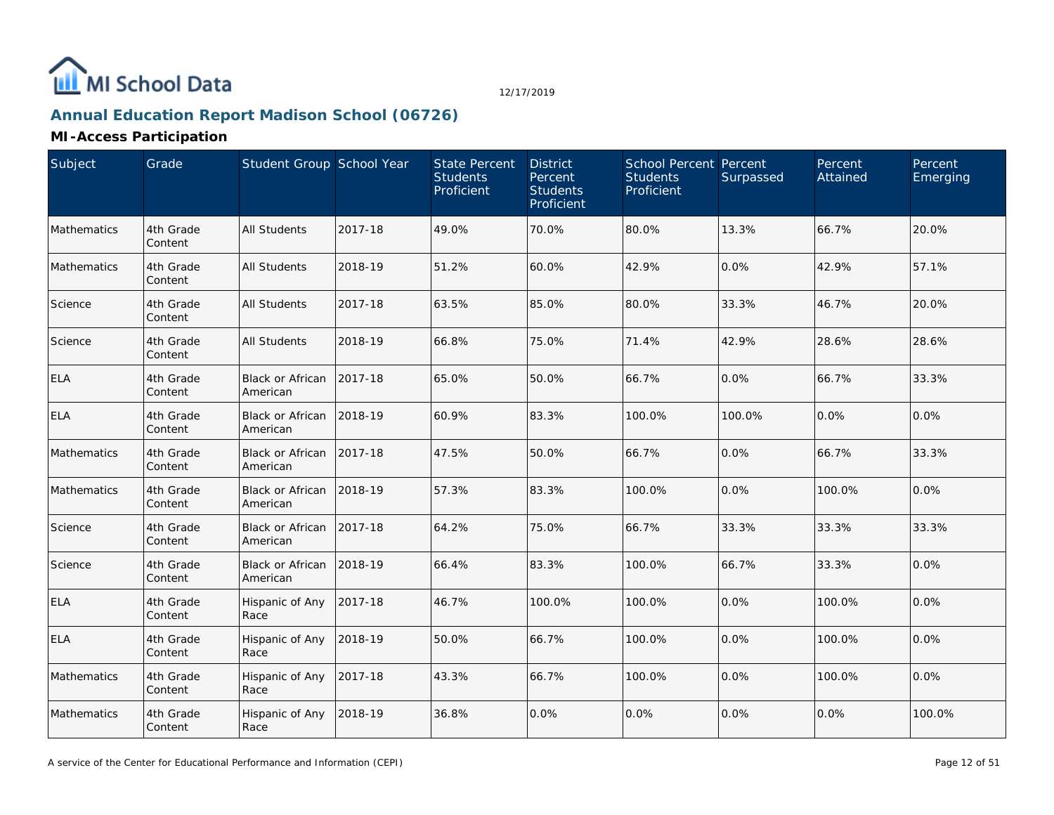## Annual Education Report Madison School (06726)

### MI-Access Participation

| Subject | Grade | Student Group | School Year | State Percent Students Proficient | District Percent Students Proficient | School Percent Students Proficient | Percent Surpassed | Percent Attained | Percent Emerging |
|---|---|---|---|---|---|---|---|---|---|
| Mathematics | 4th Grade Content | All Students | 2017-18 | 49.0% | 70.0% | 80.0% | 13.3% | 66.7% | 20.0% |
| Mathematics | 4th Grade Content | All Students | 2018-19 | 51.2% | 60.0% | 42.9% | 0.0% | 42.9% | 57.1% |
| Science | 4th Grade Content | All Students | 2017-18 | 63.5% | 85.0% | 80.0% | 33.3% | 46.7% | 20.0% |
| Science | 4th Grade Content | All Students | 2018-19 | 66.8% | 75.0% | 71.4% | 42.9% | 28.6% | 28.6% |
| ELA | 4th Grade Content | Black or African American | 2017-18 | 65.0% | 50.0% | 66.7% | 0.0% | 66.7% | 33.3% |
| ELA | 4th Grade Content | Black or African American | 2018-19 | 60.9% | 83.3% | 100.0% | 100.0% | 0.0% | 0.0% |
| Mathematics | 4th Grade Content | Black or African American | 2017-18 | 47.5% | 50.0% | 66.7% | 0.0% | 66.7% | 33.3% |
| Mathematics | 4th Grade Content | Black or African American | 2018-19 | 57.3% | 83.3% | 100.0% | 0.0% | 100.0% | 0.0% |
| Science | 4th Grade Content | Black or African American | 2017-18 | 64.2% | 75.0% | 66.7% | 33.3% | 33.3% | 33.3% |
| Science | 4th Grade Content | Black or African American | 2018-19 | 66.4% | 83.3% | 100.0% | 66.7% | 33.3% | 0.0% |
| ELA | 4th Grade Content | Hispanic of Any Race | 2017-18 | 46.7% | 100.0% | 100.0% | 0.0% | 100.0% | 0.0% |
| ELA | 4th Grade Content | Hispanic of Any Race | 2018-19 | 50.0% | 66.7% | 100.0% | 0.0% | 100.0% | 0.0% |
| Mathematics | 4th Grade Content | Hispanic of Any Race | 2017-18 | 43.3% | 66.7% | 100.0% | 0.0% | 100.0% | 0.0% |
| Mathematics | 4th Grade Content | Hispanic of Any Race | 2018-19 | 36.8% | 0.0% | 0.0% | 0.0% | 0.0% | 100.0% |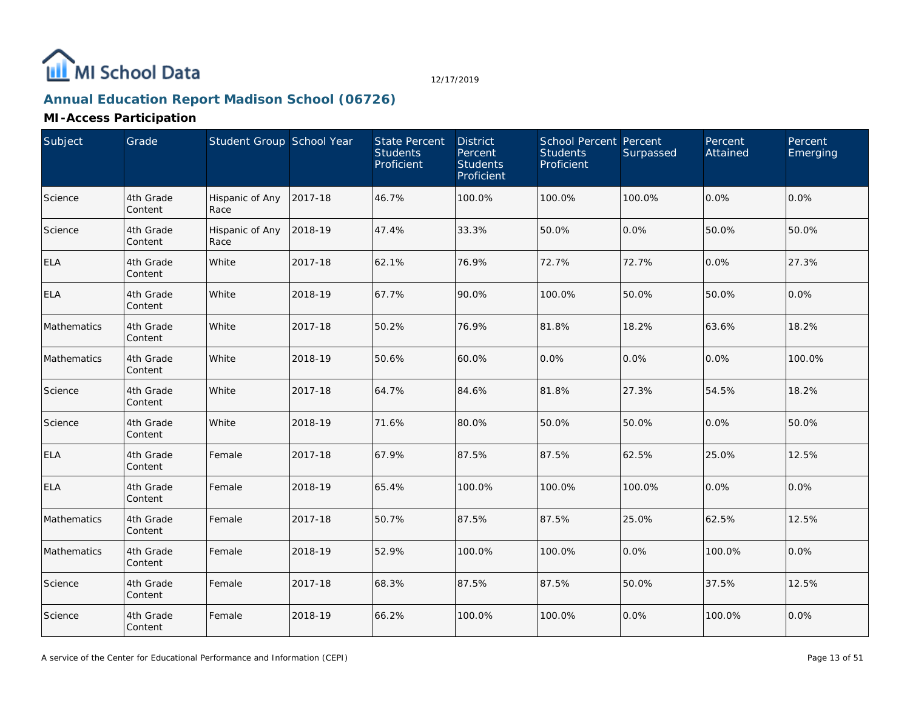## Annual Education Report Madison School (06726)

12/17/2019

### MI-Access Participation

| Subject | Grade | Student Group | School Year | State Percent Students Proficient | District Percent Students Proficient | School Percent Students Proficient | Percent Surpassed | Percent Attained | Percent Emerging |
|---|---|---|---|---|---|---|---|---|---|
| Science | 4th Grade Content | Hispanic of Any Race | 2017-18 | 46.7% | 100.0% | 100.0% | 100.0% | 0.0% | 0.0% |
| Science | 4th Grade Content | Hispanic of Any Race | 2018-19 | 47.4% | 33.3% | 50.0% | 0.0% | 50.0% | 50.0% |
| ELA | 4th Grade Content | White | 2017-18 | 62.1% | 76.9% | 72.7% | 72.7% | 0.0% | 27.3% |
| ELA | 4th Grade Content | White | 2018-19 | 67.7% | 90.0% | 100.0% | 50.0% | 50.0% | 0.0% |
| Mathematics | 4th Grade Content | White | 2017-18 | 50.2% | 76.9% | 81.8% | 18.2% | 63.6% | 18.2% |
| Mathematics | 4th Grade Content | White | 2018-19 | 50.6% | 60.0% | 0.0% | 0.0% | 0.0% | 100.0% |
| Science | 4th Grade Content | White | 2017-18 | 64.7% | 84.6% | 81.8% | 27.3% | 54.5% | 18.2% |
| Science | 4th Grade Content | White | 2018-19 | 71.6% | 80.0% | 50.0% | 50.0% | 0.0% | 50.0% |
| ELA | 4th Grade Content | Female | 2017-18 | 67.9% | 87.5% | 87.5% | 62.5% | 25.0% | 12.5% |
| ELA | 4th Grade Content | Female | 2018-19 | 65.4% | 100.0% | 100.0% | 100.0% | 0.0% | 0.0% |
| Mathematics | 4th Grade Content | Female | 2017-18 | 50.7% | 87.5% | 87.5% | 25.0% | 62.5% | 12.5% |
| Mathematics | 4th Grade Content | Female | 2018-19 | 52.9% | 100.0% | 100.0% | 0.0% | 100.0% | 0.0% |
| Science | 4th Grade Content | Female | 2017-18 | 68.3% | 87.5% | 87.5% | 50.0% | 37.5% | 12.5% |
| Science | 4th Grade Content | Female | 2018-19 | 66.2% | 100.0% | 100.0% | 0.0% | 100.0% | 0.0% |

A service of the Center for Educational Performance and Information (CEPI)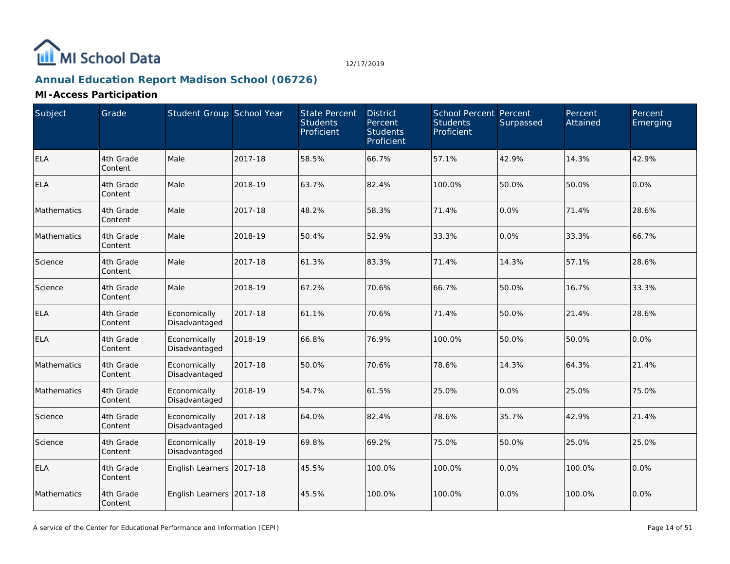# Annual Education Report Madison School (06726)

## MI-Access Participation

| Subject | Grade | Student Group | School Year | State Percent Students Proficient | District Percent Students Proficient | School Percent Students Proficient | Percent Surpassed | Percent Attained | Percent Emerging |
|---|---|---|---|---|---|---|---|---|---|
| ELA | 4th Grade Content | Male | 2017-18 | 58.5% | 66.7% | 57.1% | 42.9% | 14.3% | 42.9% |
| ELA | 4th Grade Content | Male | 2018-19 | 63.7% | 82.4% | 100.0% | 50.0% | 50.0% | 0.0% |
| Mathematics | 4th Grade Content | Male | 2017-18 | 48.2% | 58.3% | 71.4% | 0.0% | 71.4% | 28.6% |
| Mathematics | 4th Grade Content | Male | 2018-19 | 50.4% | 52.9% | 33.3% | 0.0% | 33.3% | 66.7% |
| Science | 4th Grade Content | Male | 2017-18 | 61.3% | 83.3% | 71.4% | 14.3% | 57.1% | 28.6% |
| Science | 4th Grade Content | Male | 2018-19 | 67.2% | 70.6% | 66.7% | 50.0% | 16.7% | 33.3% |
| ELA | 4th Grade Content | Economically Disadvantaged | 2017-18 | 61.1% | 70.6% | 71.4% | 50.0% | 21.4% | 28.6% |
| ELA | 4th Grade Content | Economically Disadvantaged | 2018-19 | 66.8% | 76.9% | 100.0% | 50.0% | 50.0% | 0.0% |
| Mathematics | 4th Grade Content | Economically Disadvantaged | 2017-18 | 50.0% | 70.6% | 78.6% | 14.3% | 64.3% | 21.4% |
| Mathematics | 4th Grade Content | Economically Disadvantaged | 2018-19 | 54.7% | 61.5% | 25.0% | 0.0% | 25.0% | 75.0% |
| Science | 4th Grade Content | Economically Disadvantaged | 2017-18 | 64.0% | 82.4% | 78.6% | 35.7% | 42.9% | 21.4% |
| Science | 4th Grade Content | Economically Disadvantaged | 2018-19 | 69.8% | 69.2% | 75.0% | 50.0% | 25.0% | 25.0% |
| ELA | 4th Grade Content | English Learners | 2017-18 | 45.5% | 100.0% | 100.0% | 0.0% | 100.0% | 0.0% |
| Mathematics | 4th Grade Content | English Learners | 2017-18 | 45.5% | 100.0% | 100.0% | 0.0% | 100.0% | 0.0% |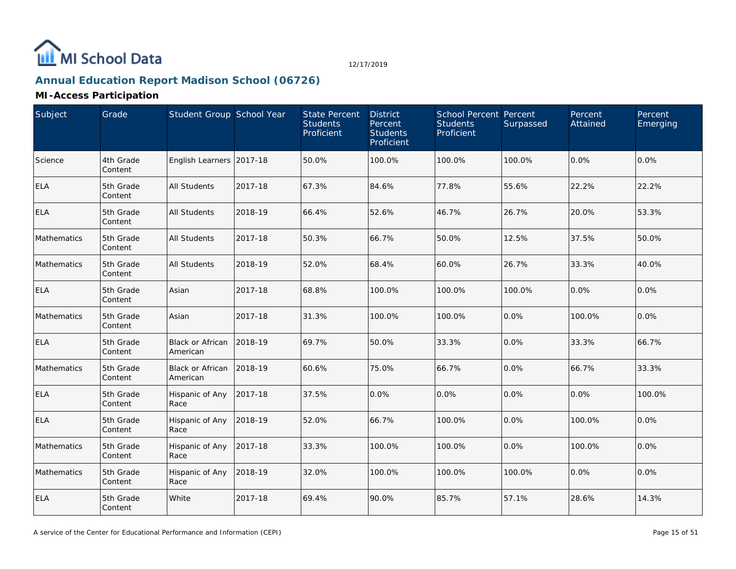MI School Data

12/17/2019

## Annual Education Report Madison School (06726)

### MI-Access Participation

| Subject | Grade | Student Group | School Year | State Percent Students Proficient | District Percent Students Proficient | School Percent Students Proficient | Percent Surpassed | Percent Attained | Percent Emerging |
|---|---|---|---|---|---|---|---|---|---|
| Science | 4th Grade Content | English Learners | 2017-18 | 50.0% | 100.0% | 100.0% | 100.0% | 0.0% | 0.0% |
| ELA | 5th Grade Content | All Students | 2017-18 | 67.3% | 84.6% | 77.8% | 55.6% | 22.2% | 22.2% |
| ELA | 5th Grade Content | All Students | 2018-19 | 66.4% | 52.6% | 46.7% | 26.7% | 20.0% | 53.3% |
| Mathematics | 5th Grade Content | All Students | 2017-18 | 50.3% | 66.7% | 50.0% | 12.5% | 37.5% | 50.0% |
| Mathematics | 5th Grade Content | All Students | 2018-19 | 52.0% | 68.4% | 60.0% | 26.7% | 33.3% | 40.0% |
| ELA | 5th Grade Content | Asian | 2017-18 | 68.8% | 100.0% | 100.0% | 100.0% | 0.0% | 0.0% |
| Mathematics | 5th Grade Content | Asian | 2017-18 | 31.3% | 100.0% | 100.0% | 0.0% | 100.0% | 0.0% |
| ELA | 5th Grade Content | Black or African American | 2018-19 | 69.7% | 50.0% | 33.3% | 0.0% | 33.3% | 66.7% |
| Mathematics | 5th Grade Content | Black or African American | 2018-19 | 60.6% | 75.0% | 66.7% | 0.0% | 66.7% | 33.3% |
| ELA | 5th Grade Content | Hispanic of Any Race | 2017-18 | 37.5% | 0.0% | 0.0% | 0.0% | 0.0% | 100.0% |
| ELA | 5th Grade Content | Hispanic of Any Race | 2018-19 | 52.0% | 66.7% | 100.0% | 0.0% | 100.0% | 0.0% |
| Mathematics | 5th Grade Content | Hispanic of Any Race | 2017-18 | 33.3% | 100.0% | 100.0% | 0.0% | 100.0% | 0.0% |
| Mathematics | 5th Grade Content | Hispanic of Any Race | 2018-19 | 32.0% | 100.0% | 100.0% | 100.0% | 0.0% | 0.0% |
| ELA | 5th Grade Content | White | 2017-18 | 69.4% | 90.0% | 85.7% | 57.1% | 28.6% | 14.3% |

A service of the Center for Educational Performance and Information (CEPI)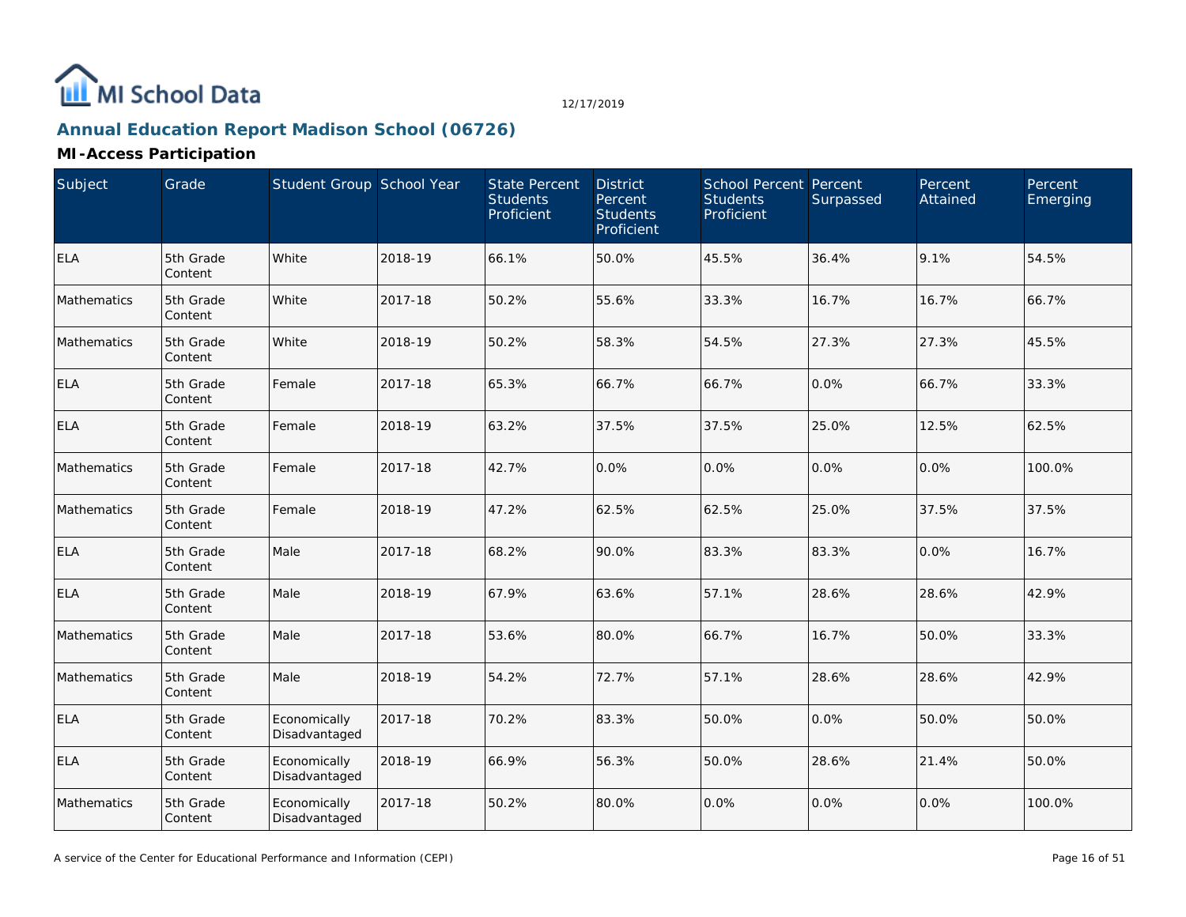# Annual Education Report Madison School (06726)

## MI-Access Participation

| Subject | Grade | Student Group | School Year | State Percent Students Proficient | District Percent Students Proficient | School Percent Students Proficient | Percent Surpassed | Percent Attained | Percent Emerging |
|---|---|---|---|---|---|---|---|---|---|
| ELA | 5th Grade Content | White | 2018-19 | 66.1% | 50.0% | 45.5% | 36.4% | 9.1% | 54.5% |
| Mathematics | 5th Grade Content | White | 2017-18 | 50.2% | 55.6% | 33.3% | 16.7% | 16.7% | 66.7% |
| Mathematics | 5th Grade Content | White | 2018-19 | 50.2% | 58.3% | 54.5% | 27.3% | 27.3% | 45.5% |
| ELA | 5th Grade Content | Female | 2017-18 | 65.3% | 66.7% | 66.7% | 0.0% | 66.7% | 33.3% |
| ELA | 5th Grade Content | Female | 2018-19 | 63.2% | 37.5% | 37.5% | 25.0% | 12.5% | 62.5% |
| Mathematics | 5th Grade Content | Female | 2017-18 | 42.7% | 0.0% | 0.0% | 0.0% | 0.0% | 100.0% |
| Mathematics | 5th Grade Content | Female | 2018-19 | 47.2% | 62.5% | 62.5% | 25.0% | 37.5% | 37.5% |
| ELA | 5th Grade Content | Male | 2017-18 | 68.2% | 90.0% | 83.3% | 83.3% | 0.0% | 16.7% |
| ELA | 5th Grade Content | Male | 2018-19 | 67.9% | 63.6% | 57.1% | 28.6% | 28.6% | 42.9% |
| Mathematics | 5th Grade Content | Male | 2017-18 | 53.6% | 80.0% | 66.7% | 16.7% | 50.0% | 33.3% |
| Mathematics | 5th Grade Content | Male | 2018-19 | 54.2% | 72.7% | 57.1% | 28.6% | 28.6% | 42.9% |
| ELA | 5th Grade Content | Economically Disadvantaged | 2017-18 | 70.2% | 83.3% | 50.0% | 0.0% | 50.0% | 50.0% |
| ELA | 5th Grade Content | Economically Disadvantaged | 2018-19 | 66.9% | 56.3% | 50.0% | 28.6% | 21.4% | 50.0% |
| Mathematics | 5th Grade Content | Economically Disadvantaged | 2017-18 | 50.2% | 80.0% | 0.0% | 0.0% | 0.0% | 100.0% |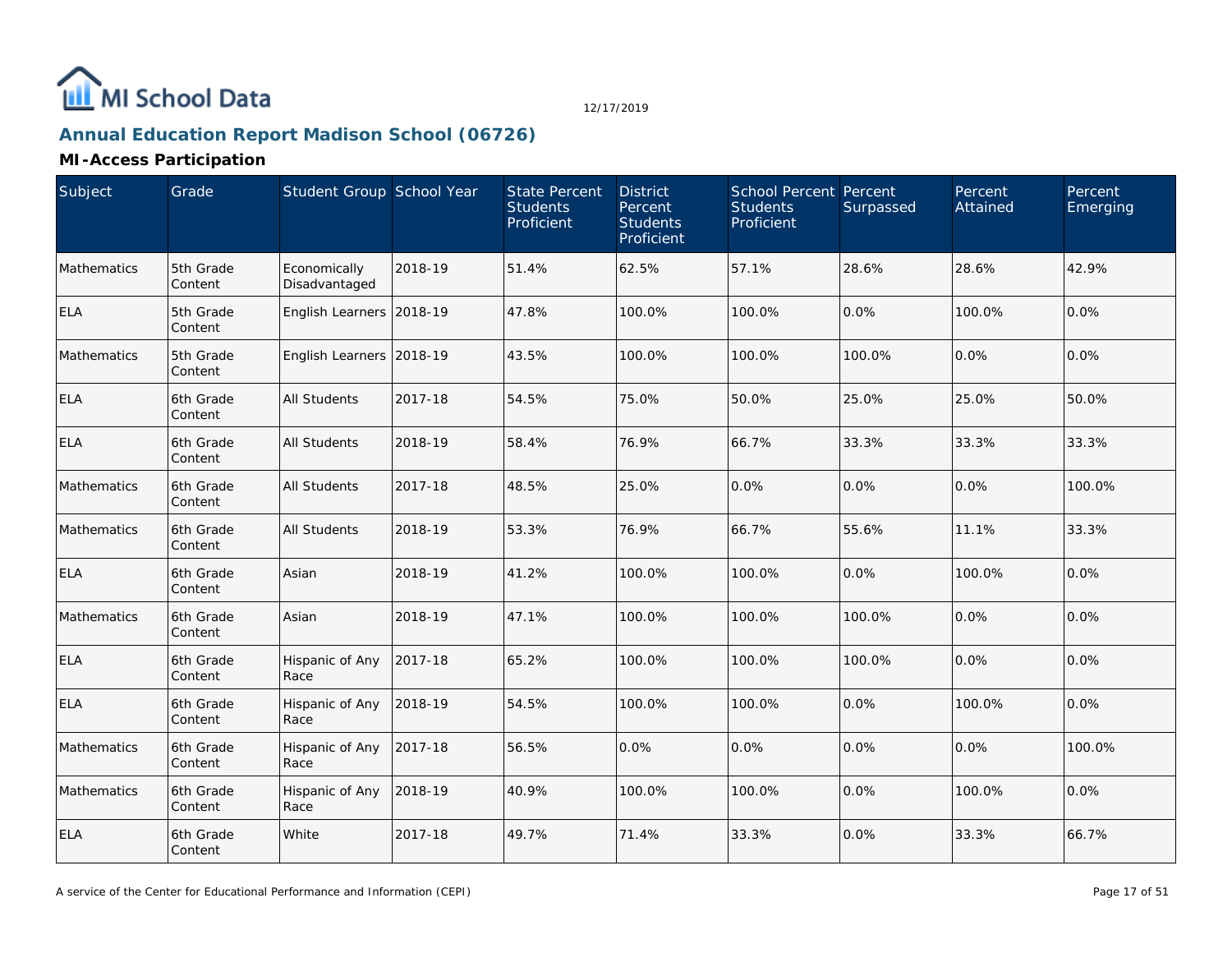# Annual Education Report Madison School (06726)

## MI-Access Participation

| Subject | Grade | Student Group | School Year | State Percent Students Proficient | District Percent Students Proficient | School Percent Students Proficient | Percent Surpassed | Percent Attained | Percent Emerging |
|---|---|---|---|---|---|---|---|---|---|
| Mathematics | 5th Grade Content | Economically Disadvantaged | 2018-19 | 51.4% | 62.5% | 57.1% | 28.6% | 28.6% | 42.9% |
| ELA | 5th Grade Content | English Learners | 2018-19 | 47.8% | 100.0% | 100.0% | 0.0% | 100.0% | 0.0% |
| Mathematics | 5th Grade Content | English Learners | 2018-19 | 43.5% | 100.0% | 100.0% | 100.0% | 0.0% | 0.0% |
| ELA | 6th Grade Content | All Students | 2017-18 | 54.5% | 75.0% | 50.0% | 25.0% | 25.0% | 50.0% |
| ELA | 6th Grade Content | All Students | 2018-19 | 58.4% | 76.9% | 66.7% | 33.3% | 33.3% | 33.3% |
| Mathematics | 6th Grade Content | All Students | 2017-18 | 48.5% | 25.0% | 0.0% | 0.0% | 0.0% | 100.0% |
| Mathematics | 6th Grade Content | All Students | 2018-19 | 53.3% | 76.9% | 66.7% | 55.6% | 11.1% | 33.3% |
| ELA | 6th Grade Content | Asian | 2018-19 | 41.2% | 100.0% | 100.0% | 0.0% | 100.0% | 0.0% |
| Mathematics | 6th Grade Content | Asian | 2018-19 | 47.1% | 100.0% | 100.0% | 100.0% | 0.0% | 0.0% |
| ELA | 6th Grade Content | Hispanic of Any Race | 2017-18 | 65.2% | 100.0% | 100.0% | 100.0% | 0.0% | 0.0% |
| ELA | 6th Grade Content | Hispanic of Any Race | 2018-19 | 54.5% | 100.0% | 100.0% | 0.0% | 100.0% | 0.0% |
| Mathematics | 6th Grade Content | Hispanic of Any Race | 2017-18 | 56.5% | 0.0% | 0.0% | 0.0% | 0.0% | 100.0% |
| Mathematics | 6th Grade Content | Hispanic of Any Race | 2018-19 | 40.9% | 100.0% | 100.0% | 0.0% | 100.0% | 0.0% |
| ELA | 6th Grade Content | White | 2017-18 | 49.7% | 71.4% | 33.3% | 0.0% | 33.3% | 66.7% |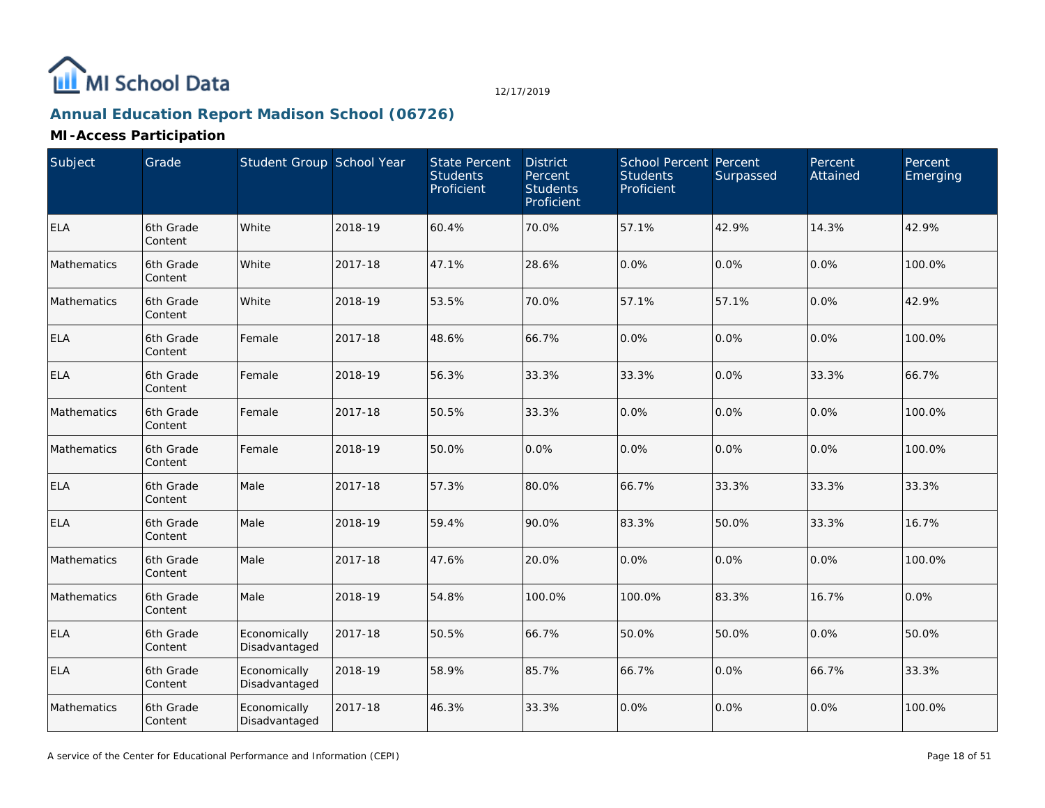# Annual Education Report Madison School (06726)

12/17/2019

## MI-Access Participation

| Subject | Grade | Student Group | School Year | State Percent Students Proficient | District Percent Students Proficient | School Percent Students Proficient | Percent Surpassed | Percent Attained | Percent Emerging |
|---|---|---|---|---|---|---|---|---|---|
| ELA | 6th Grade Content | White | 2018-19 | 60.4% | 70.0% | 57.1% | 42.9% | 14.3% | 42.9% |
| Mathematics | 6th Grade Content | White | 2017-18 | 47.1% | 28.6% | 0.0% | 0.0% | 0.0% | 100.0% |
| Mathematics | 6th Grade Content | White | 2018-19 | 53.5% | 70.0% | 57.1% | 57.1% | 0.0% | 42.9% |
| ELA | 6th Grade Content | Female | 2017-18 | 48.6% | 66.7% | 0.0% | 0.0% | 0.0% | 100.0% |
| ELA | 6th Grade Content | Female | 2018-19 | 56.3% | 33.3% | 33.3% | 0.0% | 33.3% | 66.7% |
| Mathematics | 6th Grade Content | Female | 2017-18 | 50.5% | 33.3% | 0.0% | 0.0% | 0.0% | 100.0% |
| Mathematics | 6th Grade Content | Female | 2018-19 | 50.0% | 0.0% | 0.0% | 0.0% | 0.0% | 100.0% |
| ELA | 6th Grade Content | Male | 2017-18 | 57.3% | 80.0% | 66.7% | 33.3% | 33.3% | 33.3% |
| ELA | 6th Grade Content | Male | 2018-19 | 59.4% | 90.0% | 83.3% | 50.0% | 33.3% | 16.7% |
| Mathematics | 6th Grade Content | Male | 2017-18 | 47.6% | 20.0% | 0.0% | 0.0% | 0.0% | 100.0% |
| Mathematics | 6th Grade Content | Male | 2018-19 | 54.8% | 100.0% | 100.0% | 83.3% | 16.7% | 0.0% |
| ELA | 6th Grade Content | Economically Disadvantaged | 2017-18 | 50.5% | 66.7% | 50.0% | 50.0% | 0.0% | 50.0% |
| ELA | 6th Grade Content | Economically Disadvantaged | 2018-19 | 58.9% | 85.7% | 66.7% | 0.0% | 66.7% | 33.3% |
| Mathematics | 6th Grade Content | Economically Disadvantaged | 2017-18 | 46.3% | 33.3% | 0.0% | 0.0% | 0.0% | 100.0% |

A service of the Center for Educational Performance and Information (CEPI)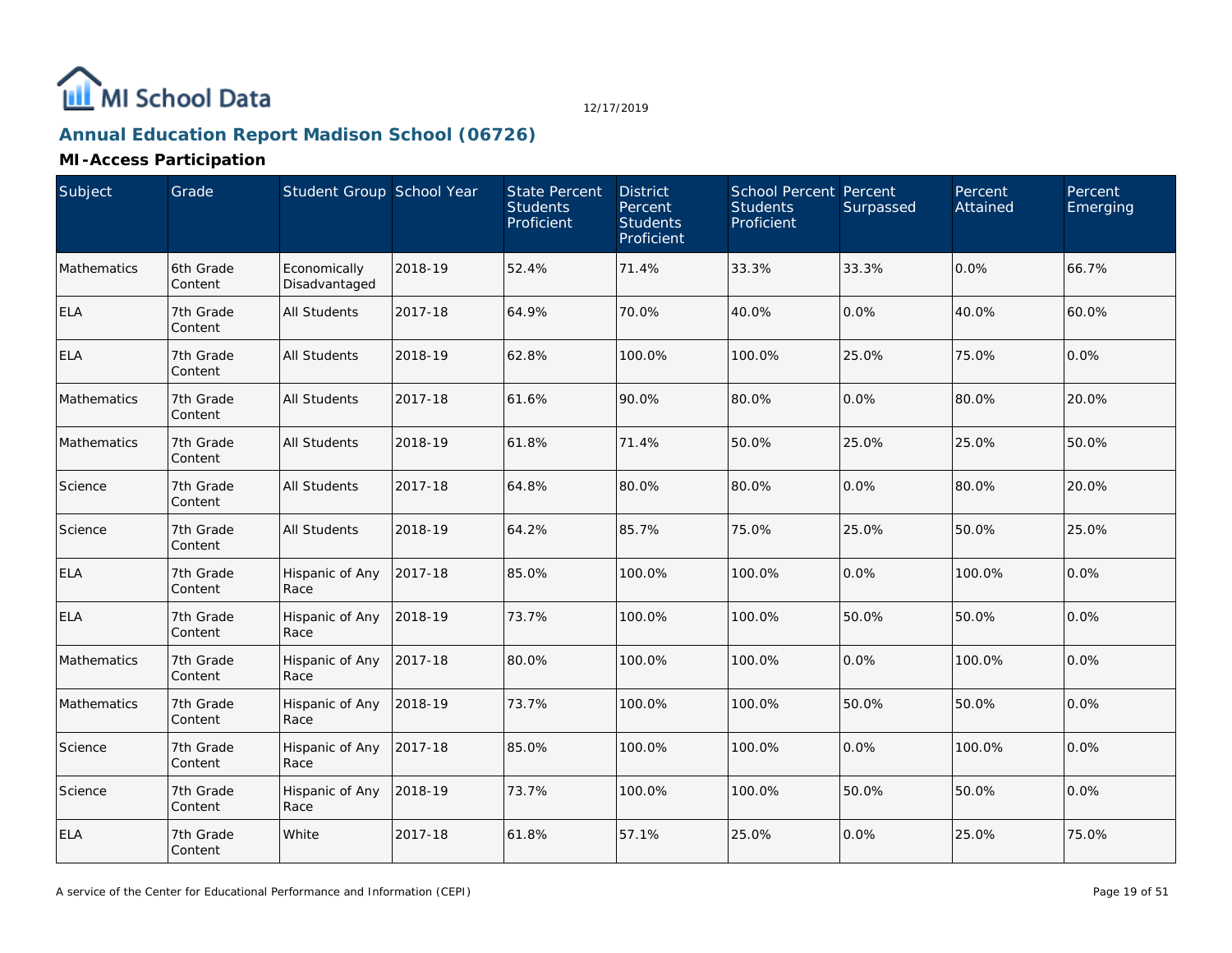# Annual Education Report Madison School (06726)

## MI-Access Participation

| Subject | Grade | Student Group | School Year | State Percent Students Proficient | District Percent Students Proficient | School Percent Students Proficient | Percent Surpassed | Percent Attained | Percent Emerging |
|---|---|---|---|---|---|---|---|---|---|
| Mathematics | 6th Grade Content | Economically Disadvantaged | 2018-19 | 52.4% | 71.4% | 33.3% | 33.3% | 0.0% | 66.7% |
| ELA | 7th Grade Content | All Students | 2017-18 | 64.9% | 70.0% | 40.0% | 0.0% | 40.0% | 60.0% |
| ELA | 7th Grade Content | All Students | 2018-19 | 62.8% | 100.0% | 100.0% | 25.0% | 75.0% | 0.0% |
| Mathematics | 7th Grade Content | All Students | 2017-18 | 61.6% | 90.0% | 80.0% | 0.0% | 80.0% | 20.0% |
| Mathematics | 7th Grade Content | All Students | 2018-19 | 61.8% | 71.4% | 50.0% | 25.0% | 25.0% | 50.0% |
| Science | 7th Grade Content | All Students | 2017-18 | 64.8% | 80.0% | 80.0% | 0.0% | 80.0% | 20.0% |
| Science | 7th Grade Content | All Students | 2018-19 | 64.2% | 85.7% | 75.0% | 25.0% | 50.0% | 25.0% |
| ELA | 7th Grade Content | Hispanic of Any Race | 2017-18 | 85.0% | 100.0% | 100.0% | 0.0% | 100.0% | 0.0% |
| ELA | 7th Grade Content | Hispanic of Any Race | 2018-19 | 73.7% | 100.0% | 100.0% | 50.0% | 50.0% | 0.0% |
| Mathematics | 7th Grade Content | Hispanic of Any Race | 2017-18 | 80.0% | 100.0% | 100.0% | 0.0% | 100.0% | 0.0% |
| Mathematics | 7th Grade Content | Hispanic of Any Race | 2018-19 | 73.7% | 100.0% | 100.0% | 50.0% | 50.0% | 0.0% |
| Science | 7th Grade Content | Hispanic of Any Race | 2017-18 | 85.0% | 100.0% | 100.0% | 0.0% | 100.0% | 0.0% |
| Science | 7th Grade Content | Hispanic of Any Race | 2018-19 | 73.7% | 100.0% | 100.0% | 50.0% | 50.0% | 0.0% |
| ELA | 7th Grade Content | White | 2017-18 | 61.8% | 57.1% | 25.0% | 0.0% | 25.0% | 75.0% |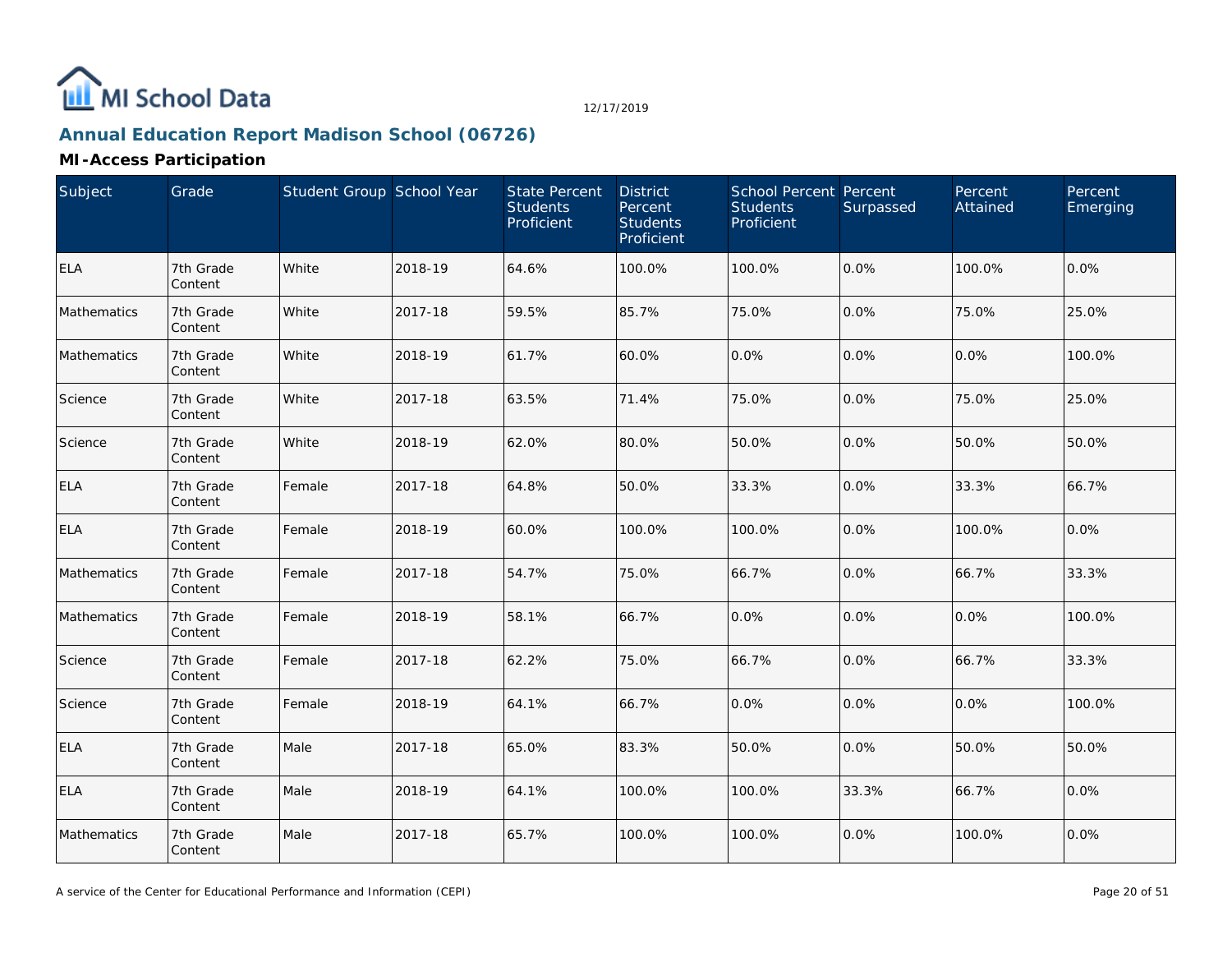# Annual Education Report Madison School (06726)

12/17/2019

## MI-Access Participation

| Subject | Grade | Student Group | School Year | State Percent Students Proficient | District Percent Students Proficient | School Percent Students Proficient | Percent Surpassed | Percent Attained | Percent Emerging |
|---|---|---|---|---|---|---|---|---|---|
| ELA | 7th Grade Content | White | 2018-19 | 64.6% | 100.0% | 100.0% | 0.0% | 100.0% | 0.0% |
| Mathematics | 7th Grade Content | White | 2017-18 | 59.5% | 85.7% | 75.0% | 0.0% | 75.0% | 25.0% |
| Mathematics | 7th Grade Content | White | 2018-19 | 61.7% | 60.0% | 0.0% | 0.0% | 0.0% | 100.0% |
| Science | 7th Grade Content | White | 2017-18 | 63.5% | 71.4% | 75.0% | 0.0% | 75.0% | 25.0% |
| Science | 7th Grade Content | White | 2018-19 | 62.0% | 80.0% | 50.0% | 0.0% | 50.0% | 50.0% |
| ELA | 7th Grade Content | Female | 2017-18 | 64.8% | 50.0% | 33.3% | 0.0% | 33.3% | 66.7% |
| ELA | 7th Grade Content | Female | 2018-19 | 60.0% | 100.0% | 100.0% | 0.0% | 100.0% | 0.0% |
| Mathematics | 7th Grade Content | Female | 2017-18 | 54.7% | 75.0% | 66.7% | 0.0% | 66.7% | 33.3% |
| Mathematics | 7th Grade Content | Female | 2018-19 | 58.1% | 66.7% | 0.0% | 0.0% | 0.0% | 100.0% |
| Science | 7th Grade Content | Female | 2017-18 | 62.2% | 75.0% | 66.7% | 0.0% | 66.7% | 33.3% |
| Science | 7th Grade Content | Female | 2018-19 | 64.1% | 66.7% | 0.0% | 0.0% | 0.0% | 100.0% |
| ELA | 7th Grade Content | Male | 2017-18 | 65.0% | 83.3% | 50.0% | 0.0% | 50.0% | 50.0% |
| ELA | 7th Grade Content | Male | 2018-19 | 64.1% | 100.0% | 100.0% | 33.3% | 66.7% | 0.0% |
| Mathematics | 7th Grade Content | Male | 2017-18 | 65.7% | 100.0% | 100.0% | 0.0% | 100.0% | 0.0% |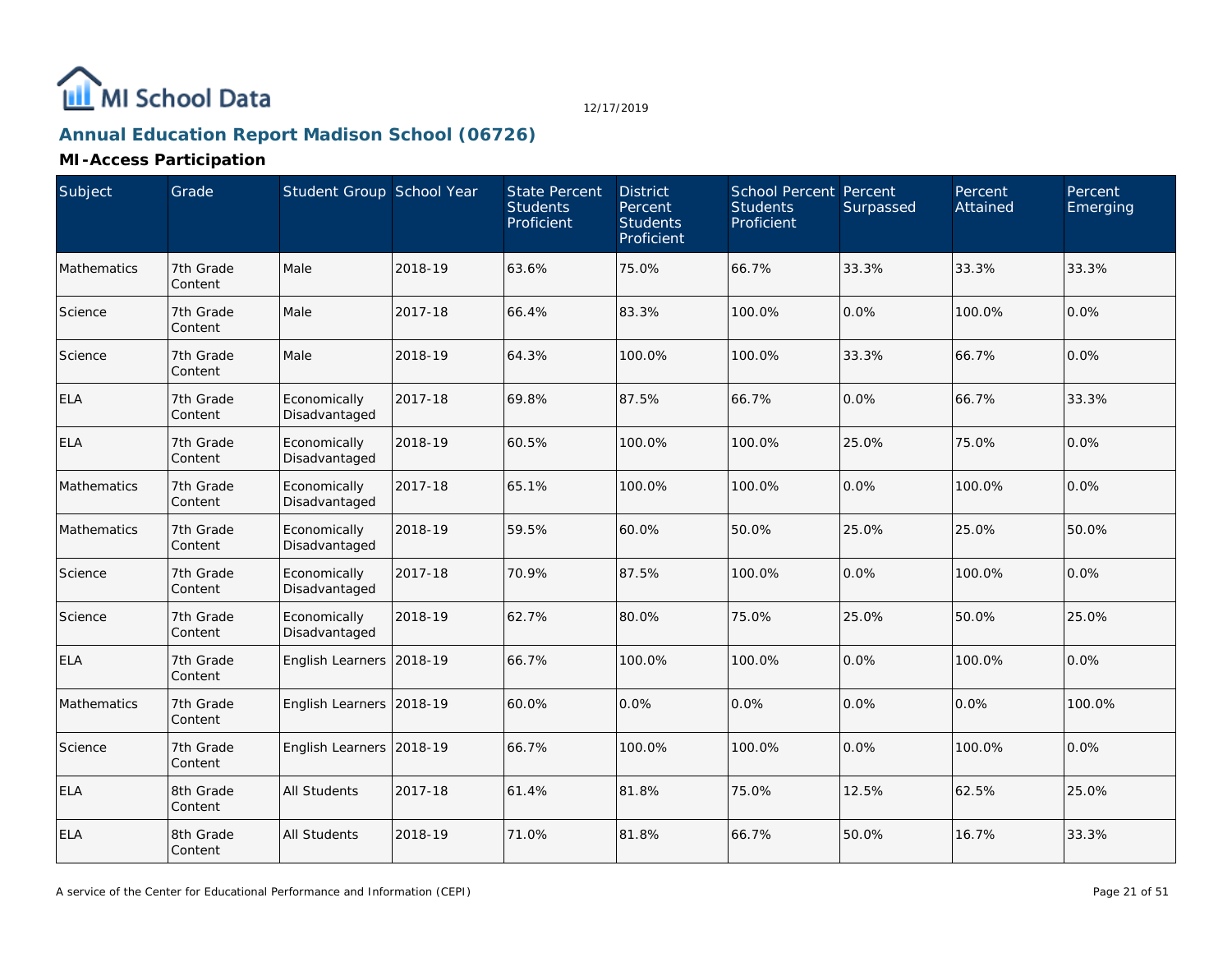## Annual Education Report Madison School (06726)

### MI-Access Participation

| Subject | Grade | Student Group | School Year | State Percent Students Proficient | District Percent Students Proficient | School Percent Students Proficient | Percent Surpassed | Percent Attained | Percent Emerging |
|---|---|---|---|---|---|---|---|---|---|
| Mathematics | 7th Grade Content | Male | 2018-19 | 63.6% | 75.0% | 66.7% | 33.3% | 33.3% | 33.3% |
| Science | 7th Grade Content | Male | 2017-18 | 66.4% | 83.3% | 100.0% | 0.0% | 100.0% | 0.0% |
| Science | 7th Grade Content | Male | 2018-19 | 64.3% | 100.0% | 100.0% | 33.3% | 66.7% | 0.0% |
| ELA | 7th Grade Content | Economically Disadvantaged | 2017-18 | 69.8% | 87.5% | 66.7% | 0.0% | 66.7% | 33.3% |
| ELA | 7th Grade Content | Economically Disadvantaged | 2018-19 | 60.5% | 100.0% | 100.0% | 25.0% | 75.0% | 0.0% |
| Mathematics | 7th Grade Content | Economically Disadvantaged | 2017-18 | 65.1% | 100.0% | 100.0% | 0.0% | 100.0% | 0.0% |
| Mathematics | 7th Grade Content | Economically Disadvantaged | 2018-19 | 59.5% | 60.0% | 50.0% | 25.0% | 25.0% | 50.0% |
| Science | 7th Grade Content | Economically Disadvantaged | 2017-18 | 70.9% | 87.5% | 100.0% | 0.0% | 100.0% | 0.0% |
| Science | 7th Grade Content | Economically Disadvantaged | 2018-19 | 62.7% | 80.0% | 75.0% | 25.0% | 50.0% | 25.0% |
| ELA | 7th Grade Content | English Learners | 2018-19 | 66.7% | 100.0% | 100.0% | 0.0% | 100.0% | 0.0% |
| Mathematics | 7th Grade Content | English Learners | 2018-19 | 60.0% | 0.0% | 0.0% | 0.0% | 0.0% | 100.0% |
| Science | 7th Grade Content | English Learners | 2018-19 | 66.7% | 100.0% | 100.0% | 0.0% | 100.0% | 0.0% |
| ELA | 8th Grade Content | All Students | 2017-18 | 61.4% | 81.8% | 75.0% | 12.5% | 62.5% | 25.0% |
| ELA | 8th Grade Content | All Students | 2018-19 | 71.0% | 81.8% | 66.7% | 50.0% | 16.7% | 33.3% |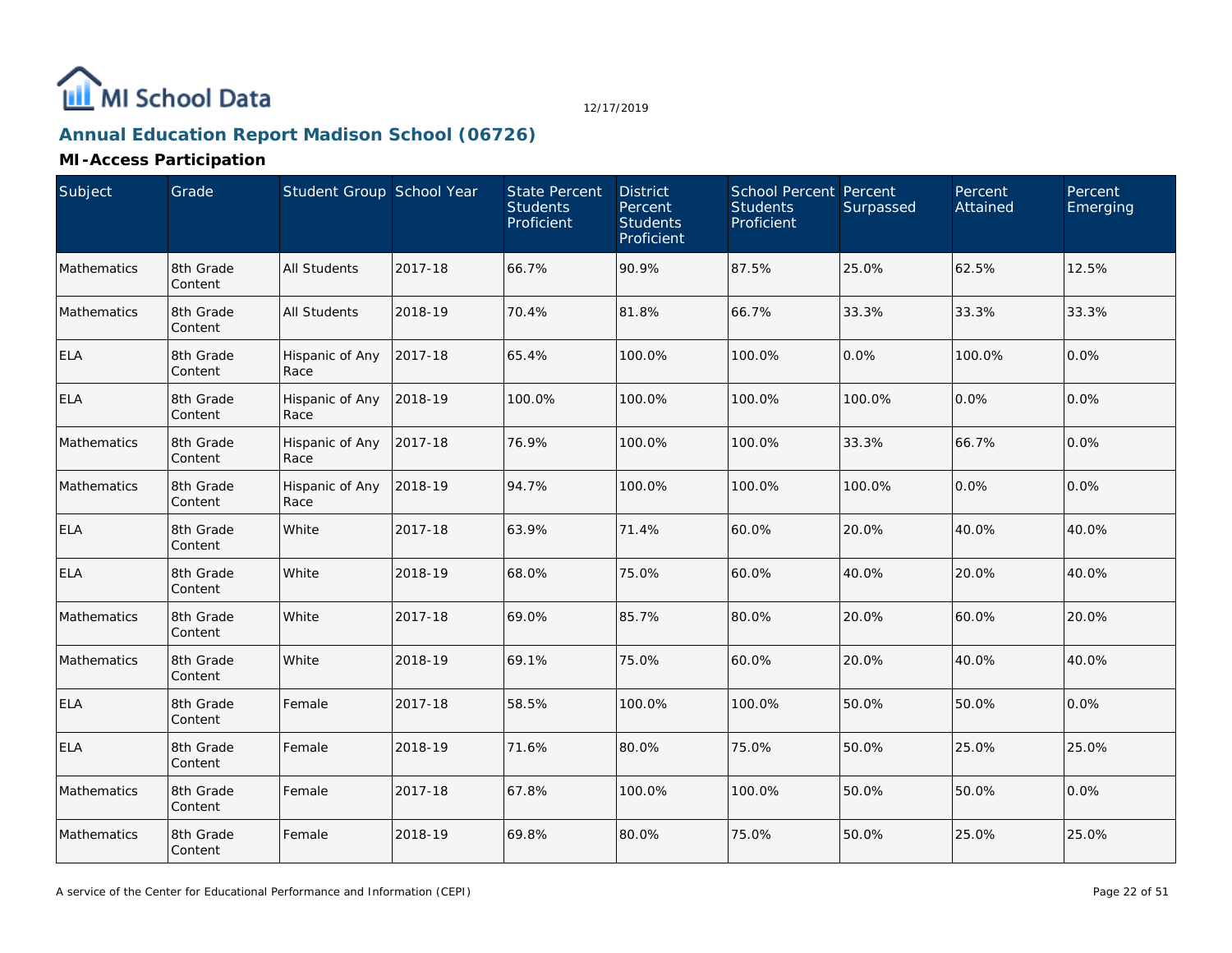# Annual Education Report Madison School (06726)

12/17/2019

## MI-Access Participation

| Subject | Grade | Student Group | School Year | State Percent Students Proficient | District Percent Students Proficient | School Percent Students Proficient | Percent Surpassed | Percent Attained | Percent Emerging |
|---|---|---|---|---|---|---|---|---|---|
| Mathematics | 8th Grade Content | All Students | 2017-18 | 66.7% | 90.9% | 87.5% | 25.0% | 62.5% | 12.5% |
| Mathematics | 8th Grade Content | All Students | 2018-19 | 70.4% | 81.8% | 66.7% | 33.3% | 33.3% | 33.3% |
| ELA | 8th Grade Content | Hispanic of Any Race | 2017-18 | 65.4% | 100.0% | 100.0% | 0.0% | 100.0% | 0.0% |
| ELA | 8th Grade Content | Hispanic of Any Race | 2018-19 | 100.0% | 100.0% | 100.0% | 100.0% | 0.0% | 0.0% |
| Mathematics | 8th Grade Content | Hispanic of Any Race | 2017-18 | 76.9% | 100.0% | 100.0% | 33.3% | 66.7% | 0.0% |
| Mathematics | 8th Grade Content | Hispanic of Any Race | 2018-19 | 94.7% | 100.0% | 100.0% | 100.0% | 0.0% | 0.0% |
| ELA | 8th Grade Content | White | 2017-18 | 63.9% | 71.4% | 60.0% | 20.0% | 40.0% | 40.0% |
| ELA | 8th Grade Content | White | 2018-19 | 68.0% | 75.0% | 60.0% | 40.0% | 20.0% | 40.0% |
| Mathematics | 8th Grade Content | White | 2017-18 | 69.0% | 85.7% | 80.0% | 20.0% | 60.0% | 20.0% |
| Mathematics | 8th Grade Content | White | 2018-19 | 69.1% | 75.0% | 60.0% | 20.0% | 40.0% | 40.0% |
| ELA | 8th Grade Content | Female | 2017-18 | 58.5% | 100.0% | 100.0% | 50.0% | 50.0% | 0.0% |
| ELA | 8th Grade Content | Female | 2018-19 | 71.6% | 80.0% | 75.0% | 50.0% | 25.0% | 25.0% |
| Mathematics | 8th Grade Content | Female | 2017-18 | 67.8% | 100.0% | 100.0% | 50.0% | 50.0% | 0.0% |
| Mathematics | 8th Grade Content | Female | 2018-19 | 69.8% | 80.0% | 75.0% | 50.0% | 25.0% | 25.0% |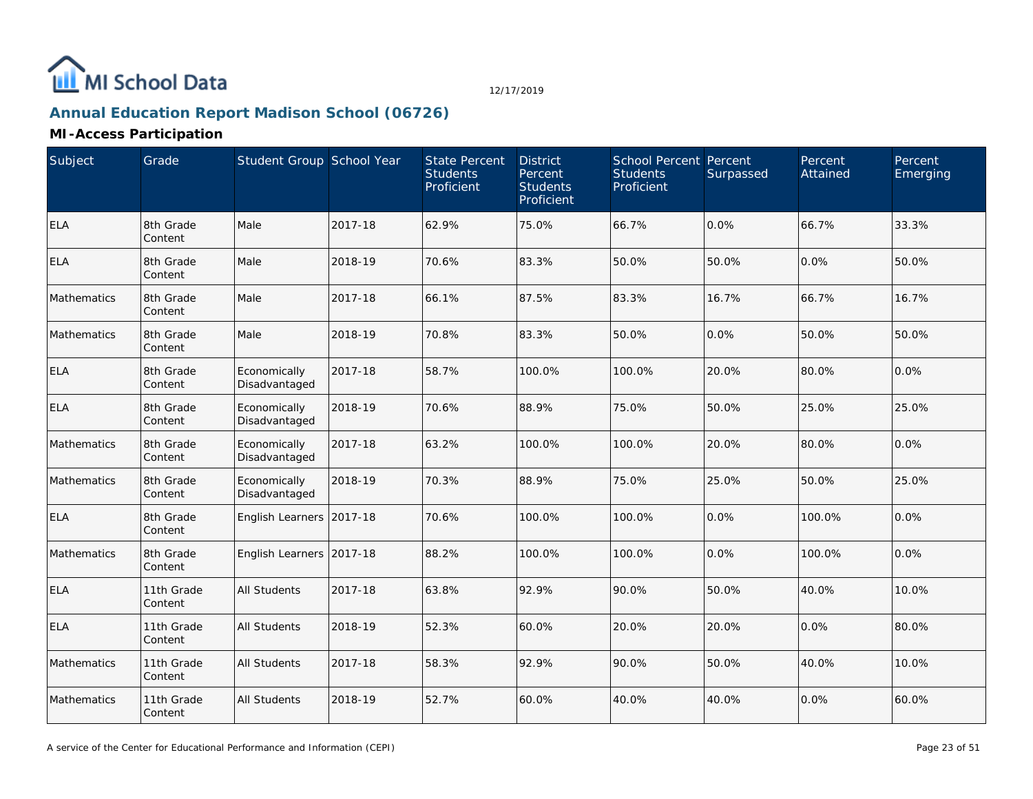# Annual Education Report Madison School (06726)

12/17/2019

## MI-Access Participation

| Subject | Grade | Student Group | School Year | State Percent Students Proficient | District Percent Students Proficient | School Percent Students Proficient | Percent Surpassed | Percent Attained | Percent Emerging |
|---|---|---|---|---|---|---|---|---|---|
| ELA | 8th Grade Content | Male | 2017-18 | 62.9% | 75.0% | 66.7% | 0.0% | 66.7% | 33.3% |
| ELA | 8th Grade Content | Male | 2018-19 | 70.6% | 83.3% | 50.0% | 50.0% | 0.0% | 50.0% |
| Mathematics | 8th Grade Content | Male | 2017-18 | 66.1% | 87.5% | 83.3% | 16.7% | 66.7% | 16.7% |
| Mathematics | 8th Grade Content | Male | 2018-19 | 70.8% | 83.3% | 50.0% | 0.0% | 50.0% | 50.0% |
| ELA | 8th Grade Content | Economically Disadvantaged | 2017-18 | 58.7% | 100.0% | 100.0% | 20.0% | 80.0% | 0.0% |
| ELA | 8th Grade Content | Economically Disadvantaged | 2018-19 | 70.6% | 88.9% | 75.0% | 50.0% | 25.0% | 25.0% |
| Mathematics | 8th Grade Content | Economically Disadvantaged | 2017-18 | 63.2% | 100.0% | 100.0% | 20.0% | 80.0% | 0.0% |
| Mathematics | 8th Grade Content | Economically Disadvantaged | 2018-19 | 70.3% | 88.9% | 75.0% | 25.0% | 50.0% | 25.0% |
| ELA | 8th Grade Content | English Learners | 2017-18 | 70.6% | 100.0% | 100.0% | 0.0% | 100.0% | 0.0% |
| Mathematics | 8th Grade Content | English Learners | 2017-18 | 88.2% | 100.0% | 100.0% | 0.0% | 100.0% | 0.0% |
| ELA | 11th Grade Content | All Students | 2017-18 | 63.8% | 92.9% | 90.0% | 50.0% | 40.0% | 10.0% |
| ELA | 11th Grade Content | All Students | 2018-19 | 52.3% | 60.0% | 20.0% | 20.0% | 0.0% | 80.0% |
| Mathematics | 11th Grade Content | All Students | 2017-18 | 58.3% | 92.9% | 90.0% | 50.0% | 40.0% | 10.0% |
| Mathematics | 11th Grade Content | All Students | 2018-19 | 52.7% | 60.0% | 40.0% | 40.0% | 0.0% | 60.0% |

A service of the Center for Educational Performance and Information (CEPI)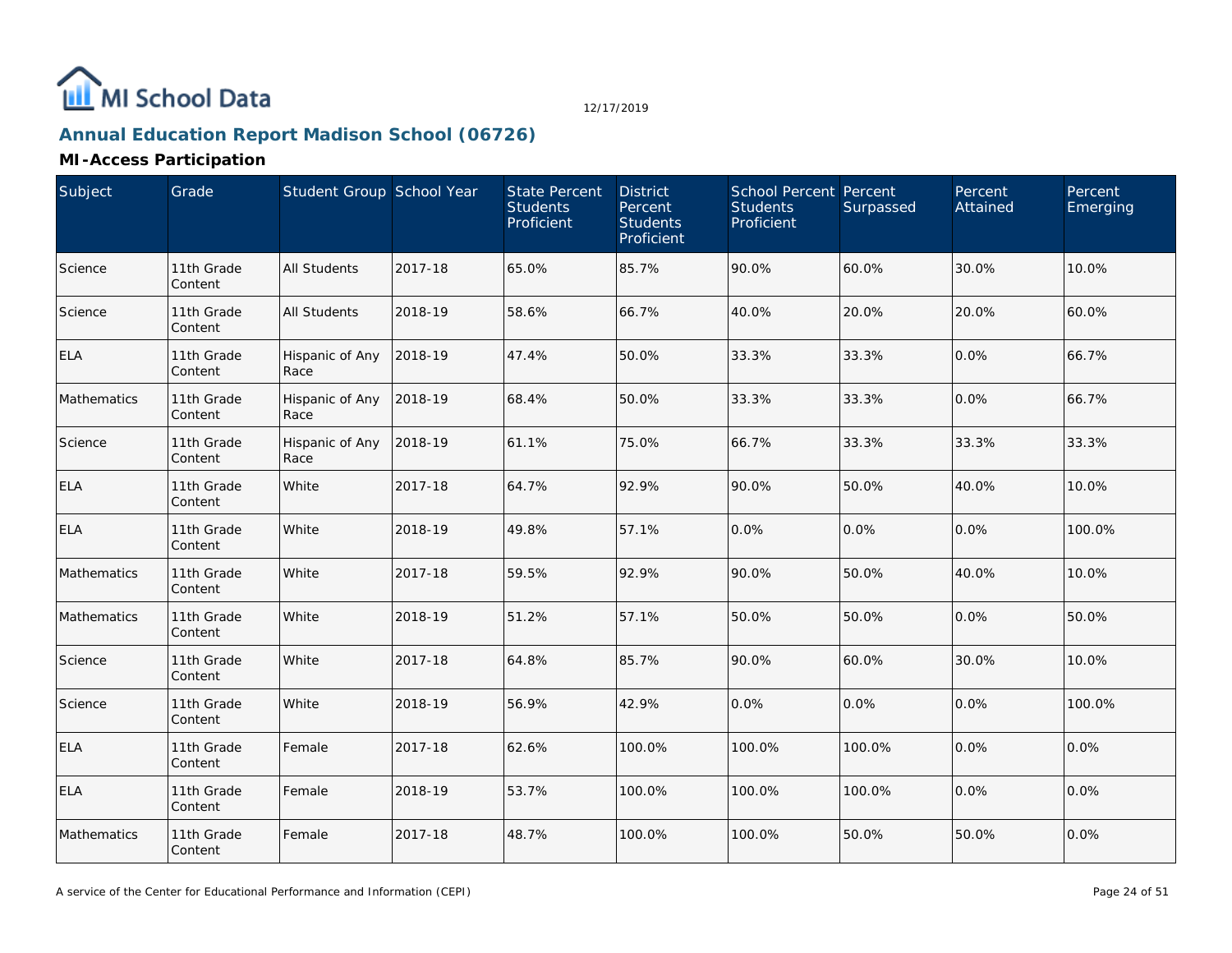MI School Data

12/17/2019

## Annual Education Report Madison School (06726)

### MI-Access Participation

| Subject | Grade | Student Group | School Year | State Percent Students Proficient | District Percent Students Proficient | School Percent Students Proficient | Percent Surpassed | Percent Attained | Percent Emerging |
|---|---|---|---|---|---|---|---|---|---|
| Science | 11th Grade Content | All Students | 2017-18 | 65.0% | 85.7% | 90.0% | 60.0% | 30.0% | 10.0% |
| Science | 11th Grade Content | All Students | 2018-19 | 58.6% | 66.7% | 40.0% | 20.0% | 20.0% | 60.0% |
| ELA | 11th Grade Content | Hispanic of Any Race | 2018-19 | 47.4% | 50.0% | 33.3% | 33.3% | 0.0% | 66.7% |
| Mathematics | 11th Grade Content | Hispanic of Any Race | 2018-19 | 68.4% | 50.0% | 33.3% | 33.3% | 0.0% | 66.7% |
| Science | 11th Grade Content | Hispanic of Any Race | 2018-19 | 61.1% | 75.0% | 66.7% | 33.3% | 33.3% | 33.3% |
| ELA | 11th Grade Content | White | 2017-18 | 64.7% | 92.9% | 90.0% | 50.0% | 40.0% | 10.0% |
| ELA | 11th Grade Content | White | 2018-19 | 49.8% | 57.1% | 0.0% | 0.0% | 0.0% | 100.0% |
| Mathematics | 11th Grade Content | White | 2017-18 | 59.5% | 92.9% | 90.0% | 50.0% | 40.0% | 10.0% |
| Mathematics | 11th Grade Content | White | 2018-19 | 51.2% | 57.1% | 50.0% | 50.0% | 0.0% | 50.0% |
| Science | 11th Grade Content | White | 2017-18 | 64.8% | 85.7% | 90.0% | 60.0% | 30.0% | 10.0% |
| Science | 11th Grade Content | White | 2018-19 | 56.9% | 42.9% | 0.0% | 0.0% | 0.0% | 100.0% |
| ELA | 11th Grade Content | Female | 2017-18 | 62.6% | 100.0% | 100.0% | 100.0% | 0.0% | 0.0% |
| ELA | 11th Grade Content | Female | 2018-19 | 53.7% | 100.0% | 100.0% | 100.0% | 0.0% | 0.0% |
| Mathematics | 11th Grade Content | Female | 2017-18 | 48.7% | 100.0% | 100.0% | 50.0% | 50.0% | 0.0% |

A service of the Center for Educational Performance and Information (CEPI)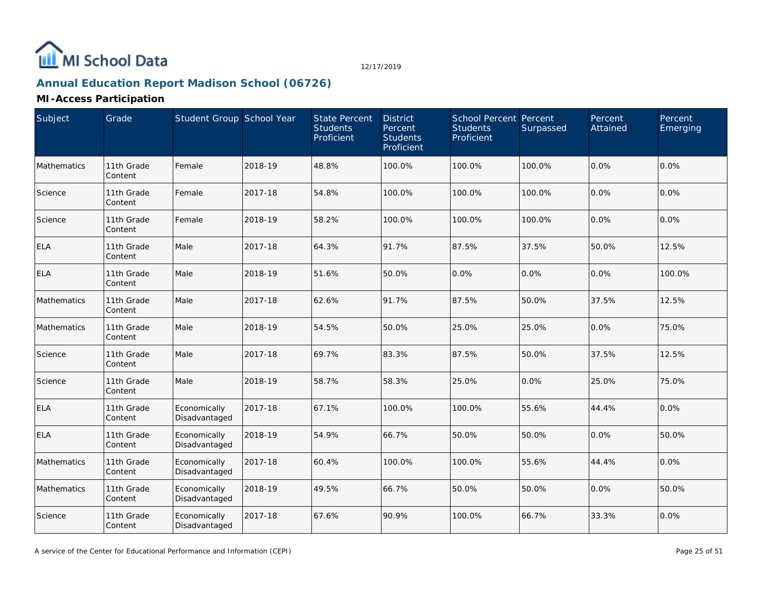## Annual Education Report Madison School (06726)

### MI-Access Participation

| Subject | Grade | Student Group | School Year | State Percent Students Proficient | District Percent Students Proficient | School Percent Students Proficient | Percent Surpassed | Percent Attained | Percent Emerging |
|---|---|---|---|---|---|---|---|---|---|
| Mathematics | 11th Grade Content | Female | 2018-19 | 48.8% | 100.0% | 100.0% | 100.0% | 0.0% | 0.0% |
| Science | 11th Grade Content | Female | 2017-18 | 54.8% | 100.0% | 100.0% | 100.0% | 0.0% | 0.0% |
| Science | 11th Grade Content | Female | 2018-19 | 58.2% | 100.0% | 100.0% | 100.0% | 0.0% | 0.0% |
| ELA | 11th Grade Content | Male | 2017-18 | 64.3% | 91.7% | 87.5% | 37.5% | 50.0% | 12.5% |
| ELA | 11th Grade Content | Male | 2018-19 | 51.6% | 50.0% | 0.0% | 0.0% | 0.0% | 100.0% |
| Mathematics | 11th Grade Content | Male | 2017-18 | 62.6% | 91.7% | 87.5% | 50.0% | 37.5% | 12.5% |
| Mathematics | 11th Grade Content | Male | 2018-19 | 54.5% | 50.0% | 25.0% | 25.0% | 0.0% | 75.0% |
| Science | 11th Grade Content | Male | 2017-18 | 69.7% | 83.3% | 87.5% | 50.0% | 37.5% | 12.5% |
| Science | 11th Grade Content | Male | 2018-19 | 58.7% | 58.3% | 25.0% | 0.0% | 25.0% | 75.0% |
| ELA | 11th Grade Content | Economically Disadvantaged | 2017-18 | 67.1% | 100.0% | 100.0% | 55.6% | 44.4% | 0.0% |
| ELA | 11th Grade Content | Economically Disadvantaged | 2018-19 | 54.9% | 66.7% | 50.0% | 50.0% | 0.0% | 50.0% |
| Mathematics | 11th Grade Content | Economically Disadvantaged | 2017-18 | 60.4% | 100.0% | 100.0% | 55.6% | 44.4% | 0.0% |
| Mathematics | 11th Grade Content | Economically Disadvantaged | 2018-19 | 49.5% | 66.7% | 50.0% | 50.0% | 0.0% | 50.0% |
| Science | 11th Grade Content | Economically Disadvantaged | 2017-18 | 67.6% | 90.9% | 100.0% | 66.7% | 33.3% | 0.0% |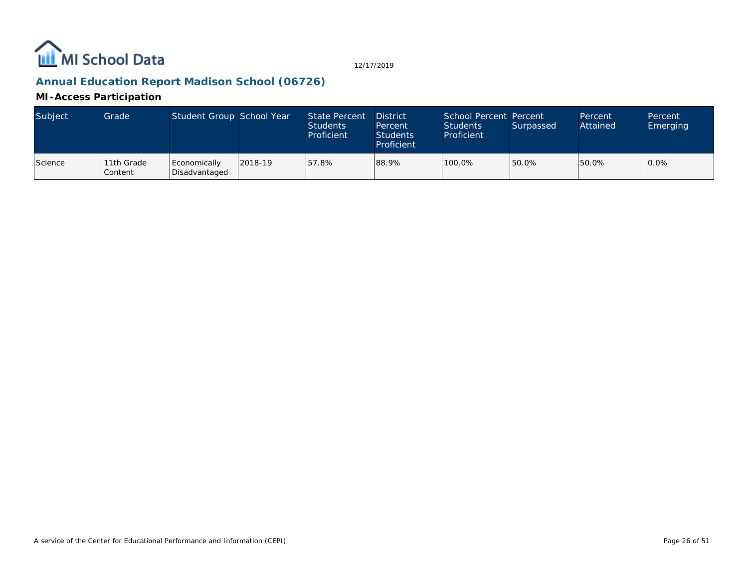## Annual Education Report Madison School (06726)

### MI-Access Participation

| Subject | Grade | Student Group | School Year | State Percent Students Proficient | District Percent Students Proficient | School Percent Students Proficient | Percent Surpassed | Percent Attained | Percent Emerging |
|---|---|---|---|---|---|---|---|---|---|
| Science | 11th Grade Content | Economically Disadvantaged | 2018-19 | 57.8% | 88.9% | 100.0% | 50.0% | 50.0% | 0.0% |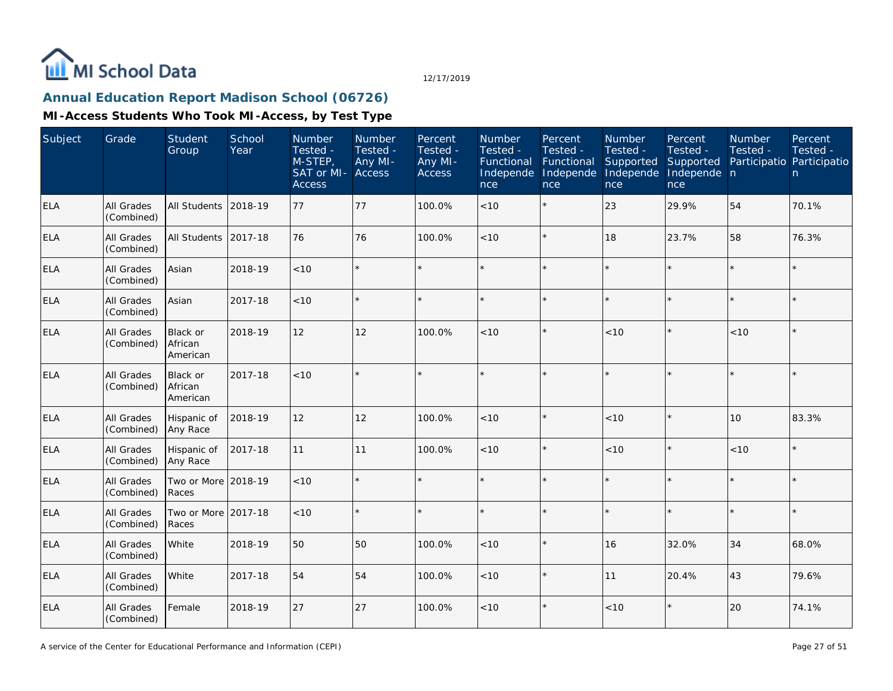MI School Data

12/17/2019

## Annual Education Report Madison School (06726)

### MI-Access Students Who Took MI-Access, by Test Type

| Subject | Grade | Student Group | School Year | Number Tested - M-STEP, SAT or MI-Access | Number Tested - Any MI-Access | Percent Tested - Any MI-Access | Number Tested - Functional Independence | Percent Tested - Functional Independence | Number Tested - Supported Independence | Percent Tested - Supported Independence | Number Tested - Participation | Percent Tested - Participation |
|---|---|---|---|---|---|---|---|---|---|---|---|---|
| ELA | All Grades (Combined) | All Students | 2018-19 | 77 | 77 | 100.0% | <10 | * | 23 | 29.9% | 54 | 70.1% |
| ELA | All Grades (Combined) | All Students | 2017-18 | 76 | 76 | 100.0% | <10 | * | 18 | 23.7% | 58 | 76.3% |
| ELA | All Grades (Combined) | Asian | 2018-19 | <10 | * | * | * | * | * | * | * | * |
| ELA | All Grades (Combined) | Asian | 2017-18 | <10 | * | * | * | * | * | * | * | * |
| ELA | All Grades (Combined) | Black or African American | 2018-19 | 12 | 12 | 100.0% | <10 | * | <10 | * | <10 | * |
| ELA | All Grades (Combined) | Black or African American | 2017-18 | <10 | * | * | * | * | * | * | * | * |
| ELA | All Grades (Combined) | Hispanic of Any Race | 2018-19 | 12 | 12 | 100.0% | <10 | * | <10 | * | 10 | 83.3% |
| ELA | All Grades (Combined) | Hispanic of Any Race | 2017-18 | 11 | 11 | 100.0% | <10 | * | <10 | * | <10 | * |
| ELA | All Grades (Combined) | Two or More Races | 2018-19 | <10 | * | * | * | * | * | * | * | * |
| ELA | All Grades (Combined) | Two or More Races | 2017-18 | <10 | * | * | * | * | * | * | * | * |
| ELA | All Grades (Combined) | White | 2018-19 | 50 | 50 | 100.0% | <10 | * | 16 | 32.0% | 34 | 68.0% |
| ELA | All Grades (Combined) | White | 2017-18 | 54 | 54 | 100.0% | <10 | * | 11 | 20.4% | 43 | 79.6% |
| ELA | All Grades (Combined) | Female | 2018-19 | 27 | 27 | 100.0% | <10 | * | <10 | * | 20 | 74.1% |

A service of the Center for Educational Performance and Information (CEPI)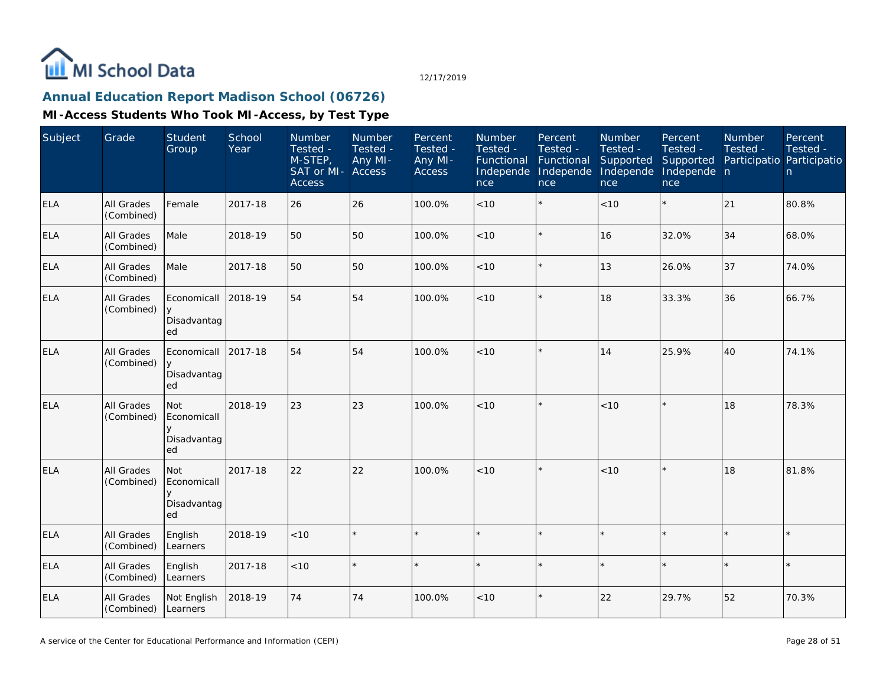# Annual Education Report Madison School (06726)

## MI-Access Students Who Took MI-Access, by Test Type

| Subject | Grade | Student Group | School Year | Number Tested - M-STEP, SAT or MI-Access | Number Tested - Any MI-Access | Percent Tested - Any MI-Access | Number Tested - Functional Independence | Percent Tested - Functional Independence | Number Tested - Supported Independence | Percent Tested - Supported Independence | Number Tested - Participation | Percent Tested - Participation |
|---|---|---|---|---|---|---|---|---|---|---|---|---|
| ELA | All Grades (Combined) | Female | 2017-18 | 26 | 26 | 100.0% | <10 | * | <10 | * | 21 | 80.8% |
| ELA | All Grades (Combined) | Male | 2018-19 | 50 | 50 | 100.0% | <10 | * | 16 | 32.0% | 34 | 68.0% |
| ELA | All Grades (Combined) | Male | 2017-18 | 50 | 50 | 100.0% | <10 | * | 13 | 26.0% | 37 | 74.0% |
| ELA | All Grades (Combined) | Economically Disadvantaged | 2018-19 | 54 | 54 | 100.0% | <10 | * | 18 | 33.3% | 36 | 66.7% |
| ELA | All Grades (Combined) | Economically Disadvantaged | 2017-18 | 54 | 54 | 100.0% | <10 | * | 14 | 25.9% | 40 | 74.1% |
| ELA | All Grades (Combined) | Not Economically Disadvantaged | 2018-19 | 23 | 23 | 100.0% | <10 | * | <10 | * | 18 | 78.3% |
| ELA | All Grades (Combined) | Not Economically Disadvantaged | 2017-18 | 22 | 22 | 100.0% | <10 | * | <10 | * | 18 | 81.8% |
| ELA | All Grades (Combined) | English Learners | 2018-19 | <10 | * | * | * | * | * | * | * | * |
| ELA | All Grades (Combined) | English Learners | 2017-18 | <10 | * | * | * | * | * | * | * | * |
| ELA | All Grades (Combined) | Not English Learners | 2018-19 | 74 | 74 | 100.0% | <10 | * | 22 | 29.7% | 52 | 70.3% |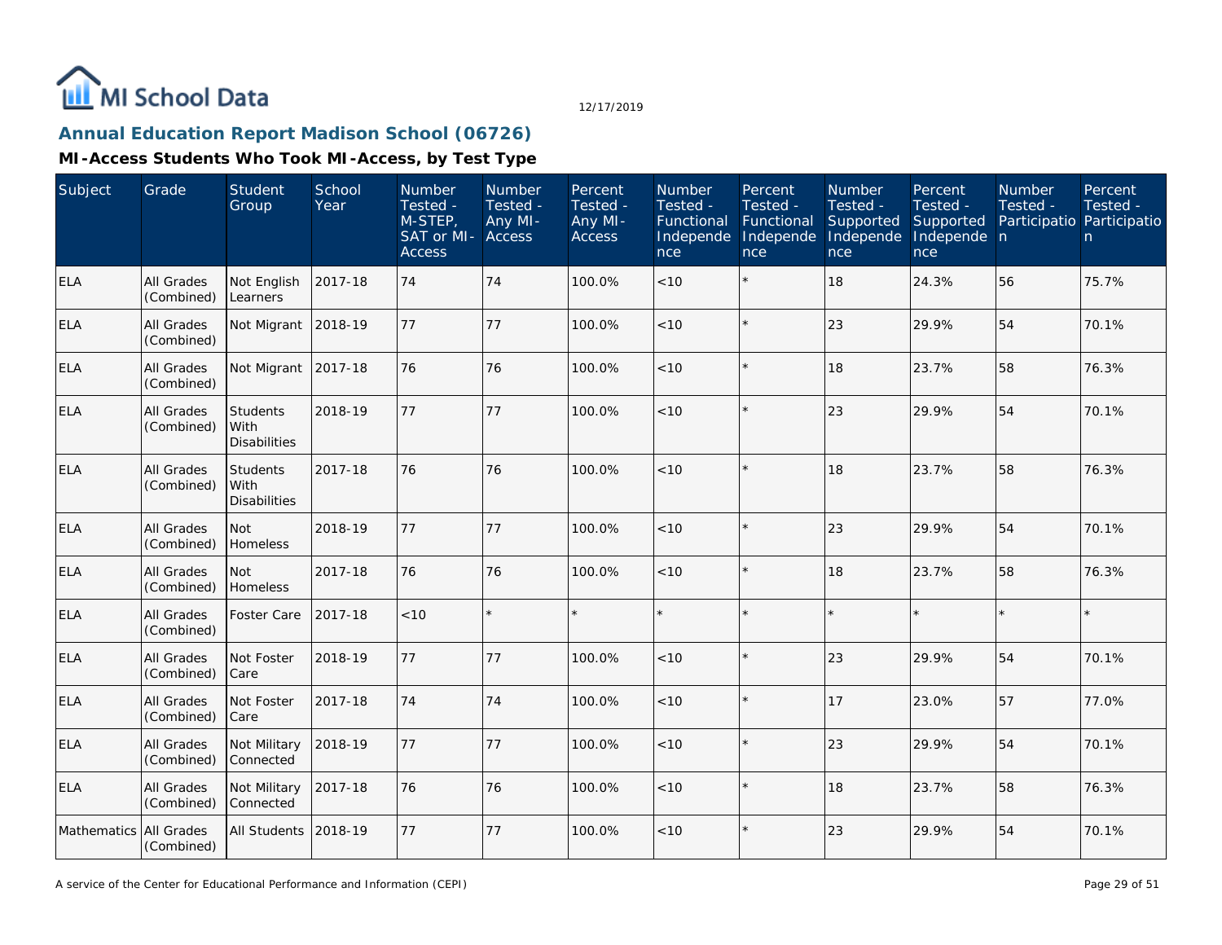## Annual Education Report Madison School (06726)

### MI-Access Students Who Took MI-Access, by Test Type

| Subject | Grade | Student Group | School Year | Number Tested - M-STEP, SAT or MI-Access | Number Tested - Any MI-Access | Percent Tested - Any MI-Access | Number Tested - Functional Independence | Percent Tested - Functional Independence | Number Tested - Supported Independence | Percent Tested - Supported Independence | Number Tested - Participation | Percent Tested - Participation |
|---|---|---|---|---|---|---|---|---|---|---|---|---|
| ELA | All Grades (Combined) | Not English Learners | 2017-18 | 74 | 74 | 100.0% | <10 | * | 18 | 24.3% | 56 | 75.7% |
| ELA | All Grades (Combined) | Not Migrant | 2018-19 | 77 | 77 | 100.0% | <10 | * | 23 | 29.9% | 54 | 70.1% |
| ELA | All Grades (Combined) | Not Migrant | 2017-18 | 76 | 76 | 100.0% | <10 | * | 18 | 23.7% | 58 | 76.3% |
| ELA | All Grades (Combined) | Students With Disabilities | 2018-19 | 77 | 77 | 100.0% | <10 | * | 23 | 29.9% | 54 | 70.1% |
| ELA | All Grades (Combined) | Students With Disabilities | 2017-18 | 76 | 76 | 100.0% | <10 | * | 18 | 23.7% | 58 | 76.3% |
| ELA | All Grades (Combined) | Not Homeless | 2018-19 | 77 | 77 | 100.0% | <10 | * | 23 | 29.9% | 54 | 70.1% |
| ELA | All Grades (Combined) | Not Homeless | 2017-18 | 76 | 76 | 100.0% | <10 | * | 18 | 23.7% | 58 | 76.3% |
| ELA | All Grades (Combined) | Foster Care | 2017-18 | <10 | * | * | * | * | * | * | * | * |
| ELA | All Grades (Combined) | Not Foster Care | 2018-19 | 77 | 77 | 100.0% | <10 | * | 23 | 29.9% | 54 | 70.1% |
| ELA | All Grades (Combined) | Not Foster Care | 2017-18 | 74 | 74 | 100.0% | <10 | * | 17 | 23.0% | 57 | 77.0% |
| ELA | All Grades (Combined) | Not Military Connected | 2018-19 | 77 | 77 | 100.0% | <10 | * | 23 | 29.9% | 54 | 70.1% |
| ELA | All Grades (Combined) | Not Military Connected | 2017-18 | 76 | 76 | 100.0% | <10 | * | 18 | 23.7% | 58 | 76.3% |
| Mathematics | All Grades (Combined) | All Students | 2018-19 | 77 | 77 | 100.0% | <10 | * | 23 | 29.9% | 54 | 70.1% |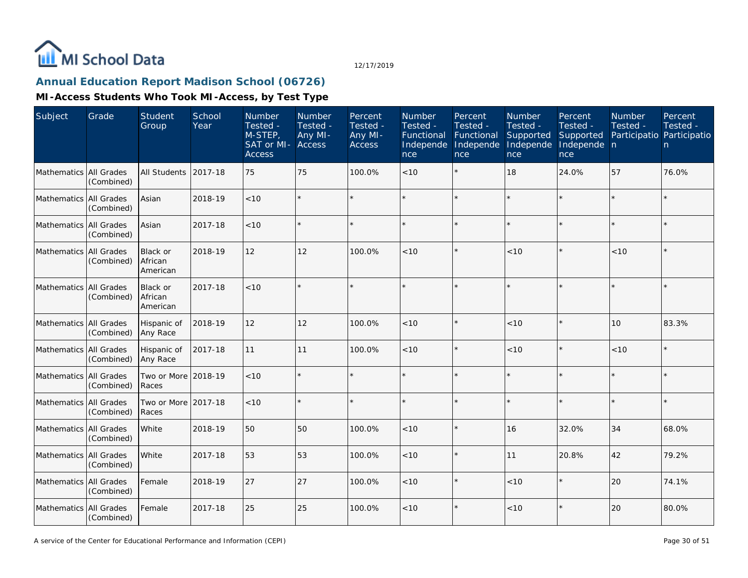## Annual Education Report Madison School (06726)

### MI-Access Students Who Took MI-Access, by Test Type

| Subject | Grade | Student Group | School Year | Number Tested - M-STEP, SAT or MI-Access | Number Tested - Any MI-Access | Percent Tested - Any MI-Access | Number Tested - Functional Independence | Percent Tested - Functional Independence | Number Tested - Supported Independence | Percent Tested - Supported Independence | Number Tested - Participation | Percent Tested - Participation |
|---|---|---|---|---|---|---|---|---|---|---|---|---|
| Mathematics | All Grades (Combined) | All Students | 2017-18 | 75 | 75 | 100.0% | <10 | * | 18 | 24.0% | 57 | 76.0% |
| Mathematics | All Grades (Combined) | Asian | 2018-19 | <10 | * | * | * | * | * | * | * | * |
| Mathematics | All Grades (Combined) | Asian | 2017-18 | <10 | * | * | * | * | * | * | * | * |
| Mathematics | All Grades (Combined) | Black or African American | 2018-19 | 12 | 12 | 100.0% | <10 | * | <10 | * | <10 | * |
| Mathematics | All Grades (Combined) | Black or African American | 2017-18 | <10 | * | * | * | * | * | * | * | * |
| Mathematics | All Grades (Combined) | Hispanic of Any Race | 2018-19 | 12 | 12 | 100.0% | <10 | * | <10 | * | 10 | 83.3% |
| Mathematics | All Grades (Combined) | Hispanic of Any Race | 2017-18 | 11 | 11 | 100.0% | <10 | * | <10 | * | <10 | * |
| Mathematics | All Grades (Combined) | Two or More Races | 2018-19 | <10 | * | * | * | * | * | * | * | * |
| Mathematics | All Grades (Combined) | Two or More Races | 2017-18 | <10 | * | * | * | * | * | * | * | * |
| Mathematics | All Grades (Combined) | White | 2018-19 | 50 | 50 | 100.0% | <10 | * | 16 | 32.0% | 34 | 68.0% |
| Mathematics | All Grades (Combined) | White | 2017-18 | 53 | 53 | 100.0% | <10 | * | 11 | 20.8% | 42 | 79.2% |
| Mathematics | All Grades (Combined) | Female | 2018-19 | 27 | 27 | 100.0% | <10 | * | <10 | * | 20 | 74.1% |
| Mathematics | All Grades (Combined) | Female | 2017-18 | 25 | 25 | 100.0% | <10 | * | <10 | * | 20 | 80.0% |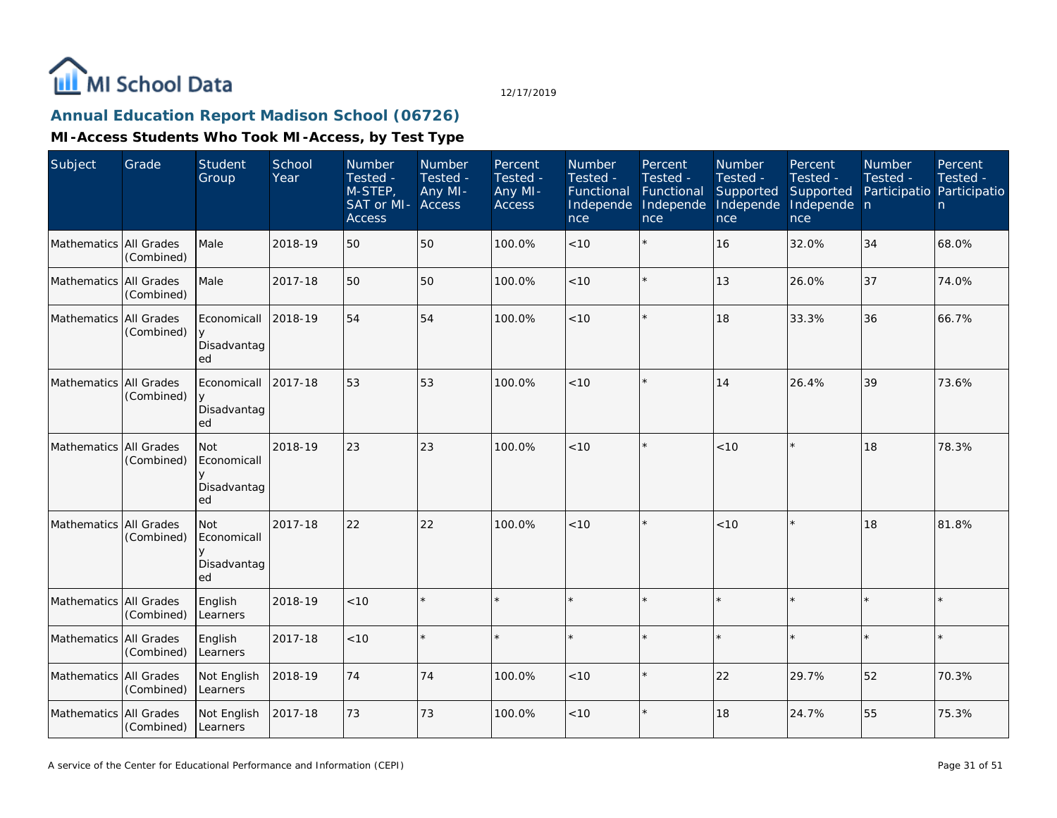MI School Data

12/17/2019

## Annual Education Report Madison School (06726)

### MI-Access Students Who Took MI-Access, by Test Type

| Subject | Grade | Student Group | School Year | Number Tested - M-STEP, SAT or MI-Access | Number Tested - Any MI-Access | Percent Tested - Any MI-Access | Number Tested - Functional Independence | Percent Tested - Functional Independence | Number Tested - Supported Independence | Percent Tested - Supported Independence | Number Tested - Participation | Percent Tested - Participation |
|---|---|---|---|---|---|---|---|---|---|---|---|---|
| Mathematics | All Grades (Combined) | Male | 2018-19 | 50 | 50 | 100.0% | <10 | * | 16 | 32.0% | 34 | 68.0% |
| Mathematics | All Grades (Combined) | Male | 2017-18 | 50 | 50 | 100.0% | <10 | * | 13 | 26.0% | 37 | 74.0% |
| Mathematics | All Grades (Combined) | Economically Disadvantaged | 2018-19 | 54 | 54 | 100.0% | <10 | * | 18 | 33.3% | 36 | 66.7% |
| Mathematics | All Grades (Combined) | Economically Disadvantaged | 2017-18 | 53 | 53 | 100.0% | <10 | * | 14 | 26.4% | 39 | 73.6% |
| Mathematics | All Grades (Combined) | Not Economically Disadvantaged | 2018-19 | 23 | 23 | 100.0% | <10 | * | <10 | * | 18 | 78.3% |
| Mathematics | All Grades (Combined) | Not Economically Disadvantaged | 2017-18 | 22 | 22 | 100.0% | <10 | * | <10 | * | 18 | 81.8% |
| Mathematics | All Grades (Combined) | English Learners | 2018-19 | <10 | * | * | * | * | * | * | * | * |
| Mathematics | All Grades (Combined) | English Learners | 2017-18 | <10 | * | * | * | * | * | * | * | * |
| Mathematics | All Grades (Combined) | Not English Learners | 2018-19 | 74 | 74 | 100.0% | <10 | * | 22 | 29.7% | 52 | 70.3% |
| Mathematics | All Grades (Combined) | Not English Learners | 2017-18 | 73 | 73 | 100.0% | <10 | * | 18 | 24.7% | 55 | 75.3% |

A service of the Center for Educational Performance and Information (CEPI)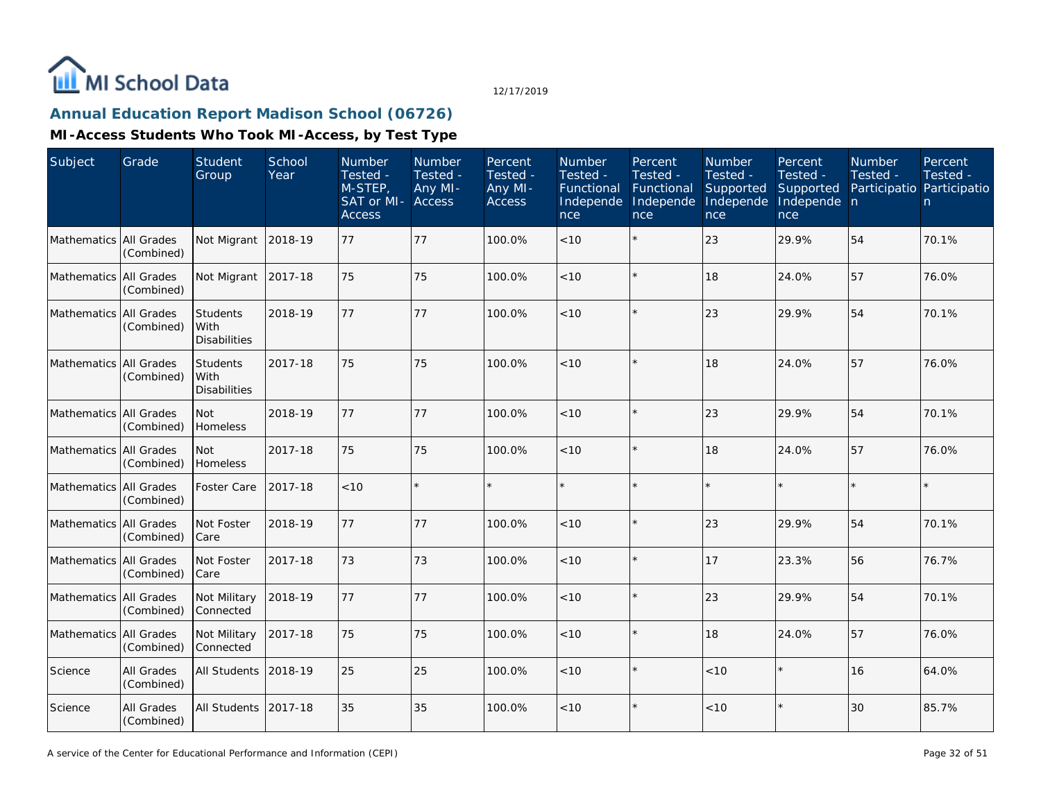## Annual Education Report Madison School (06726)

### MI-Access Students Who Took MI-Access, by Test Type

| Subject | Grade | Student Group | School Year | Number Tested - M-STEP, SAT or MI-Access | Number Tested - Any MI-Access | Percent Tested - Any MI-Access | Number Tested - Functional Independence | Percent Tested - Functional Independence | Number Tested - Supported Independence | Percent Tested - Supported Independence | Number Tested - Participation | Percent Tested - Participation |
|---|---|---|---|---|---|---|---|---|---|---|---|---|
| Mathematics | All Grades (Combined) | Not Migrant | 2018-19 | 77 | 77 | 100.0% | <10 | * | 23 | 29.9% | 54 | 70.1% |
| Mathematics | All Grades (Combined) | Not Migrant | 2017-18 | 75 | 75 | 100.0% | <10 | * | 18 | 24.0% | 57 | 76.0% |
| Mathematics | All Grades (Combined) | Students With Disabilities | 2018-19 | 77 | 77 | 100.0% | <10 | * | 23 | 29.9% | 54 | 70.1% |
| Mathematics | All Grades (Combined) | Students With Disabilities | 2017-18 | 75 | 75 | 100.0% | <10 | * | 18 | 24.0% | 57 | 76.0% |
| Mathematics | All Grades (Combined) | Not Homeless | 2018-19 | 77 | 77 | 100.0% | <10 | * | 23 | 29.9% | 54 | 70.1% |
| Mathematics | All Grades (Combined) | Not Homeless | 2017-18 | 75 | 75 | 100.0% | <10 | * | 18 | 24.0% | 57 | 76.0% |
| Mathematics | All Grades (Combined) | Foster Care | 2017-18 | <10 | * | * | * | * | * | * | * | * |
| Mathematics | All Grades (Combined) | Not Foster Care | 2018-19 | 77 | 77 | 100.0% | <10 | * | 23 | 29.9% | 54 | 70.1% |
| Mathematics | All Grades (Combined) | Not Foster Care | 2017-18 | 73 | 73 | 100.0% | <10 | * | 17 | 23.3% | 56 | 76.7% |
| Mathematics | All Grades (Combined) | Not Military Connected | 2018-19 | 77 | 77 | 100.0% | <10 | * | 23 | 29.9% | 54 | 70.1% |
| Mathematics | All Grades (Combined) | Not Military Connected | 2017-18 | 75 | 75 | 100.0% | <10 | * | 18 | 24.0% | 57 | 76.0% |
| Science | All Grades (Combined) | All Students | 2018-19 | 25 | 25 | 100.0% | <10 | * | <10 | * | 16 | 64.0% |
| Science | All Grades (Combined) | All Students | 2017-18 | 35 | 35 | 100.0% | <10 | * | <10 | * | 30 | 85.7% |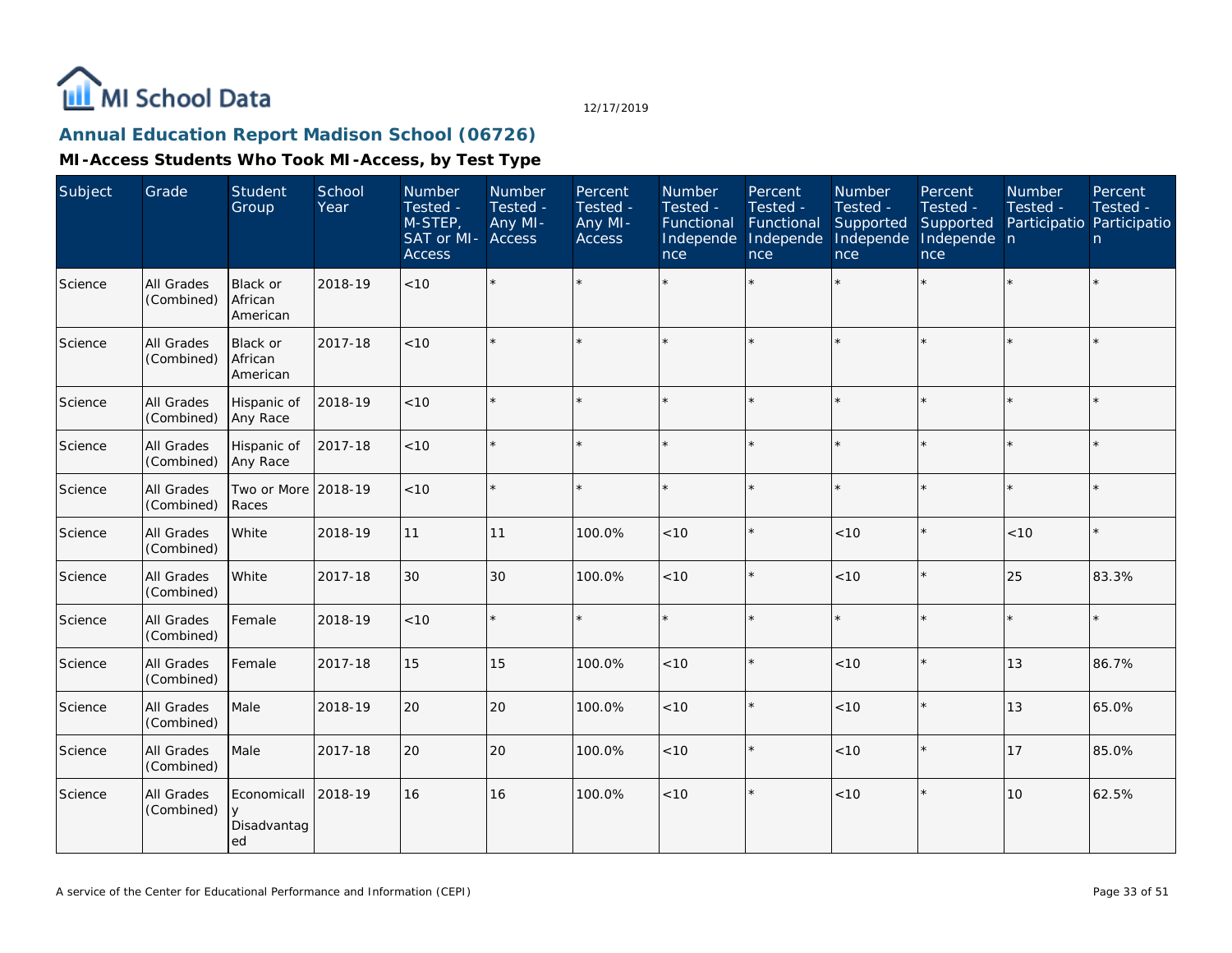# Annual Education Report Madison School (06726)

## MI-Access Students Who Took MI-Access, by Test Type

| Subject | Grade | Student Group | School Year | Number Tested - M-STEP, SAT or MI-Access | Number Tested - Any MI-Access | Percent Tested - Any MI-Access | Number Tested - Functional Independence | Percent Tested - Functional Independence | Number Tested - Supported Independence | Percent Tested - Supported Independence | Number Tested - Participation | Percent Tested - Participation |
|---|---|---|---|---|---|---|---|---|---|---|---|---|
| Science | All Grades (Combined) | Black or African American | 2018-19 | <10 | * | * | * | * | * | * | * | * |
| Science | All Grades (Combined) | Black or African American | 2017-18 | <10 | * | * | * | * | * | * | * | * |
| Science | All Grades (Combined) | Hispanic of Any Race | 2018-19 | <10 | * | * | * | * | * | * | * | * |
| Science | All Grades (Combined) | Hispanic of Any Race | 2017-18 | <10 | * | * | * | * | * | * | * | * |
| Science | All Grades (Combined) | Two or More Races | 2018-19 | <10 | * | * | * | * | * | * | * | * |
| Science | All Grades (Combined) | White | 2018-19 | 11 | 11 | 100.0% | <10 | * | <10 | * | <10 | * |
| Science | All Grades (Combined) | White | 2017-18 | 30 | 30 | 100.0% | <10 | * | <10 | * | 25 | 83.3% |
| Science | All Grades (Combined) | Female | 2018-19 | <10 | * | * | * | * | * | * | * | * |
| Science | All Grades (Combined) | Female | 2017-18 | 15 | 15 | 100.0% | <10 | * | <10 | * | 13 | 86.7% |
| Science | All Grades (Combined) | Male | 2018-19 | 20 | 20 | 100.0% | <10 | * | <10 | * | 13 | 65.0% |
| Science | All Grades (Combined) | Male | 2017-18 | 20 | 20 | 100.0% | <10 | * | <10 | * | 17 | 85.0% |
| Science | All Grades (Combined) | Economically Disadvantaged | 2018-19 | 16 | 16 | 100.0% | <10 | * | <10 | * | 10 | 62.5% |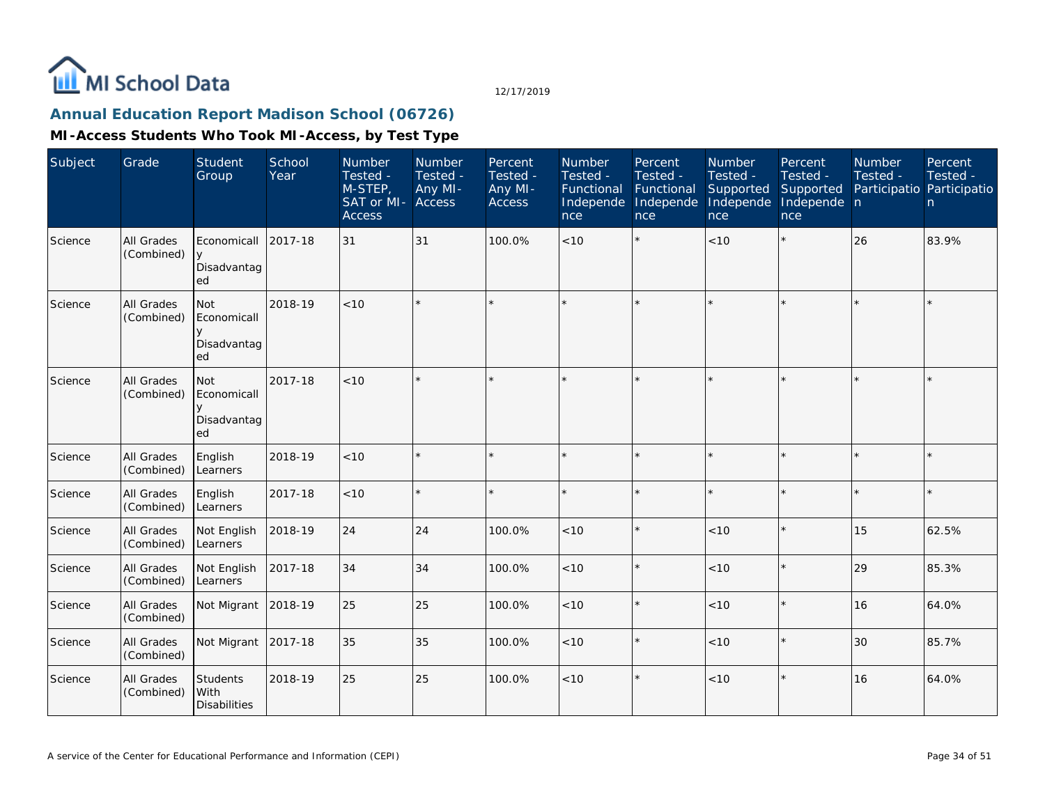## Annual Education Report Madison School (06726)

### MI-Access Students Who Took MI-Access, by Test Type

| Subject | Grade | Student Group | School Year | Number Tested - M-STEP, SAT or MI-Access | Number Tested - Any MI-Access | Percent Tested - Any MI-Access | Number Tested - Functional Independence | Percent Tested - Functional Independence | Number Tested - Supported Independence | Percent Tested - Supported Independence | Number Tested - Participation | Percent Tested - Participation |
|---|---|---|---|---|---|---|---|---|---|---|---|---|
| Science | All Grades (Combined) | Economically Disadvantaged | 2017-18 | 31 | 31 | 100.0% | <10 | * | <10 | * | 26 | 83.9% |
| Science | All Grades (Combined) | Not Economically Disadvantaged | 2018-19 | <10 | * | * | * | * | * | * | * | * |
| Science | All Grades (Combined) | Not Economically Disadvantaged | 2017-18 | <10 | * | * | * | * | * | * | * | * |
| Science | All Grades (Combined) | English Learners | 2018-19 | <10 | * | * | * | * | * | * | * | * |
| Science | All Grades (Combined) | English Learners | 2017-18 | <10 | * | * | * | * | * | * | * | * |
| Science | All Grades (Combined) | Not English Learners | 2018-19 | 24 | 24 | 100.0% | <10 | * | <10 | * | 15 | 62.5% |
| Science | All Grades (Combined) | Not English Learners | 2017-18 | 34 | 34 | 100.0% | <10 | * | <10 | * | 29 | 85.3% |
| Science | All Grades (Combined) | Not Migrant | 2018-19 | 25 | 25 | 100.0% | <10 | * | <10 | * | 16 | 64.0% |
| Science | All Grades (Combined) | Not Migrant | 2017-18 | 35 | 35 | 100.0% | <10 | * | <10 | * | 30 | 85.7% |
| Science | All Grades (Combined) | Students With Disabilities | 2018-19 | 25 | 25 | 100.0% | <10 | * | <10 | * | 16 | 64.0% |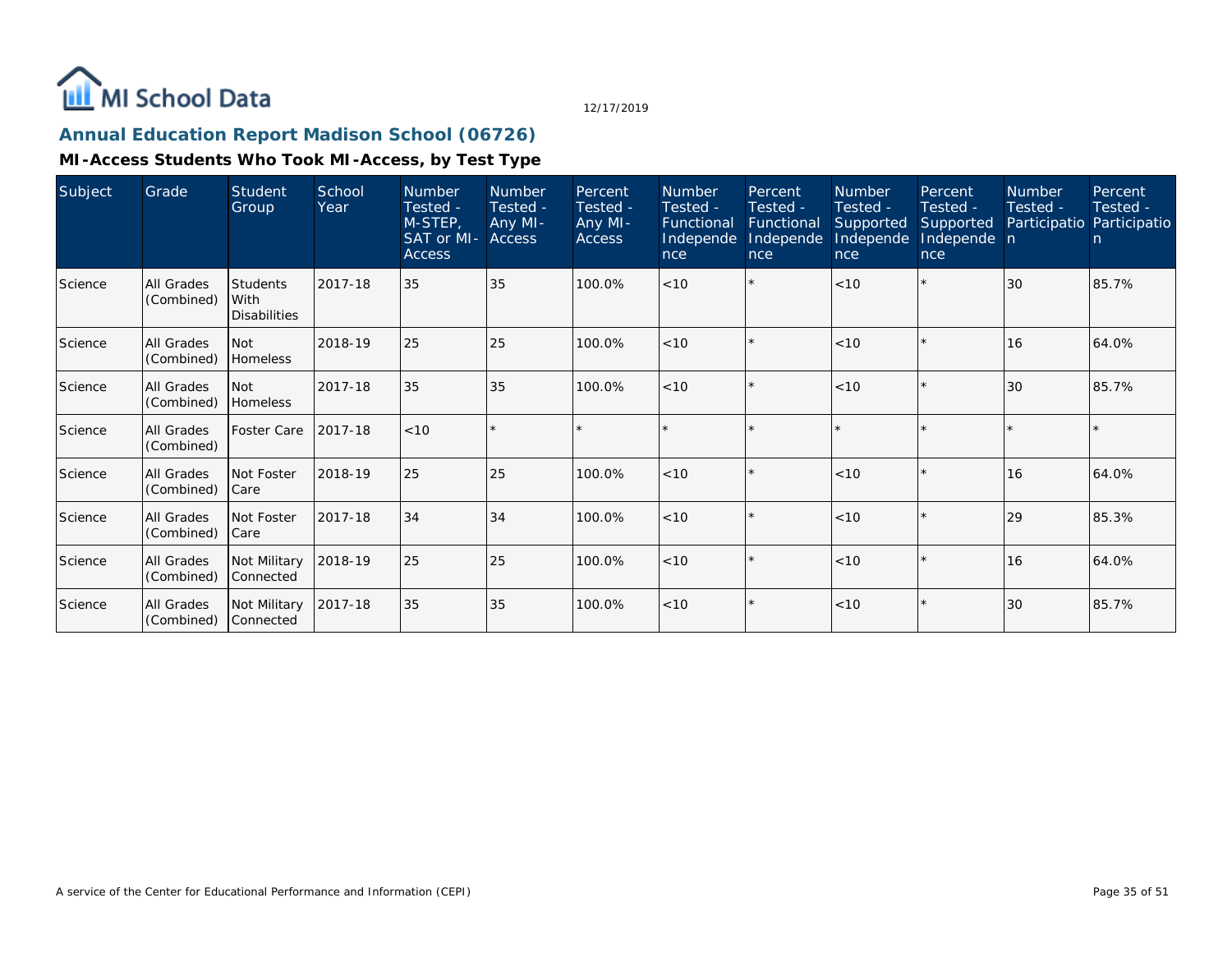# MI School Data

12/17/2019

## Annual Education Report Madison School (06726)

### MI-Access Students Who Took MI-Access, by Test Type

| Subject | Grade | Student Group | School Year | Number Tested - M-STEP, SAT or MI-Access | Number Tested - Any MI-Access | Percent Tested - Any MI-Access | Number Tested - Functional Independence | Percent Tested - Functional Independence | Number Tested - Supported Independence | Percent Tested - Supported Independence | Number Tested - Participation | Percent Tested - Participation |
|---|---|---|---|---|---|---|---|---|---|---|---|---|
| Science | All Grades (Combined) | Students With Disabilities | 2017-18 | 35 | 35 | 100.0% | <10 | * | <10 | * | 30 | 85.7% |
| Science | All Grades (Combined) | Not Homeless | 2018-19 | 25 | 25 | 100.0% | <10 | * | <10 | * | 16 | 64.0% |
| Science | All Grades (Combined) | Not Homeless | 2017-18 | 35 | 35 | 100.0% | <10 | * | <10 | * | 30 | 85.7% |
| Science | All Grades (Combined) | Foster Care | 2017-18 | <10 | * | * | * | * | * | * | * | * |
| Science | All Grades (Combined) | Not Foster Care | 2018-19 | 25 | 25 | 100.0% | <10 | * | <10 | * | 16 | 64.0% |
| Science | All Grades (Combined) | Not Foster Care | 2017-18 | 34 | 34 | 100.0% | <10 | * | <10 | * | 29 | 85.3% |
| Science | All Grades (Combined) | Not Military Connected | 2018-19 | 25 | 25 | 100.0% | <10 | * | <10 | * | 16 | 64.0% |
| Science | All Grades (Combined) | Not Military Connected | 2017-18 | 35 | 35 | 100.0% | <10 | * | <10 | * | 30 | 85.7% |

A service of the Center for Educational Performance and Information (CEPI)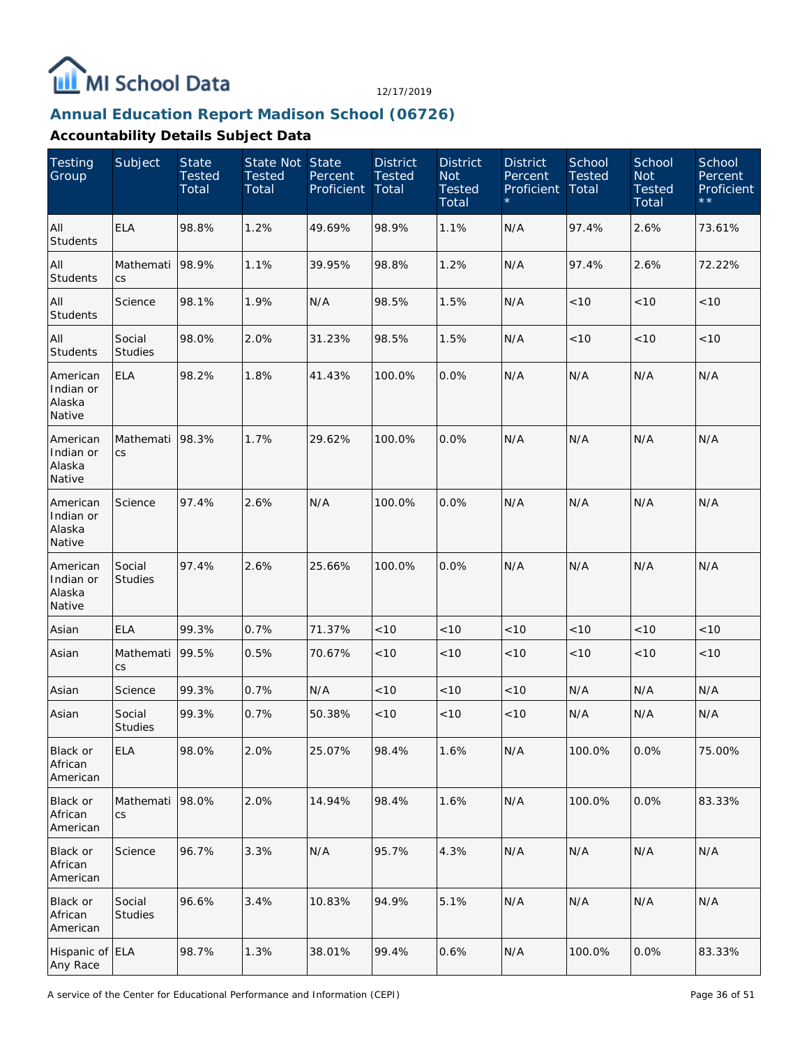MI School Data

12/17/2019

## Annual Education Report Madison School (06726)

### Accountability Details Subject Data

| Testing Group | Subject | State Tested Total | State Not Tested Total | State Percent Proficient | District Tested Total | District Not Tested Total | District Percent Proficient * | School Tested Total | School Not Tested Total | School Percent Proficient ** |
|---|---|---|---|---|---|---|---|---|---|---|
| All Students | ELA | 98.8% | 1.2% | 49.69% | 98.9% | 1.1% | N/A | 97.4% | 2.6% | 73.61% |
| All Students | Mathematics | 98.9% | 1.1% | 39.95% | 98.8% | 1.2% | N/A | 97.4% | 2.6% | 72.22% |
| All Students | Science | 98.1% | 1.9% | N/A | 98.5% | 1.5% | N/A | <10 | <10 | <10 |
| All Students | Social Studies | 98.0% | 2.0% | 31.23% | 98.5% | 1.5% | N/A | <10 | <10 | <10 |
| American Indian or Alaska Native | ELA | 98.2% | 1.8% | 41.43% | 100.0% | 0.0% | N/A | N/A | N/A | N/A |
| American Indian or Alaska Native | Mathematics | 98.3% | 1.7% | 29.62% | 100.0% | 0.0% | N/A | N/A | N/A | N/A |
| American Indian or Alaska Native | Science | 97.4% | 2.6% | N/A | 100.0% | 0.0% | N/A | N/A | N/A | N/A |
| American Indian or Alaska Native | Social Studies | 97.4% | 2.6% | 25.66% | 100.0% | 0.0% | N/A | N/A | N/A | N/A |
| Asian | ELA | 99.3% | 0.7% | 71.37% | <10 | <10 | <10 | <10 | <10 | <10 |
| Asian | Mathematics | 99.5% | 0.5% | 70.67% | <10 | <10 | <10 | <10 | <10 | <10 |
| Asian | Science | 99.3% | 0.7% | N/A | <10 | <10 | <10 | N/A | N/A | N/A |
| Asian | Social Studies | 99.3% | 0.7% | 50.38% | <10 | <10 | <10 | N/A | N/A | N/A |
| Black or African American | ELA | 98.0% | 2.0% | 25.07% | 98.4% | 1.6% | N/A | 100.0% | 0.0% | 75.00% |
| Black or African American | Mathematics | 98.0% | 2.0% | 14.94% | 98.4% | 1.6% | N/A | 100.0% | 0.0% | 83.33% |
| Black or African American | Science | 96.7% | 3.3% | N/A | 95.7% | 4.3% | N/A | N/A | N/A | N/A |
| Black or African American | Social Studies | 96.6% | 3.4% | 10.83% | 94.9% | 5.1% | N/A | N/A | N/A | N/A |
| Hispanic of Any Race | ELA | 98.7% | 1.3% | 38.01% | 99.4% | 0.6% | N/A | 100.0% | 0.0% | 83.33% |

A service of the Center for Educational Performance and Information (CEPI)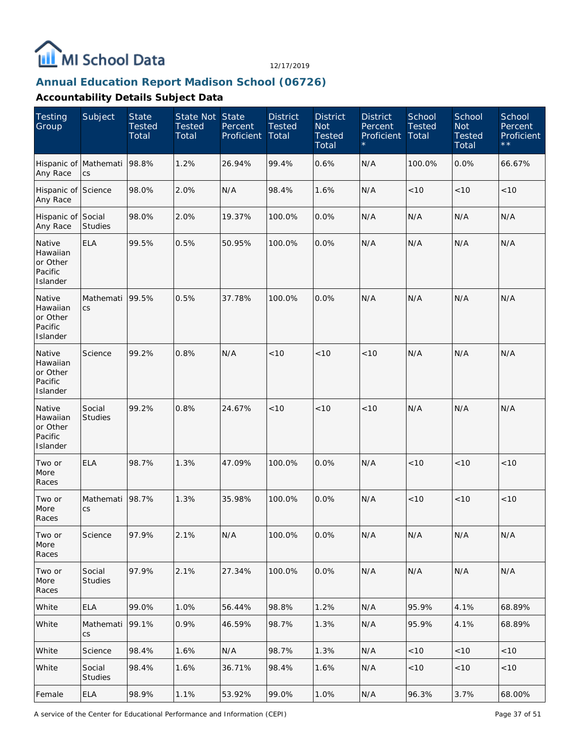## Annual Education Report Madison School (06726)

### Accountability Details Subject Data

| Testing Group | Subject | State Tested Total | State Not Tested Total | State Percent Proficient | District Tested Total | District Not Tested Total | District Percent Proficient * | School Tested Total | School Not Tested Total | School Percent Proficient ** |
|---|---|---|---|---|---|---|---|---|---|---|
| Hispanic of Any Race | Mathematics | 98.8% | 1.2% | 26.94% | 99.4% | 0.6% | N/A | 100.0% | 0.0% | 66.67% |
| Hispanic of Any Race | Science | 98.0% | 2.0% | N/A | 98.4% | 1.6% | N/A | <10 | <10 | <10 |
| Hispanic of Any Race | Social Studies | 98.0% | 2.0% | 19.37% | 100.0% | 0.0% | N/A | N/A | N/A | N/A |
| Native Hawaiian or Other Pacific Islander | ELA | 99.5% | 0.5% | 50.95% | 100.0% | 0.0% | N/A | N/A | N/A | N/A |
| Native Hawaiian or Other Pacific Islander | Mathematics | 99.5% | 0.5% | 37.78% | 100.0% | 0.0% | N/A | N/A | N/A | N/A |
| Native Hawaiian or Other Pacific Islander | Science | 99.2% | 0.8% | N/A | <10 | <10 | <10 | N/A | N/A | N/A |
| Native Hawaiian or Other Pacific Islander | Social Studies | 99.2% | 0.8% | 24.67% | <10 | <10 | <10 | N/A | N/A | N/A |
| Two or More Races | ELA | 98.7% | 1.3% | 47.09% | 100.0% | 0.0% | N/A | <10 | <10 | <10 |
| Two or More Races | Mathematics | 98.7% | 1.3% | 35.98% | 100.0% | 0.0% | N/A | <10 | <10 | <10 |
| Two or More Races | Science | 97.9% | 2.1% | N/A | 100.0% | 0.0% | N/A | N/A | N/A | N/A |
| Two or More Races | Social Studies | 97.9% | 2.1% | 27.34% | 100.0% | 0.0% | N/A | N/A | N/A | N/A |
| White | ELA | 99.0% | 1.0% | 56.44% | 98.8% | 1.2% | N/A | 95.9% | 4.1% | 68.89% |
| White | Mathematics | 99.1% | 0.9% | 46.59% | 98.7% | 1.3% | N/A | 95.9% | 4.1% | 68.89% |
| White | Science | 98.4% | 1.6% | N/A | 98.7% | 1.3% | N/A | <10 | <10 | <10 |
| White | Social Studies | 98.4% | 1.6% | 36.71% | 98.4% | 1.6% | N/A | <10 | <10 | <10 |
| Female | ELA | 98.9% | 1.1% | 53.92% | 99.0% | 1.0% | N/A | 96.3% | 3.7% | 68.00% |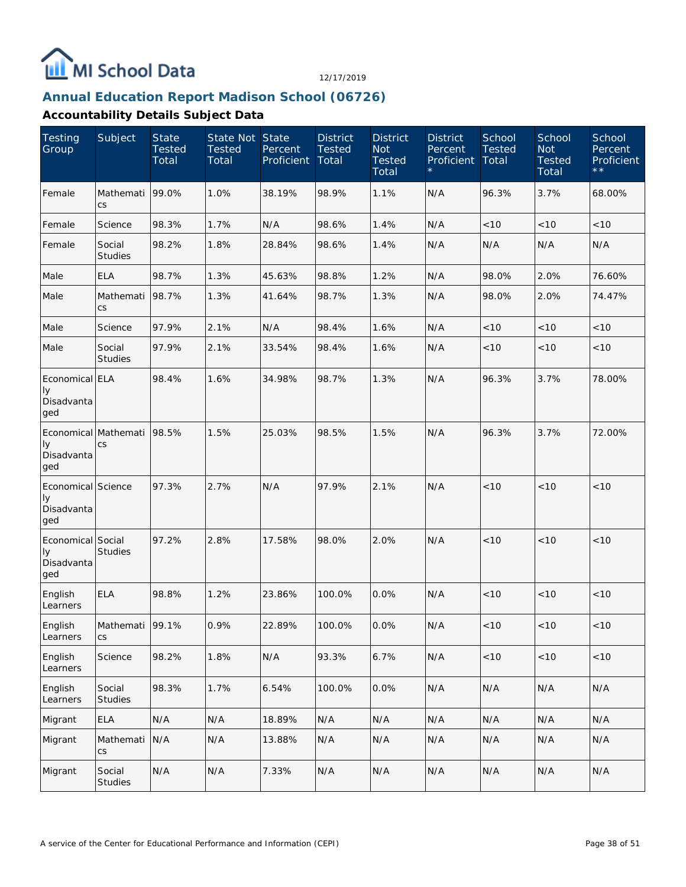# Annual Education Report Madison School (06726)

12/17/2019

## Accountability Details Subject Data

| Testing Group | Subject | State Tested Total | State Not Tested Total | State Percent Proficient | District Tested Total | District Not Tested Total | District Percent Proficient * | School Tested Total | School Not Tested Total | School Percent Proficient ** |
|---|---|---|---|---|---|---|---|---|---|---|
| Female | Mathematics | 99.0% | 1.0% | 38.19% | 98.9% | 1.1% | N/A | 96.3% | 3.7% | 68.00% |
| Female | Science | 98.3% | 1.7% | N/A | 98.6% | 1.4% | N/A | <10 | <10 | <10 |
| Female | Social Studies | 98.2% | 1.8% | 28.84% | 98.6% | 1.4% | N/A | N/A | N/A | N/A |
| Male | ELA | 98.7% | 1.3% | 45.63% | 98.8% | 1.2% | N/A | 98.0% | 2.0% | 76.60% |
| Male | Mathematics | 98.7% | 1.3% | 41.64% | 98.7% | 1.3% | N/A | 98.0% | 2.0% | 74.47% |
| Male | Science | 97.9% | 2.1% | N/A | 98.4% | 1.6% | N/A | <10 | <10 | <10 |
| Male | Social Studies | 97.9% | 2.1% | 33.54% | 98.4% | 1.6% | N/A | <10 | <10 | <10 |
| Economically Disadvantaged | ELA | 98.4% | 1.6% | 34.98% | 98.7% | 1.3% | N/A | 96.3% | 3.7% | 78.00% |
| Economically Disadvantaged | Mathematics | 98.5% | 1.5% | 25.03% | 98.5% | 1.5% | N/A | 96.3% | 3.7% | 72.00% |
| Economically Disadvantaged | Science | 97.3% | 2.7% | N/A | 97.9% | 2.1% | N/A | <10 | <10 | <10 |
| Economically Disadvantaged | Social Studies | 97.2% | 2.8% | 17.58% | 98.0% | 2.0% | N/A | <10 | <10 | <10 |
| English Learners | ELA | 98.8% | 1.2% | 23.86% | 100.0% | 0.0% | N/A | <10 | <10 | <10 |
| English Learners | Mathematics | 99.1% | 0.9% | 22.89% | 100.0% | 0.0% | N/A | <10 | <10 | <10 |
| English Learners | Science | 98.2% | 1.8% | N/A | 93.3% | 6.7% | N/A | <10 | <10 | <10 |
| English Learners | Social Studies | 98.3% | 1.7% | 6.54% | 100.0% | 0.0% | N/A | N/A | N/A | N/A |
| Migrant | ELA | N/A | N/A | 18.89% | N/A | N/A | N/A | N/A | N/A | N/A |
| Migrant | Mathematics | N/A | N/A | 13.88% | N/A | N/A | N/A | N/A | N/A | N/A |
| Migrant | Social Studies | N/A | N/A | 7.33% | N/A | N/A | N/A | N/A | N/A | N/A |

A service of the Center for Educational Performance and Information (CEPI)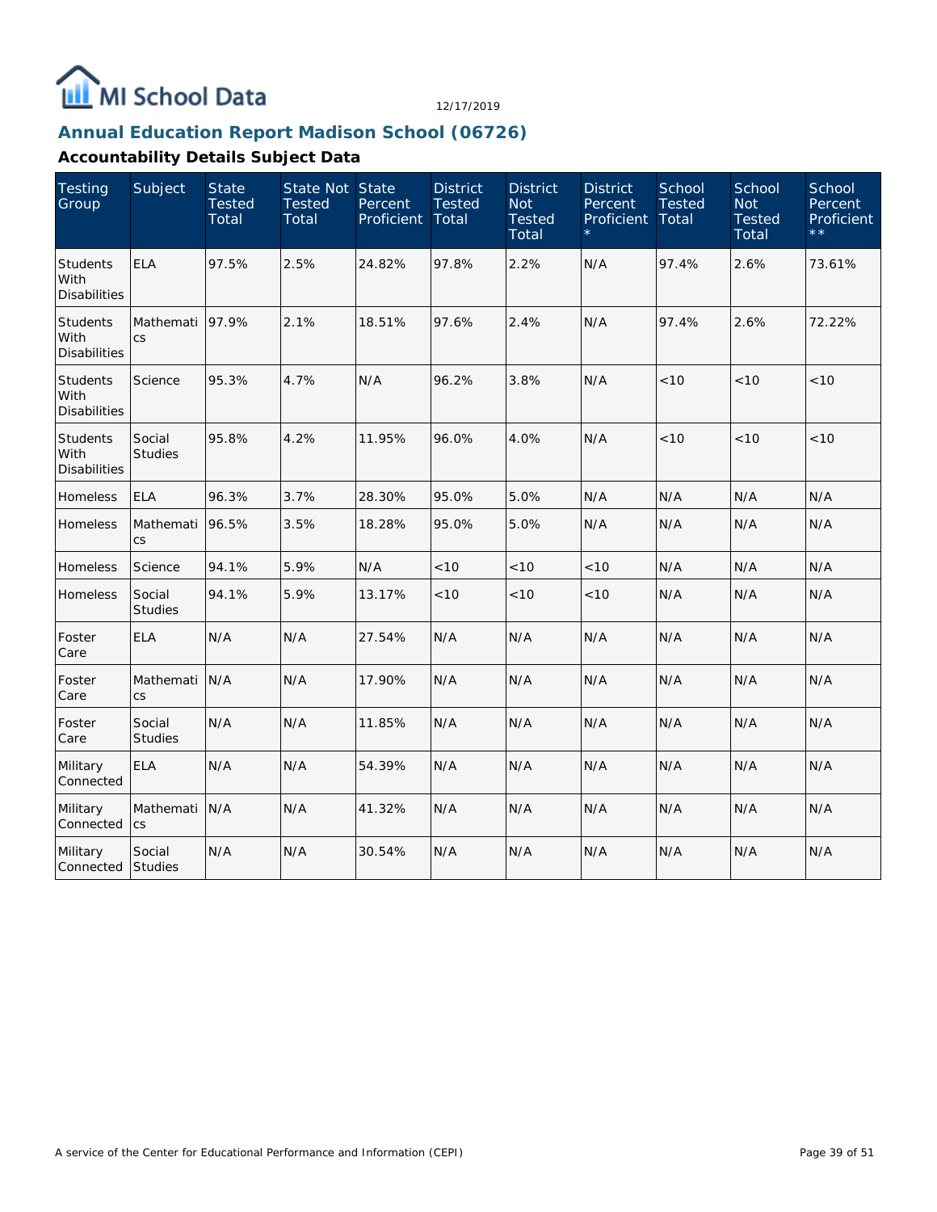# Annual Education Report Madison School (06726)

12/17/2019

## Accountability Details Subject Data

| Testing Group | Subject | State Tested Total | State Not Tested Total | State Percent Proficient | District Tested Total | District Not Tested Total | District Percent Proficient * | School Tested Total | School Not Tested Total | School Percent Proficient ** |
|---|---|---|---|---|---|---|---|---|---|---|
| Students With Disabilities | ELA | 97.5% | 2.5% | 24.82% | 97.8% | 2.2% | N/A | 97.4% | 2.6% | 73.61% |
| Students With Disabilities | Mathematics | 97.9% | 2.1% | 18.51% | 97.6% | 2.4% | N/A | 97.4% | 2.6% | 72.22% |
| Students With Disabilities | Science | 95.3% | 4.7% | N/A | 96.2% | 3.8% | N/A | <10 | <10 | <10 |
| Students With Disabilities | Social Studies | 95.8% | 4.2% | 11.95% | 96.0% | 4.0% | N/A | <10 | <10 | <10 |
| Homeless | ELA | 96.3% | 3.7% | 28.30% | 95.0% | 5.0% | N/A | N/A | N/A | N/A |
| Homeless | Mathematics | 96.5% | 3.5% | 18.28% | 95.0% | 5.0% | N/A | N/A | N/A | N/A |
| Homeless | Science | 94.1% | 5.9% | N/A | <10 | <10 | <10 | N/A | N/A | N/A |
| Homeless | Social Studies | 94.1% | 5.9% | 13.17% | <10 | <10 | <10 | N/A | N/A | N/A |
| Foster Care | ELA | N/A | N/A | 27.54% | N/A | N/A | N/A | N/A | N/A | N/A |
| Foster Care | Mathematics | N/A | N/A | 17.90% | N/A | N/A | N/A | N/A | N/A | N/A |
| Foster Care | Social Studies | N/A | N/A | 11.85% | N/A | N/A | N/A | N/A | N/A | N/A |
| Military Connected | ELA | N/A | N/A | 54.39% | N/A | N/A | N/A | N/A | N/A | N/A |
| Military Connected | Mathematics | N/A | N/A | 41.32% | N/A | N/A | N/A | N/A | N/A | N/A |
| Military Connected | Social Studies | N/A | N/A | 30.54% | N/A | N/A | N/A | N/A | N/A | N/A |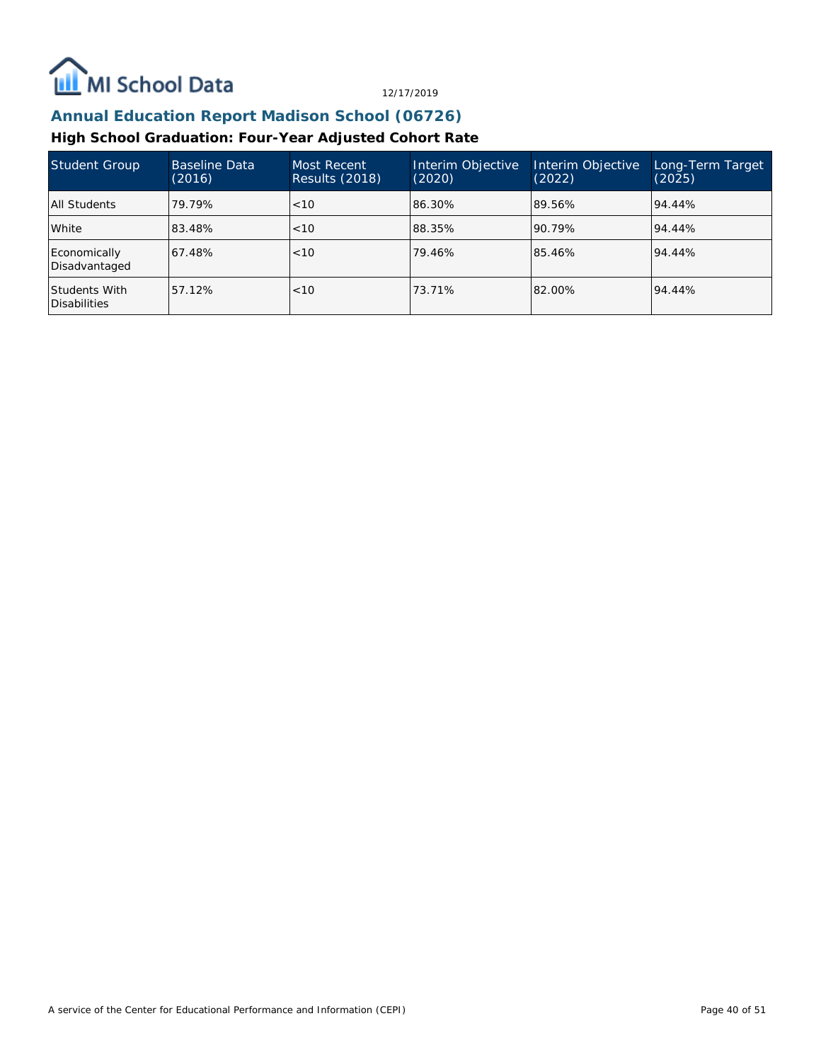12/17/2019

## Annual Education Report Madison School (06726)

### High School Graduation: Four-Year Adjusted Cohort Rate

| Student Group | Baseline Data (2016) | Most Recent Results (2018) | Interim Objective (2020) | Interim Objective (2022) | Long-Term Target (2025) |
|---|---|---|---|---|---|
| All Students | 79.79% | <10 | 86.30% | 89.56% | 94.44% |
| White | 83.48% | <10 | 88.35% | 90.79% | 94.44% |
| Economically Disadvantaged | 67.48% | <10 | 79.46% | 85.46% | 94.44% |
| Students With Disabilities | 57.12% | <10 | 73.71% | 82.00% | 94.44% |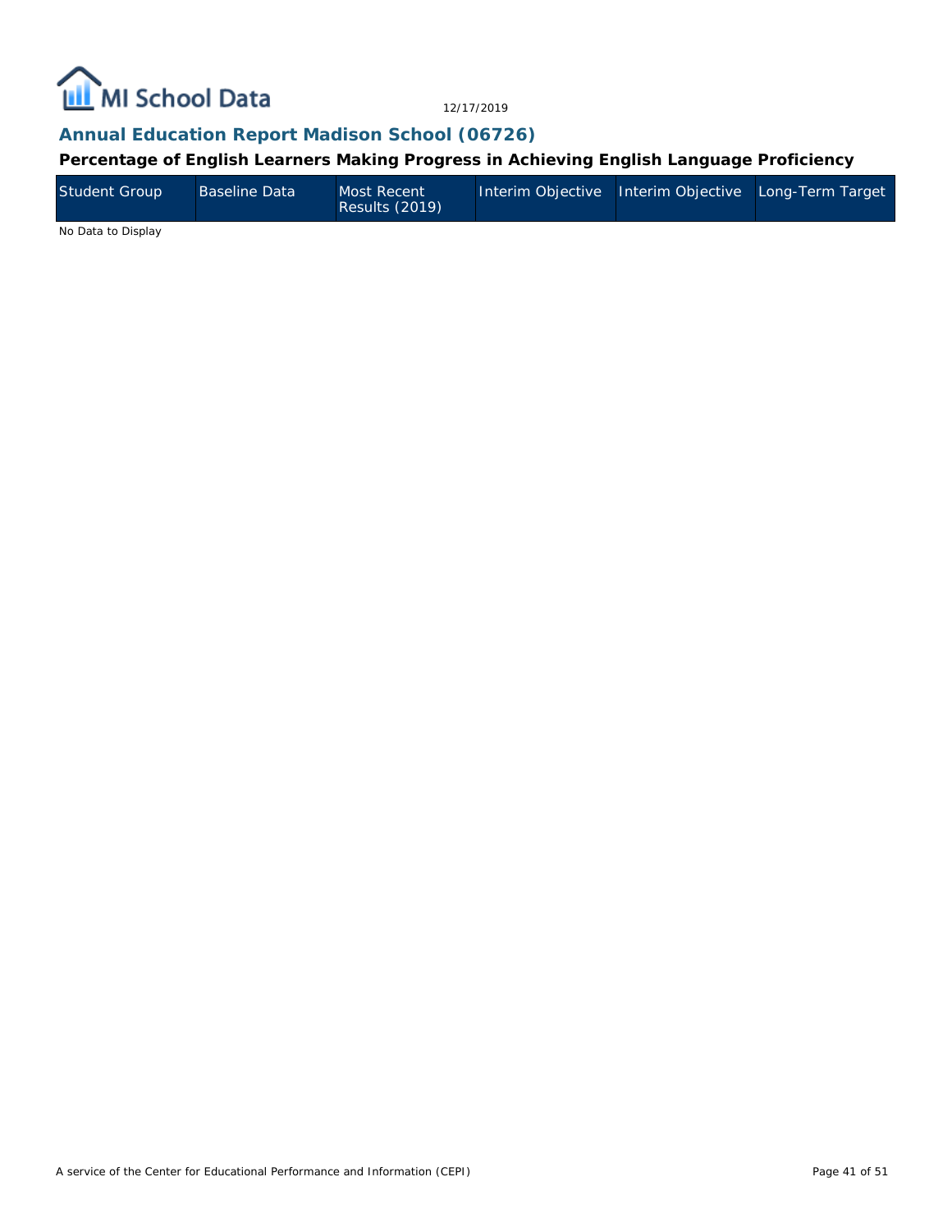## Annual Education Report Madison School (06726)

### Percentage of English Learners Making Progress in Achieving English Language Proficiency

| Student Group | Baseline Data | Most Recent Results (2019) | Interim Objective | Interim Objective | Long-Term Target |
|---|---|---|---|---|---|

No Data to Display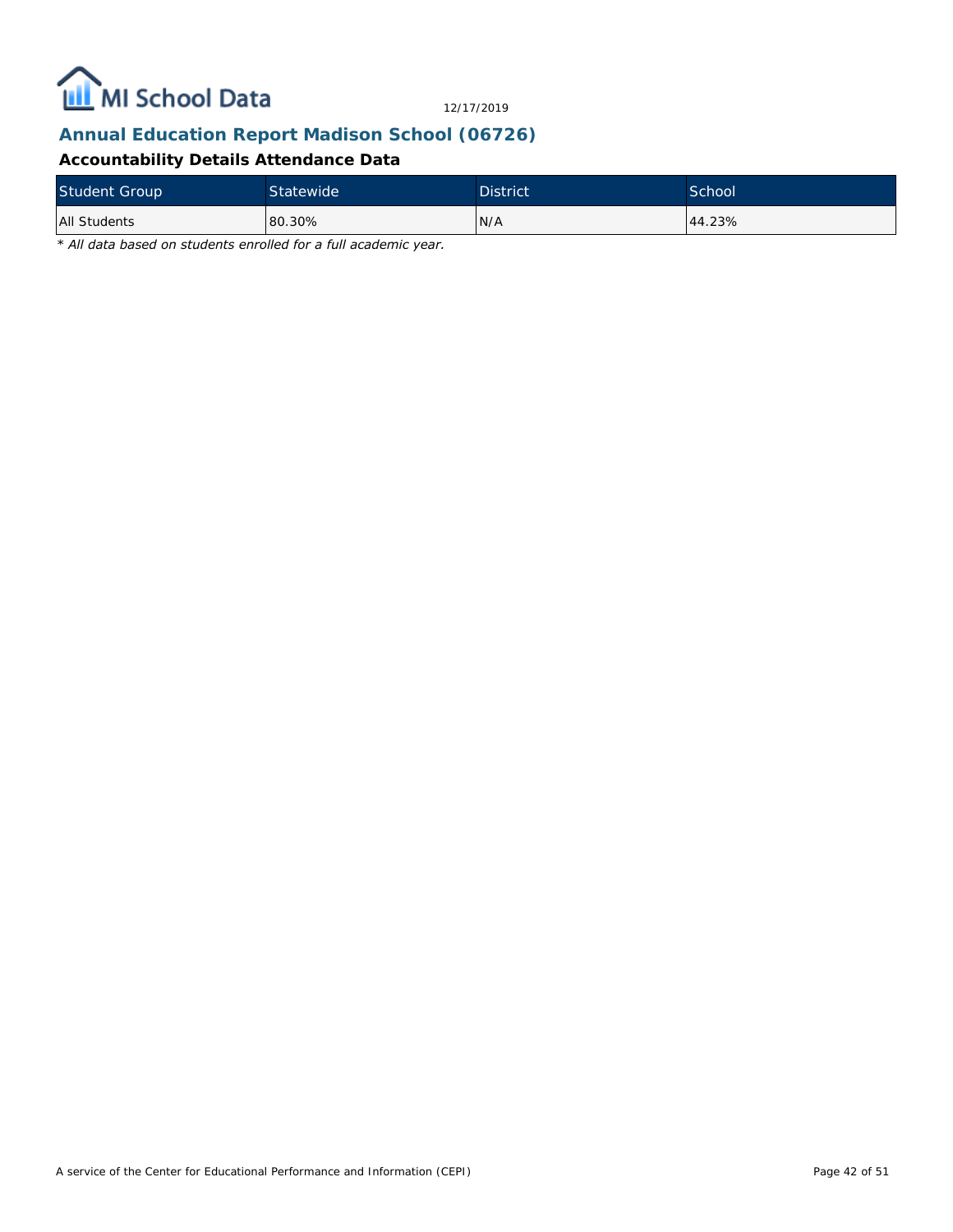## Annual Education Report Madison School (06726)

### Accountability Details Attendance Data

| Student Group | Statewide | District | School |
|---|---|---|---|
| All Students | 80.30% | N/A | 44.23% |

*\* All data based on students enrolled for a full academic year.*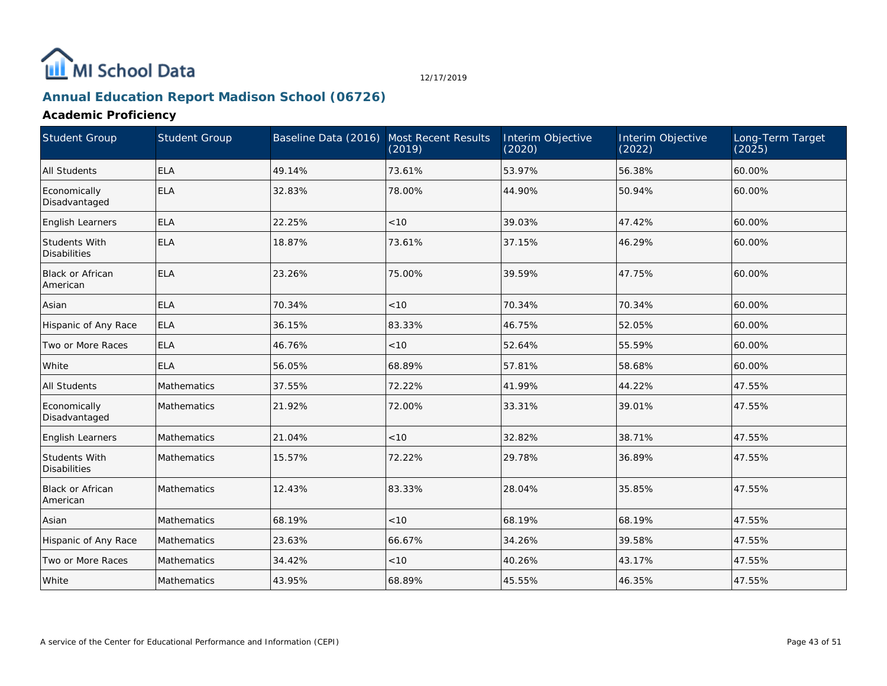12/17/2019

# Annual Education Report Madison School (06726)

## Academic Proficiency

| Student Group | Student Group | Baseline Data (2016) | Most Recent Results (2019) | Interim Objective (2020) | Interim Objective (2022) | Long-Term Target (2025) |
|---|---|---|---|---|---|---|
| All Students | ELA | 49.14% | 73.61% | 53.97% | 56.38% | 60.00% |
| Economically Disadvantaged | ELA | 32.83% | 78.00% | 44.90% | 50.94% | 60.00% |
| English Learners | ELA | 22.25% | <10 | 39.03% | 47.42% | 60.00% |
| Students With Disabilities | ELA | 18.87% | 73.61% | 37.15% | 46.29% | 60.00% |
| Black or African American | ELA | 23.26% | 75.00% | 39.59% | 47.75% | 60.00% |
| Asian | ELA | 70.34% | <10 | 70.34% | 70.34% | 60.00% |
| Hispanic of Any Race | ELA | 36.15% | 83.33% | 46.75% | 52.05% | 60.00% |
| Two or More Races | ELA | 46.76% | <10 | 52.64% | 55.59% | 60.00% |
| White | ELA | 56.05% | 68.89% | 57.81% | 58.68% | 60.00% |
| All Students | Mathematics | 37.55% | 72.22% | 41.99% | 44.22% | 47.55% |
| Economically Disadvantaged | Mathematics | 21.92% | 72.00% | 33.31% | 39.01% | 47.55% |
| English Learners | Mathematics | 21.04% | <10 | 32.82% | 38.71% | 47.55% |
| Students With Disabilities | Mathematics | 15.57% | 72.22% | 29.78% | 36.89% | 47.55% |
| Black or African American | Mathematics | 12.43% | 83.33% | 28.04% | 35.85% | 47.55% |
| Asian | Mathematics | 68.19% | <10 | 68.19% | 68.19% | 47.55% |
| Hispanic of Any Race | Mathematics | 23.63% | 66.67% | 34.26% | 39.58% | 47.55% |
| Two or More Races | Mathematics | 34.42% | <10 | 40.26% | 43.17% | 47.55% |
| White | Mathematics | 43.95% | 68.89% | 45.55% | 46.35% | 47.55% |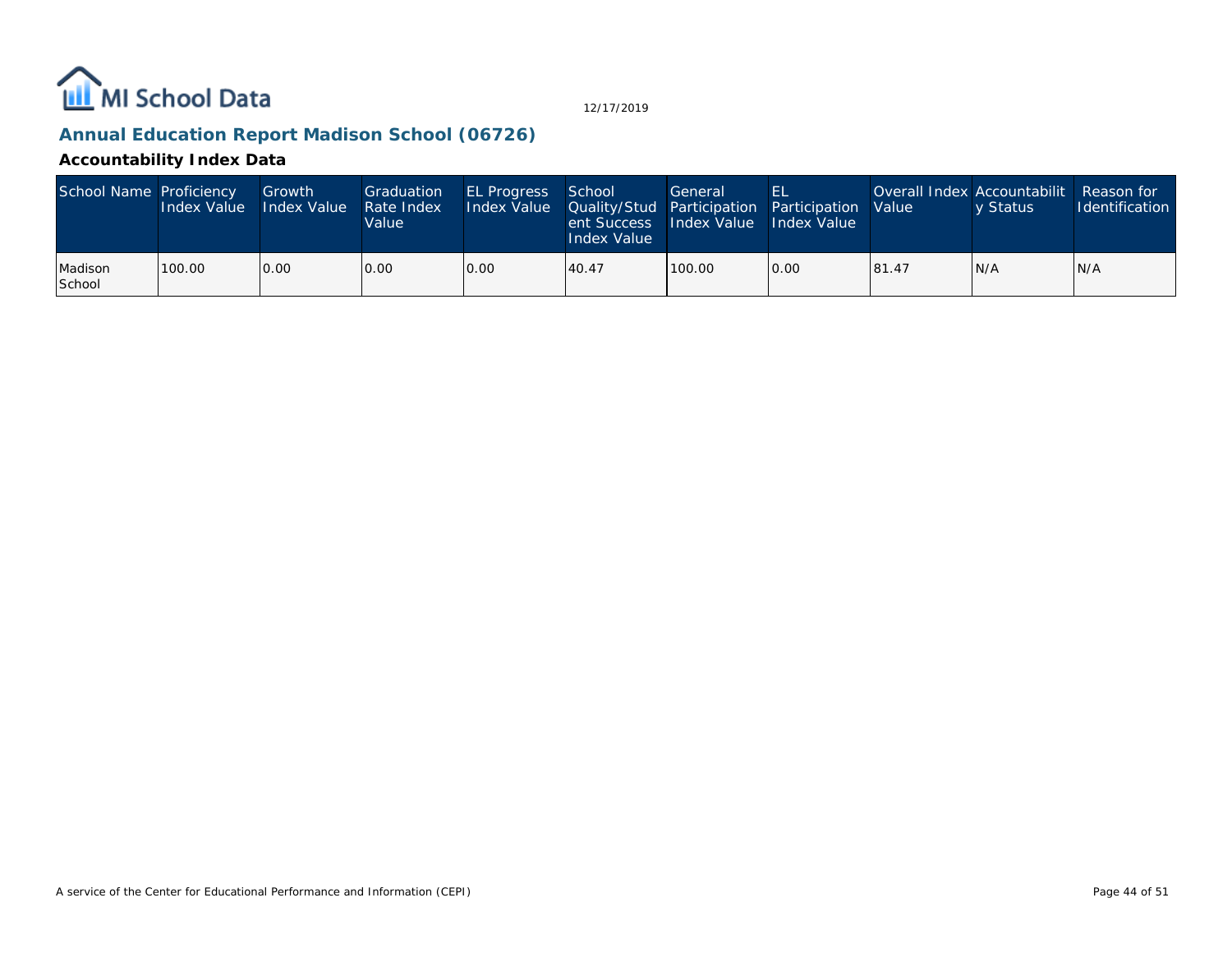# Annual Education Report Madison School (06726)

## Accountability Index Data

| School Name | Proficiency Index Value | Growth Index Value | Graduation Rate Index Value | EL Progress Index Value | School Quality/Student Success Index Value | General Participation Index Value | EL Participation Index Value | Overall Index Value | Accountability Status | Reason for Identification |
|---|---|---|---|---|---|---|---|---|---|---|
| Madison School | 100.00 | 0.00 | 0.00 | 0.00 | 40.47 | 100.00 | 0.00 | 81.47 | N/A | N/A |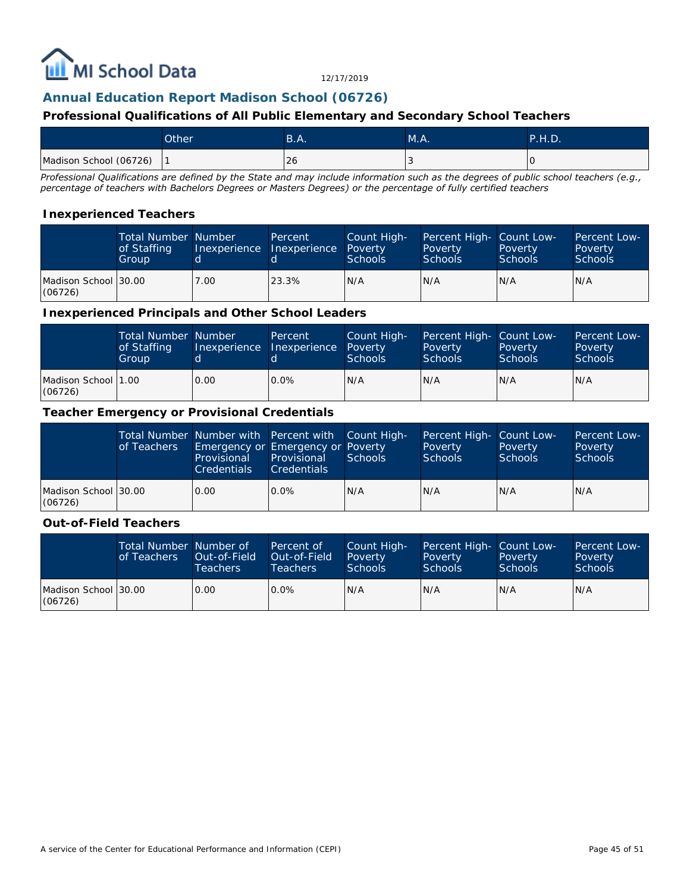MI School Data

12/17/2019

## Annual Education Report Madison School (06726)

### Professional Qualifications of All Public Elementary and Secondary School Teachers

| | Other | B.A. | M.A. | P.H.D. |
|---|---|---|---|---|
| Madison School (06726) | 1 | 26 | 3 | 0 |

*Professional Qualifications are defined by the State and may include information such as the degrees of public school teachers (e.g., percentage of teachers with Bachelors Degrees or Masters Degrees) or the percentage of fully certified teachers*

### Inexperienced Teachers

| | Total Number of Staffing Group | Number Inexperienced | Percent Inexperienced | Count High-Poverty Schools | Percent High-Poverty Schools | Count Low-Poverty Schools | Percent Low-Poverty Schools |
|---|---|---|---|---|---|---|---|
| Madison School (06726) | 30.00 | 7.00 | 23.3% | N/A | N/A | N/A | N/A |

### Inexperienced Principals and Other School Leaders

| | Total Number of Staffing Group | Number Inexperienced | Percent Inexperienced | Count High-Poverty Schools | Percent High-Poverty Schools | Count Low-Poverty Schools | Percent Low-Poverty Schools |
|---|---|---|---|---|---|---|---|
| Madison School (06726) | 1.00 | 0.00 | 0.0% | N/A | N/A | N/A | N/A |

### Teacher Emergency or Provisional Credentials

| | Total Number of Teachers | Number with Emergency or Provisional Credentials | Percent with Emergency or Provisional Credentials | Count High-Poverty Schools | Percent High-Poverty Schools | Count Low-Poverty Schools | Percent Low-Poverty Schools |
|---|---|---|---|---|---|---|---|
| Madison School (06726) | 30.00 | 0.00 | 0.0% | N/A | N/A | N/A | N/A |

### Out-of-Field Teachers

| | Total Number of Teachers | Number of Out-of-Field Teachers | Percent of Out-of-Field Teachers | Count High-Poverty Schools | Percent High-Poverty Schools | Count Low-Poverty Schools | Percent Low-Poverty Schools |
|---|---|---|---|---|---|---|---|
| Madison School (06726) | 30.00 | 0.00 | 0.0% | N/A | N/A | N/A | N/A |

A service of the Center for Educational Performance and Information (CEPI)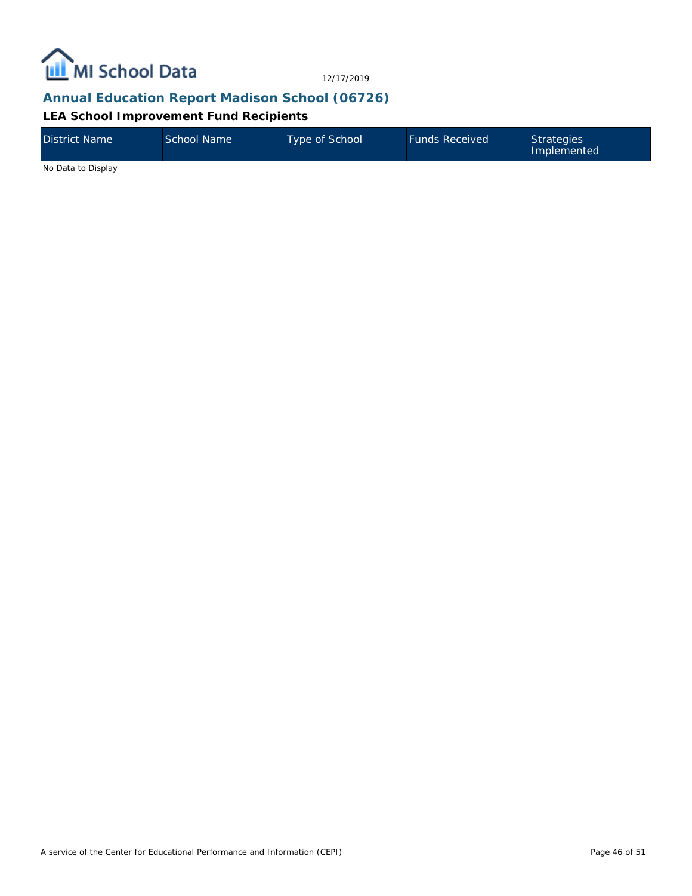## Annual Education Report Madison School (06726)

### LEA School Improvement Fund Recipients

| District Name | School Name | Type of School | Funds Received | Strategies Implemented |
|---|---|---|---|---|

No Data to Display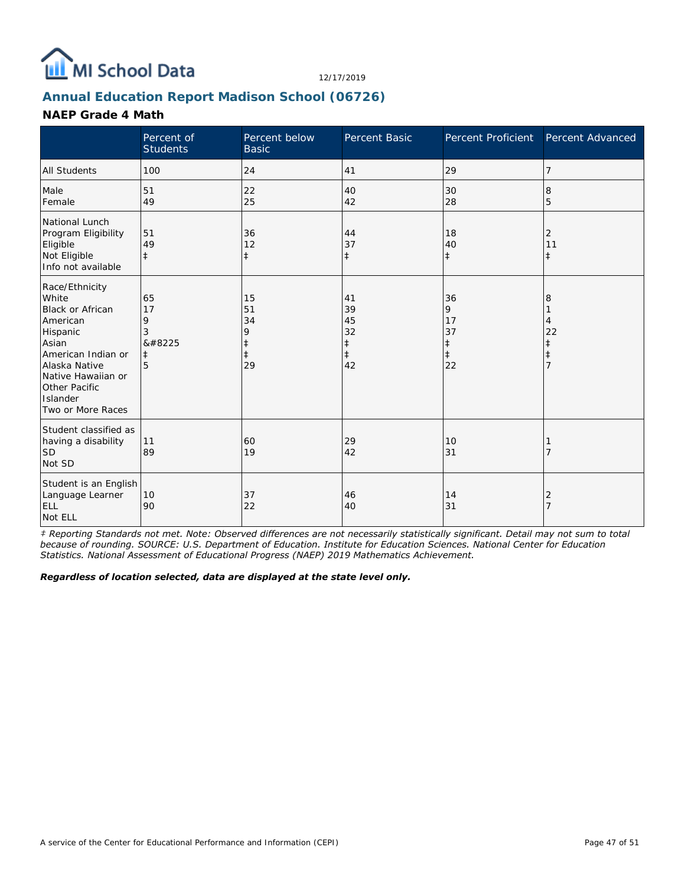MI School Data

12/17/2019

## Annual Education Report Madison School (06726)

### NAEP Grade 4 Math

| | Percent of Students | Percent below Basic | Percent Basic | Percent Proficient | Percent Advanced |
|---|---|---|---|---|---|
| All Students | 100 | 24 | 41 | 29 | 7 |
| Male | 51 | 22 | 40 | 30 | 8 |
| Female | 49 | 25 | 42 | 28 | 5 |
| National Lunch Program Eligibility | | | | | |
| Eligible | 51 | 36 | 44 | 18 | 2 |
| Not Eligible | 49 | 12 | 37 | 40 | 11 |
| Info not available | ‡ | ‡ | ‡ | ‡ | ‡ |
| Race/Ethnicity | | | | | |
| White | 65 | 15 | 41 | 36 | 8 |
| Black or African American | 17 | 51 | 39 | 9 | 1 |
| Hispanic | 9 | 34 | 45 | 17 | 4 |
| Asian | 3 | 9 | 32 | 37 | 22 |
| American Indian or Alaska Native | &#8225 | ‡ | ‡ | ‡ | ‡ |
| Native Hawaiian or Other Pacific Islander | ‡ | ‡ | ‡ | ‡ | ‡ |
| Two or More Races | 5 | 29 | 42 | 22 | 7 |
| Student classified as having a disability | | | | | |
| SD | 11 | 60 | 29 | 10 | 1 |
| Not SD | 89 | 19 | 42 | 31 | 7 |
| Student is an English Language Learner | | | | | |
| ELL | 10 | 37 | 46 | 14 | 2 |
| Not ELL | 90 | 22 | 40 | 31 | 7 |

*‡ Reporting Standards not met. Note: Observed differences are not necessarily statistically significant. Detail may not sum to total because of rounding. SOURCE: U.S. Department of Education. Institute for Education Sciences. National Center for Education Statistics. National Assessment of Educational Progress (NAEP) 2019 Mathematics Achievement.*

***Regardless of location selected, data are displayed at the state level only.***

A service of the Center for Educational Performance and Information (CEPI)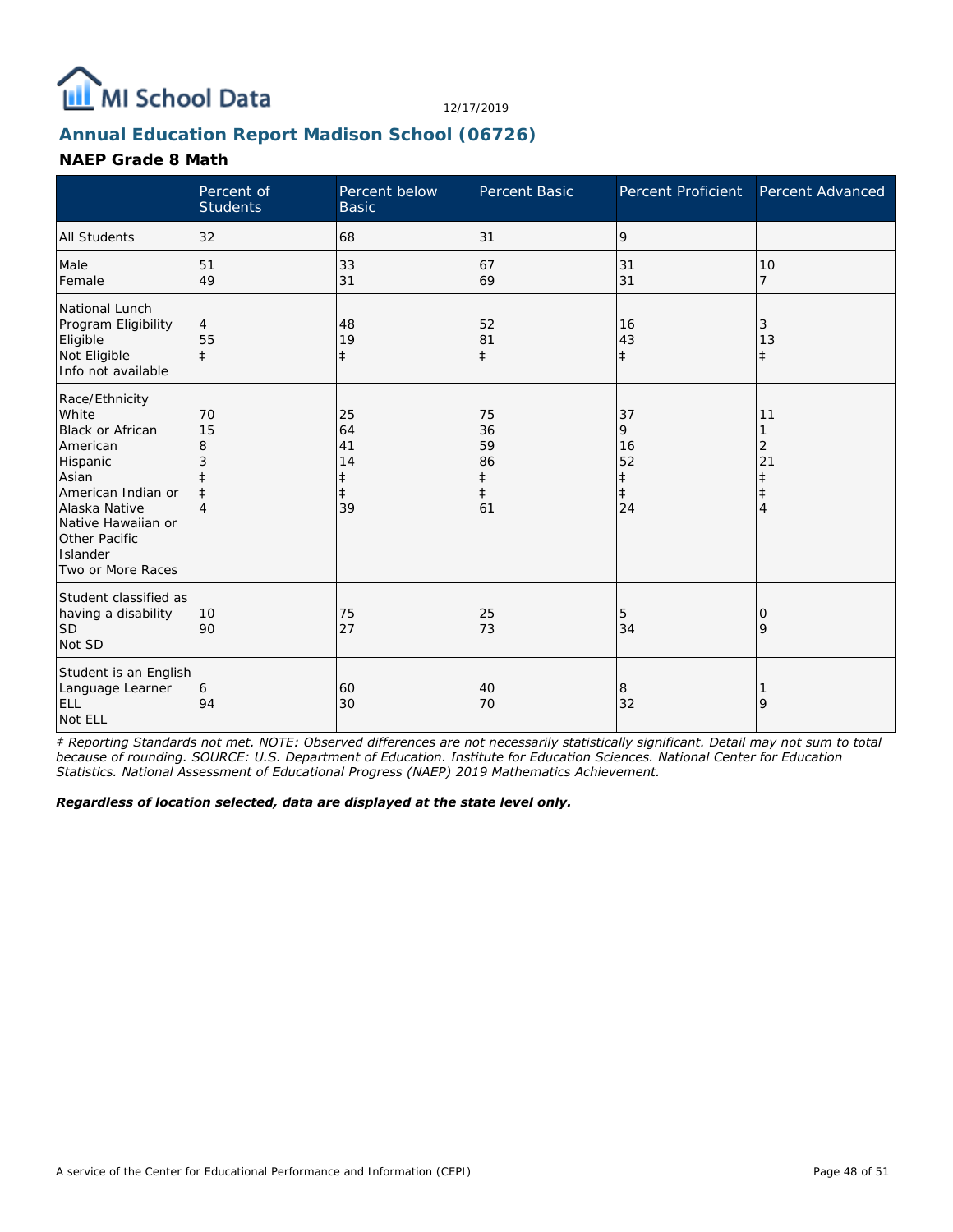MI School Data

12/17/2019

## Annual Education Report Madison School (06726)

### NAEP Grade 8 Math

| | Percent of Students | Percent below Basic | Percent Basic | Percent Proficient | Percent Advanced |
|---|---|---|---|---|---|
| All Students | 32 | 68 | 31 | 9 | |
| Male | 51 | 33 | 67 | 31 | 10 |
| Female | 49 | 31 | 69 | 31 | 7 |
| National Lunch Program Eligibility | | | | | |
| Eligible | 4 | 48 | 52 | 16 | 3 |
| Not Eligible | 55 | 19 | 81 | 43 | 13 |
| Info not available | ‡ | ‡ | ‡ | ‡ | ‡ |
| Race/Ethnicity | | | | | |
| White | 70 | 25 | 75 | 37 | 11 |
| Black or African American | 15 | 64 | 36 | 9 | 1 |
| Hispanic | 8 | 41 | 59 | 16 | 2 |
| Asian | 3 | 14 | 86 | 52 | 21 |
| American Indian or Alaska Native | ‡ | ‡ | ‡ | ‡ | ‡ |
| Native Hawaiian or Other Pacific Islander | ‡ | ‡ | ‡ | ‡ | ‡ |
| Two or More Races | 4 | 39 | 61 | 24 | 4 |
| Student classified as having a disability | | | | | |
| SD | 10 | 75 | 25 | 5 | 0 |
| Not SD | 90 | 27 | 73 | 34 | 9 |
| Student is an English Language Learner | | | | | |
| ELL | 6 | 60 | 40 | 8 | 1 |
| Not ELL | 94 | 30 | 70 | 32 | 9 |

*‡ Reporting Standards not met. NOTE: Observed differences are not necessarily statistically significant. Detail may not sum to total because of rounding. SOURCE: U.S. Department of Education. Institute for Education Sciences. National Center for Education Statistics. National Assessment of Educational Progress (NAEP) 2019 Mathematics Achievement.*

***Regardless of location selected, data are displayed at the state level only.***

A service of the Center for Educational Performance and Information (CEPI)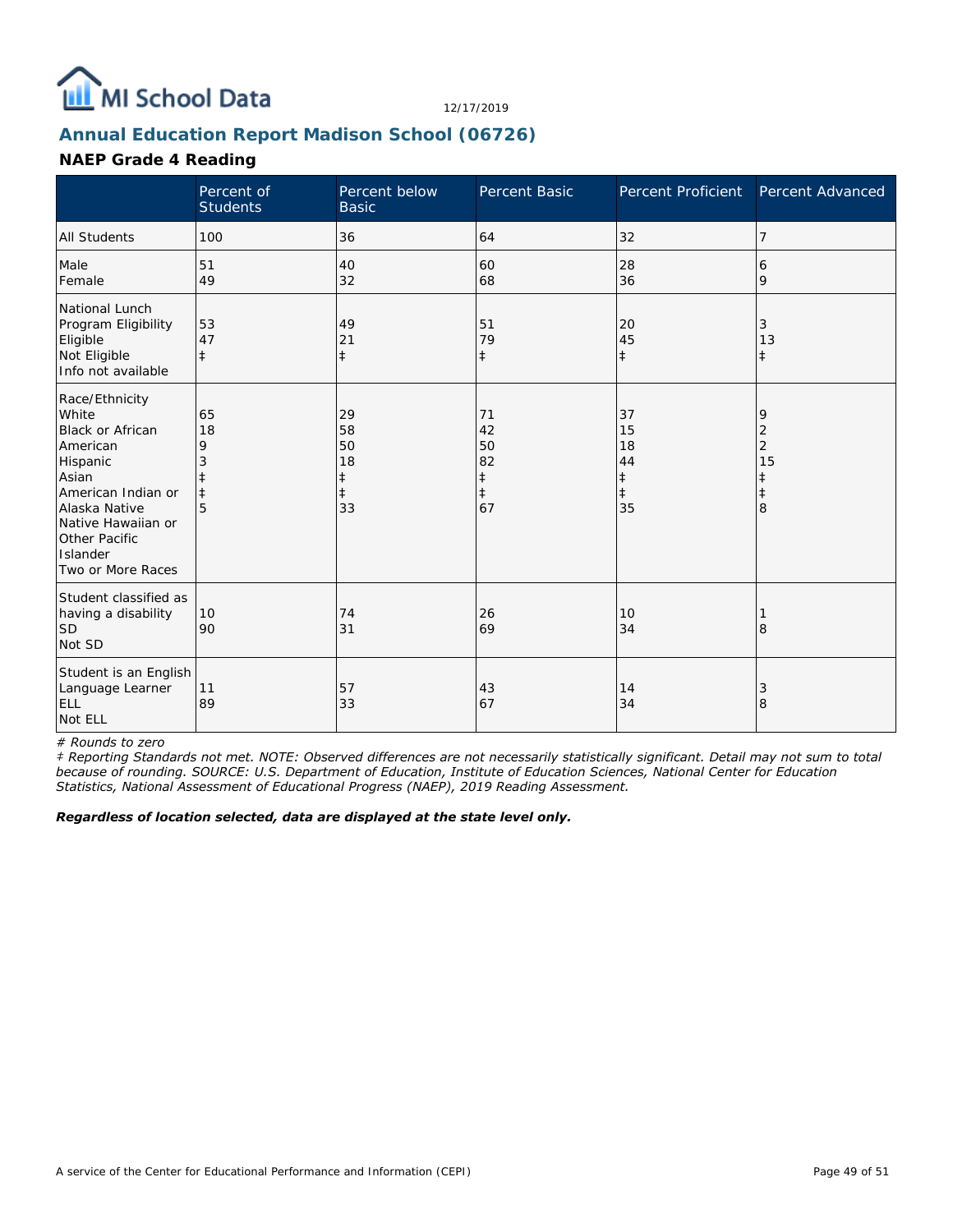## Annual Education Report Madison School (06726)

### NAEP Grade 4 Reading

| | Percent of Students | Percent below Basic | Percent Basic | Percent Proficient | Percent Advanced |
|---|---|---|---|---|---|
| All Students | 100 | 36 | 64 | 32 | 7 |
| Male | 51 | 40 | 60 | 28 | 6 |
| Female | 49 | 32 | 68 | 36 | 9 |
| National Lunch Program Eligibility | | | | | |
| Eligible | 53 | 49 | 51 | 20 | 3 |
| Not Eligible | 47 | 21 | 79 | 45 | 13 |
| Info not available | ‡ | ‡ | ‡ | ‡ | ‡ |
| Race/Ethnicity | | | | | |
| White | 65 | 29 | 71 | 37 | 9 |
| Black or African American | 18 | 58 | 42 | 15 | 2 |
| Hispanic | 9 | 50 | 50 | 18 | 2 |
| Asian | 3 | 18 | 82 | 44 | 15 |
| American Indian or Alaska Native | ‡ | ‡ | ‡ | ‡ | ‡ |
| Native Hawaiian or Other Pacific Islander | ‡ | ‡ | ‡ | ‡ | ‡ |
| Two or More Races | 5 | 33 | 67 | 35 | 8 |
| Student classified as having a disability | | | | | |
| SD | 10 | 74 | 26 | 10 | 1 |
| Not SD | 90 | 31 | 69 | 34 | 8 |
| Student is an English Language Learner | | | | | |
| ELL | 11 | 57 | 43 | 14 | 3 |
| Not ELL | 89 | 33 | 67 | 34 | 8 |

*# Rounds to zero*

*‡ Reporting Standards not met. NOTE: Observed differences are not necessarily statistically significant. Detail may not sum to total because of rounding. SOURCE: U.S. Department of Education, Institute of Education Sciences, National Center for Education Statistics, National Assessment of Educational Progress (NAEP), 2019 Reading Assessment.*

***Regardless of location selected, data are displayed at the state level only.***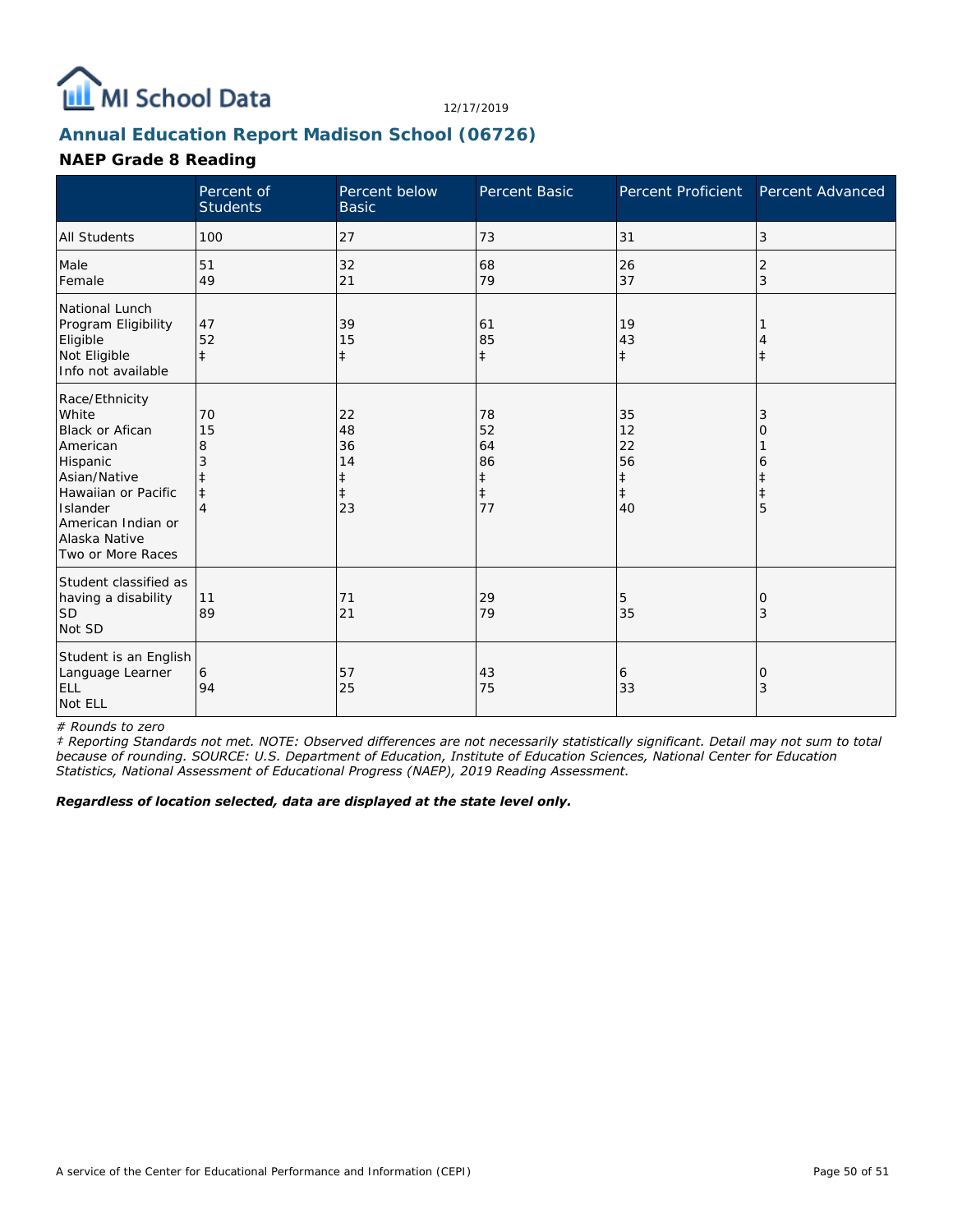MI School Data

12/17/2019

## Annual Education Report Madison School (06726)

### NAEP Grade 8 Reading

| | Percent of Students | Percent below Basic | Percent Basic | Percent Proficient | Percent Advanced |
|---|---|---|---|---|---|
| All Students | 100 | 27 | 73 | 31 | 3 |
| Male | 51 | 32 | 68 | 26 | 2 |
| Female | 49 | 21 | 79 | 37 | 3 |
| National Lunch Program Eligibility | | | | | |
| Eligible | 47 | 39 | 61 | 19 | 1 |
| Not Eligible | 52 | 15 | 85 | 43 | 4 |
| Info not available | ‡ | ‡ | ‡ | ‡ | ‡ |
| Race/Ethnicity | | | | | |
| White | 70 | 22 | 78 | 35 | 3 |
| Black or Afican American | 15 | 48 | 52 | 12 | 0 |
| Hispanic | 8 | 36 | 64 | 22 | 1 |
| Asian/Native | 3 | 14 | 86 | 56 | 6 |
| Hawaiian or Pacific Islander | ‡ | ‡ | ‡ | ‡ | ‡ |
| American Indian or Alaska Native | ‡ | ‡ | ‡ | ‡ | ‡ |
| Two or More Races | 4 | 23 | 77 | 40 | 5 |
| Student classified as having a disability | | | | | |
| SD | 11 | 71 | 29 | 5 | 0 |
| Not SD | 89 | 21 | 79 | 35 | 3 |
| Student is an English Language Learner | | | | | |
| ELL | 6 | 57 | 43 | 6 | 0 |
| Not ELL | 94 | 25 | 75 | 33 | 3 |

*# Rounds to zero*

*‡ Reporting Standards not met. NOTE: Observed differences are not necessarily statistically significant. Detail may not sum to total because of rounding. SOURCE: U.S. Department of Education, Institute of Education Sciences, National Center for Education Statistics, National Assessment of Educational Progress (NAEP), 2019 Reading Assessment.*

***Regardless of location selected, data are displayed at the state level only.***

A service of the Center for Educational Performance and Information (CEPI)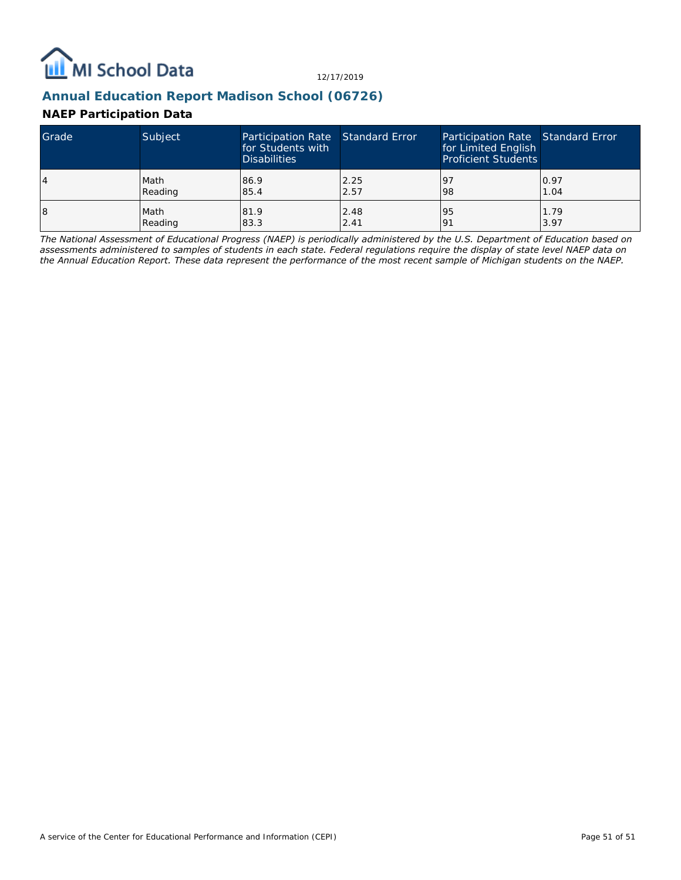MI School Data

12/17/2019

## Annual Education Report Madison School (06726)

### NAEP Participation Data

| Grade | Subject | Participation Rate for Students with Disabilities | Standard Error | Participation Rate for Limited English Proficient Students | Standard Error |
|---|---|---|---|---|---|
| 4 | Math | 86.9 | 2.25 | 97 | 0.97 |
| | Reading | 85.4 | 2.57 | 98 | 1.04 |
| 8 | Math | 81.9 | 2.48 | 95 | 1.79 |
| | Reading | 83.3 | 2.41 | 91 | 3.97 |

*The National Assessment of Educational Progress (NAEP) is periodically administered by the U.S. Department of Education based on assessments administered to samples of students in each state. Federal regulations require the display of state level NAEP data on the Annual Education Report. These data represent the performance of the most recent sample of Michigan students on the NAEP.*

A service of the Center for Educational Performance and Information (CEPI)